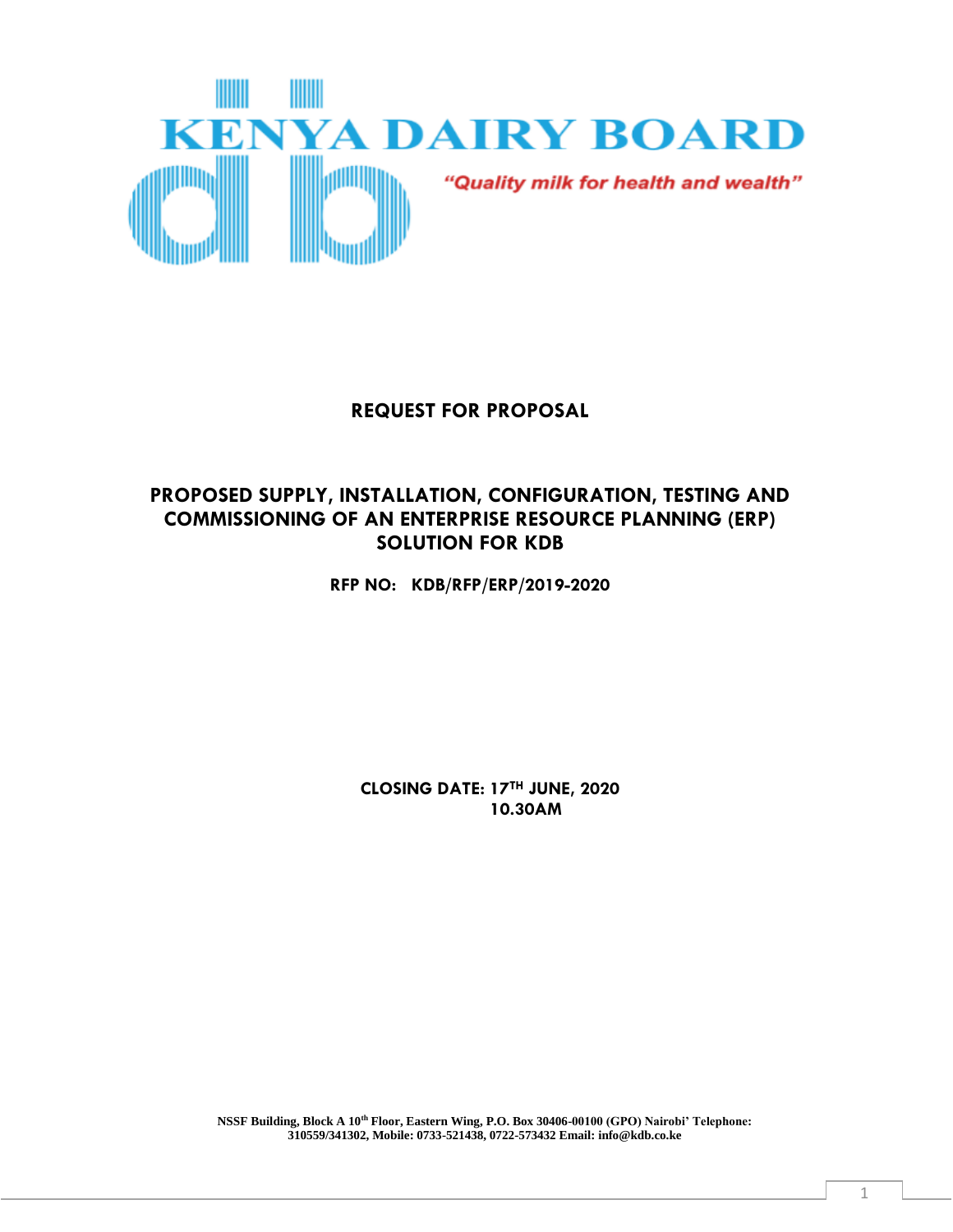# KENYA DAIRY BOARD

*"Quality milk for health and wealth"*

## REQUEST FOR PROPOSAL

## PROPOSED SUPPLY, INSTALLATION, CONFIGURATION, TESTING AND COMMISSIONING OF AN ENTERPRISE RESOURCE PLANNING (ERP) SOLUTION FOR KDB

**RFP NO: KDB/RFP/ERP/2019-2020**

**CLOSING DATE: 17TH JUNE, 2020**
**10.30AM**

**NSSF Building, Block A 10th Floor, Eastern Wing, P.O. Box 30406-00100 (GPO) Nairobi' Telephone: 310559/341302, Mobile: 0733-521438, 0722-573432 Email: info@kdb.co.ke**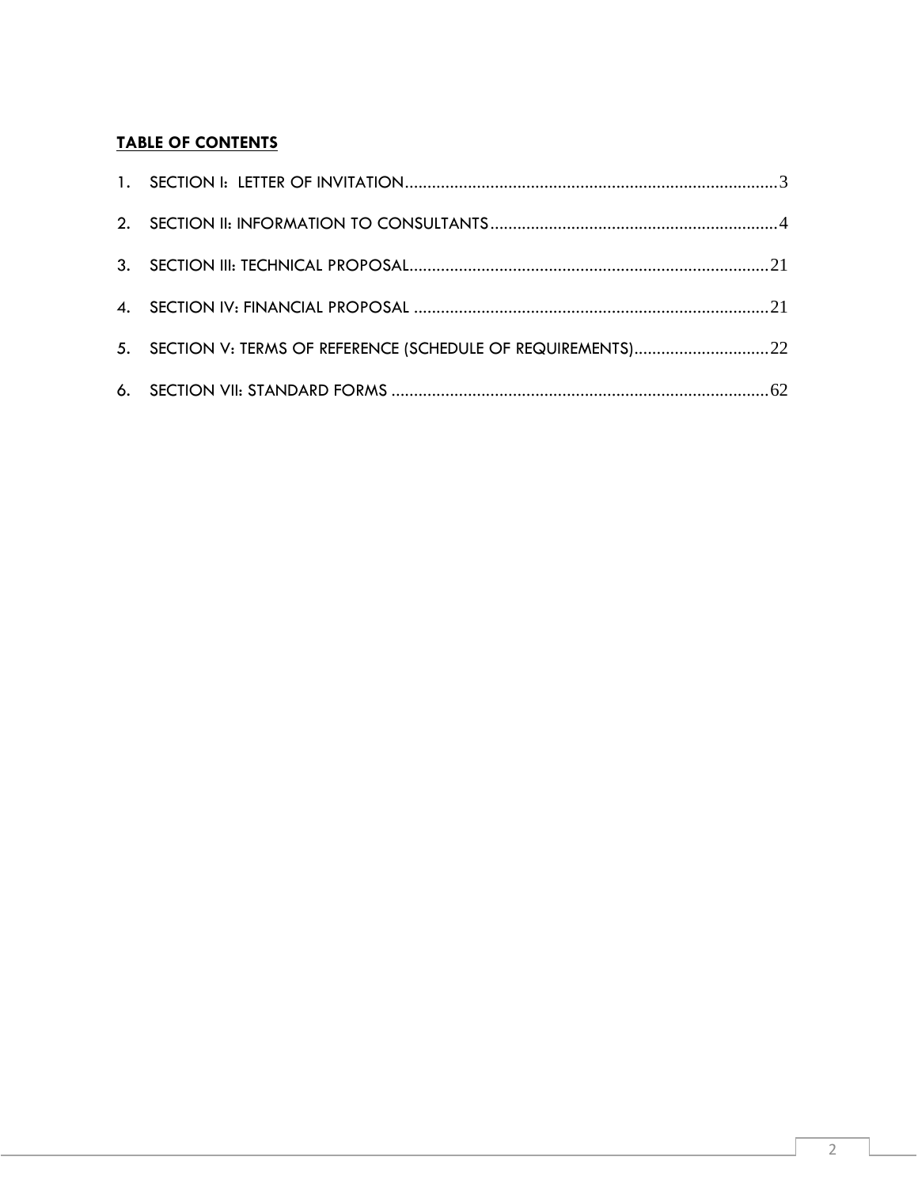**TABLE OF CONTENTS**

1. SECTION I: LETTER OF INVITATION....................................................................................3
2. SECTION II: INFORMATION TO CONSULTANTS................................................................4
3. SECTION III: TECHNICAL PROPOSAL................................................................................21
4. SECTION IV: FINANCIAL PROPOSAL ...............................................................................21
5. SECTION V: TERMS OF REFERENCE (SCHEDULE OF REQUIREMENTS)..............................22
6. SECTION VII: STANDARD FORMS ....................................................................................62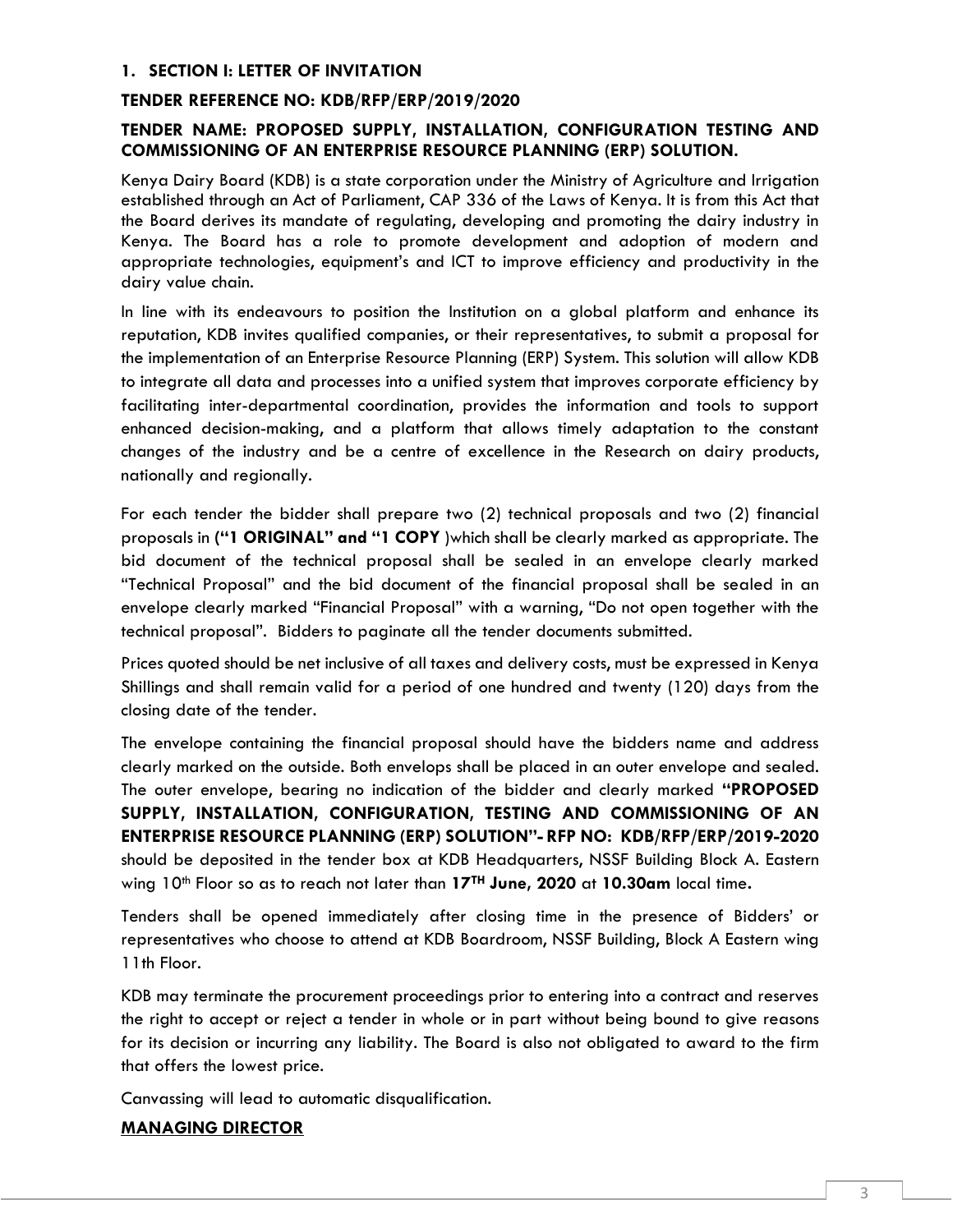## 1. SECTION I: LETTER OF INVITATION

**TENDER REFERENCE NO: KDB/RFP/ERP/2019/2020**

**TENDER NAME: PROPOSED SUPPLY, INSTALLATION, CONFIGURATION TESTING AND COMMISSIONING OF AN ENTERPRISE RESOURCE PLANNING (ERP) SOLUTION.**

Kenya Dairy Board (KDB) is a state corporation under the Ministry of Agriculture and Irrigation established through an Act of Parliament, CAP 336 of the Laws of Kenya. It is from this Act that the Board derives its mandate of regulating, developing and promoting the dairy industry in Kenya. The Board has a role to promote development and adoption of modern and appropriate technologies, equipment's and ICT to improve efficiency and productivity in the dairy value chain.

In line with its endeavours to position the Institution on a global platform and enhance its reputation, KDB invites qualified companies, or their representatives, to submit a proposal for the implementation of an Enterprise Resource Planning (ERP) System. This solution will allow KDB to integrate all data and processes into a unified system that improves corporate efficiency by facilitating inter-departmental coordination, provides the information and tools to support enhanced decision-making, and a platform that allows timely adaptation to the constant changes of the industry and be a centre of excellence in the Research on dairy products, nationally and regionally.

For each tender the bidder shall prepare two (2) technical proposals and two (2) financial proposals in **("1 ORIGINAL" and "1 COPY** )which shall be clearly marked as appropriate. The bid document of the technical proposal shall be sealed in an envelope clearly marked "Technical Proposal" and the bid document of the financial proposal shall be sealed in an envelope clearly marked "Financial Proposal" with a warning, "Do not open together with the technical proposal". Bidders to paginate all the tender documents submitted.

Prices quoted should be net inclusive of all taxes and delivery costs, must be expressed in Kenya Shillings and shall remain valid for a period of one hundred and twenty (120) days from the closing date of the tender.

The envelope containing the financial proposal should have the bidders name and address clearly marked on the outside. Both envelops shall be placed in an outer envelope and sealed. The outer envelope, bearing no indication of the bidder and clearly marked **"PROPOSED SUPPLY, INSTALLATION, CONFIGURATION, TESTING AND COMMISSIONING OF AN ENTERPRISE RESOURCE PLANNING (ERP) SOLUTION"- RFP NO: KDB/RFP/ERP/2019-2020** should be deposited in the tender box at KDB Headquarters, NSSF Building Block A. Eastern wing 10th Floor so as to reach not later than **17TH June, 2020** at **10.30am** local time**.**

Tenders shall be opened immediately after closing time in the presence of Bidders' or representatives who choose to attend at KDB Boardroom, NSSF Building, Block A Eastern wing 11th Floor.

KDB may terminate the procurement proceedings prior to entering into a contract and reserves the right to accept or reject a tender in whole or in part without being bound to give reasons for its decision or incurring any liability. The Board is also not obligated to award to the firm that offers the lowest price.

Canvassing will lead to automatic disqualification.

**MANAGING DIRECTOR**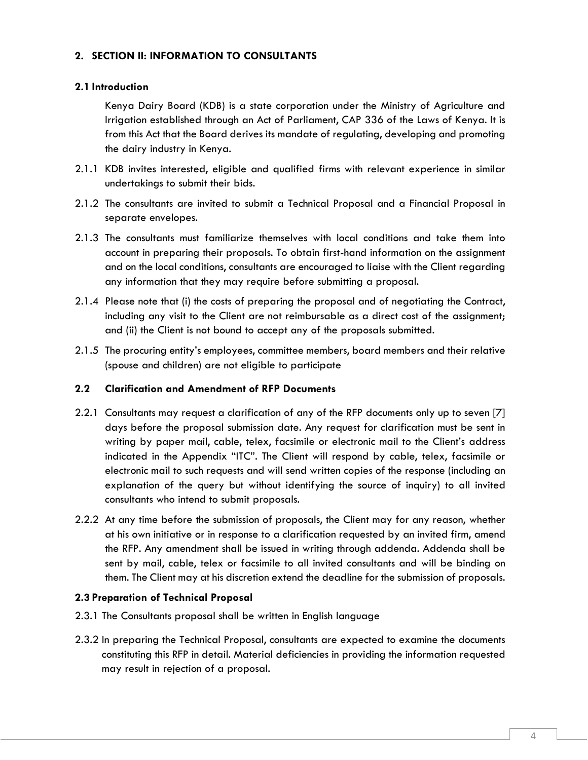## 2. SECTION II: INFORMATION TO CONSULTANTS

### 2.1 Introduction

Kenya Dairy Board (KDB) is a state corporation under the Ministry of Agriculture and Irrigation established through an Act of Parliament, CAP 336 of the Laws of Kenya. It is from this Act that the Board derives its mandate of regulating, developing and promoting the dairy industry in Kenya.

2.1.1 KDB invites interested, eligible and qualified firms with relevant experience in similar undertakings to submit their bids.

2.1.2 The consultants are invited to submit a Technical Proposal and a Financial Proposal in separate envelopes.

2.1.3 The consultants must familiarize themselves with local conditions and take them into account in preparing their proposals. To obtain first-hand information on the assignment and on the local conditions, consultants are encouraged to liaise with the Client regarding any information that they may require before submitting a proposal.

2.1.4 Please note that (i) the costs of preparing the proposal and of negotiating the Contract, including any visit to the Client are not reimbursable as a direct cost of the assignment; and (ii) the Client is not bound to accept any of the proposals submitted.

2.1.5 The procuring entity's employees, committee members, board members and their relative (spouse and children) are not eligible to participate

### 2.2 Clarification and Amendment of RFP Documents

2.2.1 Consultants may request a clarification of any of the RFP documents only up to seven [7] days before the proposal submission date. Any request for clarification must be sent in writing by paper mail, cable, telex, facsimile or electronic mail to the Client's address indicated in the Appendix "ITC". The Client will respond by cable, telex, facsimile or electronic mail to such requests and will send written copies of the response (including an explanation of the query but without identifying the source of inquiry) to all invited consultants who intend to submit proposals.

2.2.2 At any time before the submission of proposals, the Client may for any reason, whether at his own initiative or in response to a clarification requested by an invited firm, amend the RFP. Any amendment shall be issued in writing through addenda. Addenda shall be sent by mail, cable, telex or facsimile to all invited consultants and will be binding on them. The Client may at his discretion extend the deadline for the submission of proposals.

### 2.3 Preparation of Technical Proposal

2.3.1 The Consultants proposal shall be written in English language

2.3.2 In preparing the Technical Proposal, consultants are expected to examine the documents constituting this RFP in detail. Material deficiencies in providing the information requested may result in rejection of a proposal.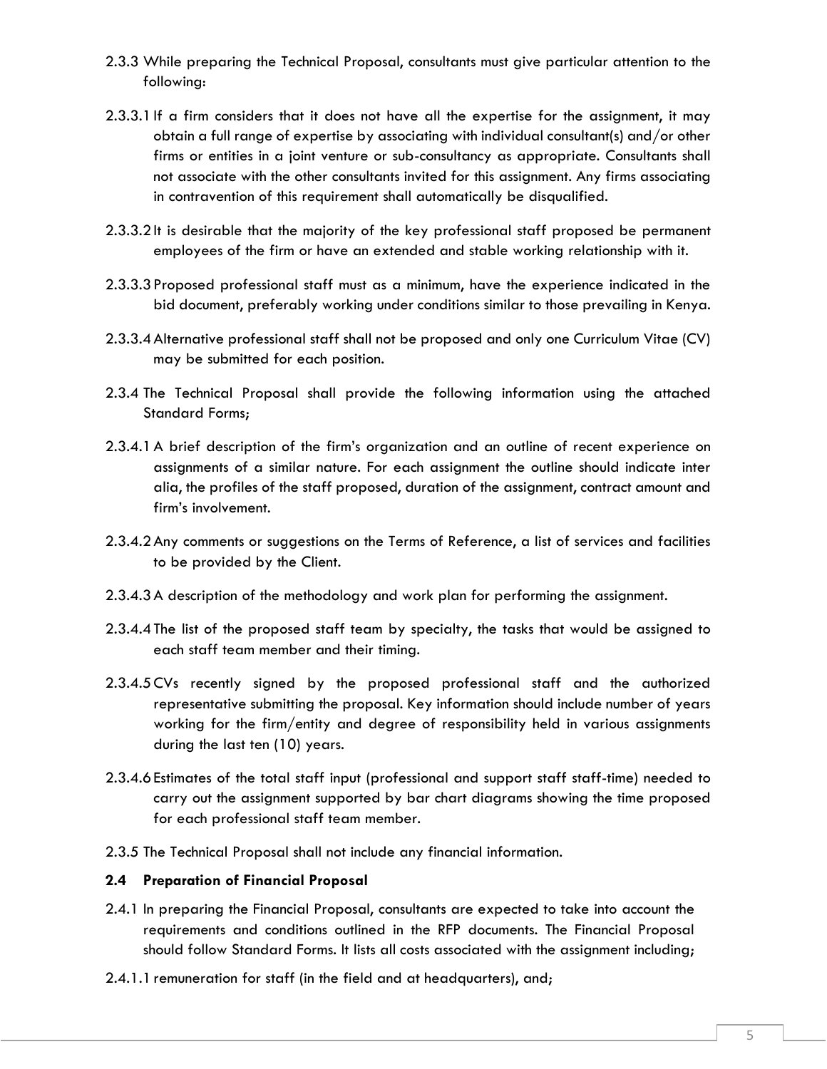2.3.3 While preparing the Technical Proposal, consultants must give particular attention to the following:

2.3.3.1 If a firm considers that it does not have all the expertise for the assignment, it may obtain a full range of expertise by associating with individual consultant(s) and/or other firms or entities in a joint venture or sub-consultancy as appropriate. Consultants shall not associate with the other consultants invited for this assignment. Any firms associating in contravention of this requirement shall automatically be disqualified.

2.3.3.2 It is desirable that the majority of the key professional staff proposed be permanent employees of the firm or have an extended and stable working relationship with it.

2.3.3.3 Proposed professional staff must as a minimum, have the experience indicated in the bid document, preferably working under conditions similar to those prevailing in Kenya.

2.3.3.4 Alternative professional staff shall not be proposed and only one Curriculum Vitae (CV) may be submitted for each position.

2.3.4 The Technical Proposal shall provide the following information using the attached Standard Forms;

2.3.4.1 A brief description of the firm's organization and an outline of recent experience on assignments of a similar nature. For each assignment the outline should indicate inter alia, the profiles of the staff proposed, duration of the assignment, contract amount and firm's involvement.

2.3.4.2 Any comments or suggestions on the Terms of Reference, a list of services and facilities to be provided by the Client.

2.3.4.3 A description of the methodology and work plan for performing the assignment.

2.3.4.4 The list of the proposed staff team by specialty, the tasks that would be assigned to each staff team member and their timing.

2.3.4.5 CVs recently signed by the proposed professional staff and the authorized representative submitting the proposal. Key information should include number of years working for the firm/entity and degree of responsibility held in various assignments during the last ten (10) years.

2.3.4.6 Estimates of the total staff input (professional and support staff staff-time) needed to carry out the assignment supported by bar chart diagrams showing the time proposed for each professional staff team member.

2.3.5 The Technical Proposal shall not include any financial information.

**2.4 Preparation of Financial Proposal**

2.4.1 In preparing the Financial Proposal, consultants are expected to take into account the requirements and conditions outlined in the RFP documents. The Financial Proposal should follow Standard Forms. It lists all costs associated with the assignment including;

2.4.1.1 remuneration for staff (in the field and at headquarters), and;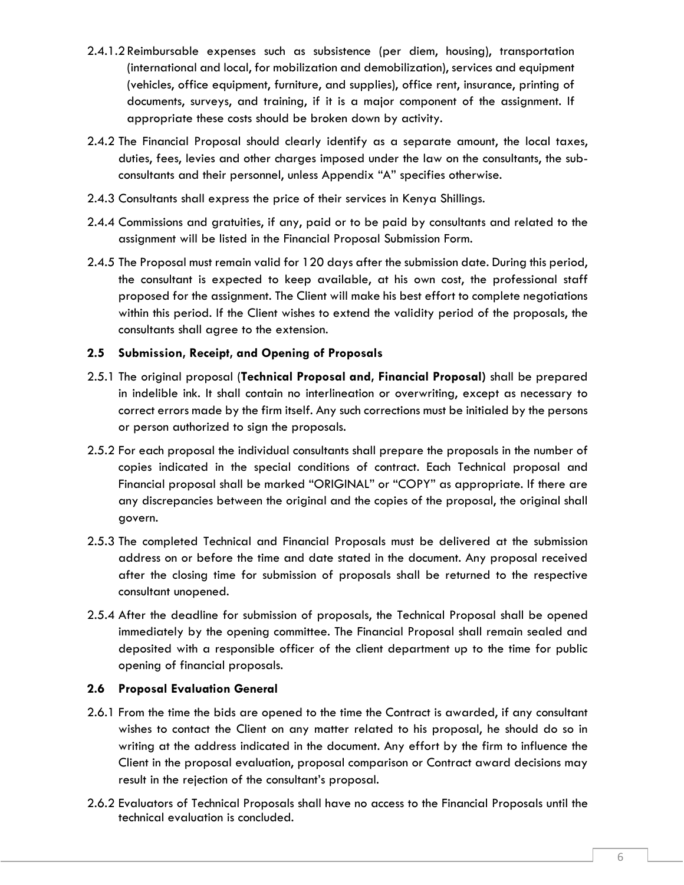2.4.1.2 Reimbursable expenses such as subsistence (per diem, housing), transportation (international and local, for mobilization and demobilization), services and equipment (vehicles, office equipment, furniture, and supplies), office rent, insurance, printing of documents, surveys, and training, if it is a major component of the assignment. If appropriate these costs should be broken down by activity.

2.4.2 The Financial Proposal should clearly identify as a separate amount, the local taxes, duties, fees, levies and other charges imposed under the law on the consultants, the sub-consultants and their personnel, unless Appendix "A" specifies otherwise.

2.4.3 Consultants shall express the price of their services in Kenya Shillings.

2.4.4 Commissions and gratuities, if any, paid or to be paid by consultants and related to the assignment will be listed in the Financial Proposal Submission Form.

2.4.5 The Proposal must remain valid for 120 days after the submission date. During this period, the consultant is expected to keep available, at his own cost, the professional staff proposed for the assignment. The Client will make his best effort to complete negotiations within this period. If the Client wishes to extend the validity period of the proposals, the consultants shall agree to the extension.

### 2.5 Submission, Receipt, and Opening of Proposals

2.5.1 The original proposal (**Technical Proposal and, Financial Proposal**) shall be prepared in indelible ink. It shall contain no interlineation or overwriting, except as necessary to correct errors made by the firm itself. Any such corrections must be initialed by the persons or person authorized to sign the proposals.

2.5.2 For each proposal the individual consultants shall prepare the proposals in the number of copies indicated in the special conditions of contract. Each Technical proposal and Financial proposal shall be marked "ORIGINAL" or "COPY" as appropriate. If there are any discrepancies between the original and the copies of the proposal, the original shall govern.

2.5.3 The completed Technical and Financial Proposals must be delivered at the submission address on or before the time and date stated in the document. Any proposal received after the closing time for submission of proposals shall be returned to the respective consultant unopened.

2.5.4 After the deadline for submission of proposals, the Technical Proposal shall be opened immediately by the opening committee. The Financial Proposal shall remain sealed and deposited with a responsible officer of the client department up to the time for public opening of financial proposals.

### 2.6 Proposal Evaluation General

2.6.1 From the time the bids are opened to the time the Contract is awarded, if any consultant wishes to contact the Client on any matter related to his proposal, he should do so in writing at the address indicated in the document. Any effort by the firm to influence the Client in the proposal evaluation, proposal comparison or Contract award decisions may result in the rejection of the consultant's proposal.

2.6.2 Evaluators of Technical Proposals shall have no access to the Financial Proposals until the technical evaluation is concluded.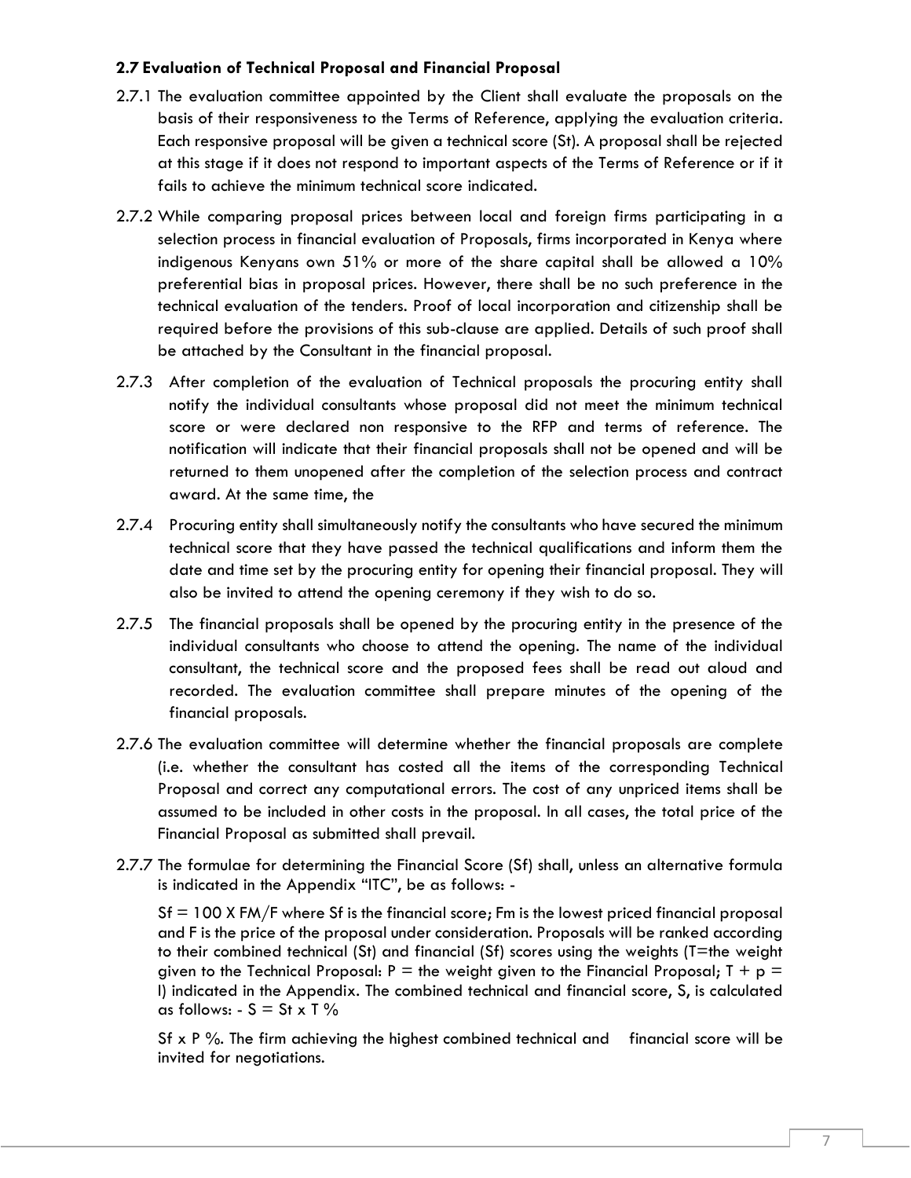### 2.7 Evaluation of Technical Proposal and Financial Proposal

2.7.1 The evaluation committee appointed by the Client shall evaluate the proposals on the basis of their responsiveness to the Terms of Reference, applying the evaluation criteria. Each responsive proposal will be given a technical score (St). A proposal shall be rejected at this stage if it does not respond to important aspects of the Terms of Reference or if it fails to achieve the minimum technical score indicated.

2.7.2 While comparing proposal prices between local and foreign firms participating in a selection process in financial evaluation of Proposals, firms incorporated in Kenya where indigenous Kenyans own 51% or more of the share capital shall be allowed a 10% preferential bias in proposal prices. However, there shall be no such preference in the technical evaluation of the tenders. Proof of local incorporation and citizenship shall be required before the provisions of this sub-clause are applied. Details of such proof shall be attached by the Consultant in the financial proposal.

2.7.3 After completion of the evaluation of Technical proposals the procuring entity shall notify the individual consultants whose proposal did not meet the minimum technical score or were declared non responsive to the RFP and terms of reference. The notification will indicate that their financial proposals shall not be opened and will be returned to them unopened after the completion of the selection process and contract award. At the same time, the

2.7.4 Procuring entity shall simultaneously notify the consultants who have secured the minimum technical score that they have passed the technical qualifications and inform them the date and time set by the procuring entity for opening their financial proposal. They will also be invited to attend the opening ceremony if they wish to do so.

2.7.5 The financial proposals shall be opened by the procuring entity in the presence of the individual consultants who choose to attend the opening. The name of the individual consultant, the technical score and the proposed fees shall be read out aloud and recorded. The evaluation committee shall prepare minutes of the opening of the financial proposals.

2.7.6 The evaluation committee will determine whether the financial proposals are complete (i.e. whether the consultant has costed all the items of the corresponding Technical Proposal and correct any computational errors. The cost of any unpriced items shall be assumed to be included in other costs in the proposal. In all cases, the total price of the Financial Proposal as submitted shall prevail.

2.7.7 The formulae for determining the Financial Score (Sf) shall, unless an alternative formula is indicated in the Appendix "ITC", be as follows: -

$Sf = 100 \times FM/F$ where Sf is the financial score; Fm is the lowest priced financial proposal and F is the price of the proposal under consideration. Proposals will be ranked according to their combined technical (St) and financial (Sf) scores using the weights (T=the weight given to the Technical Proposal: P = the weight given to the Financial Proposal; $T + p = I$) indicated in the Appendix. The combined technical and financial score, S, is calculated as follows: - $S = St \times T\%$

$Sf \times P\%$. The firm achieving the highest combined technical and financial score will be invited for negotiations.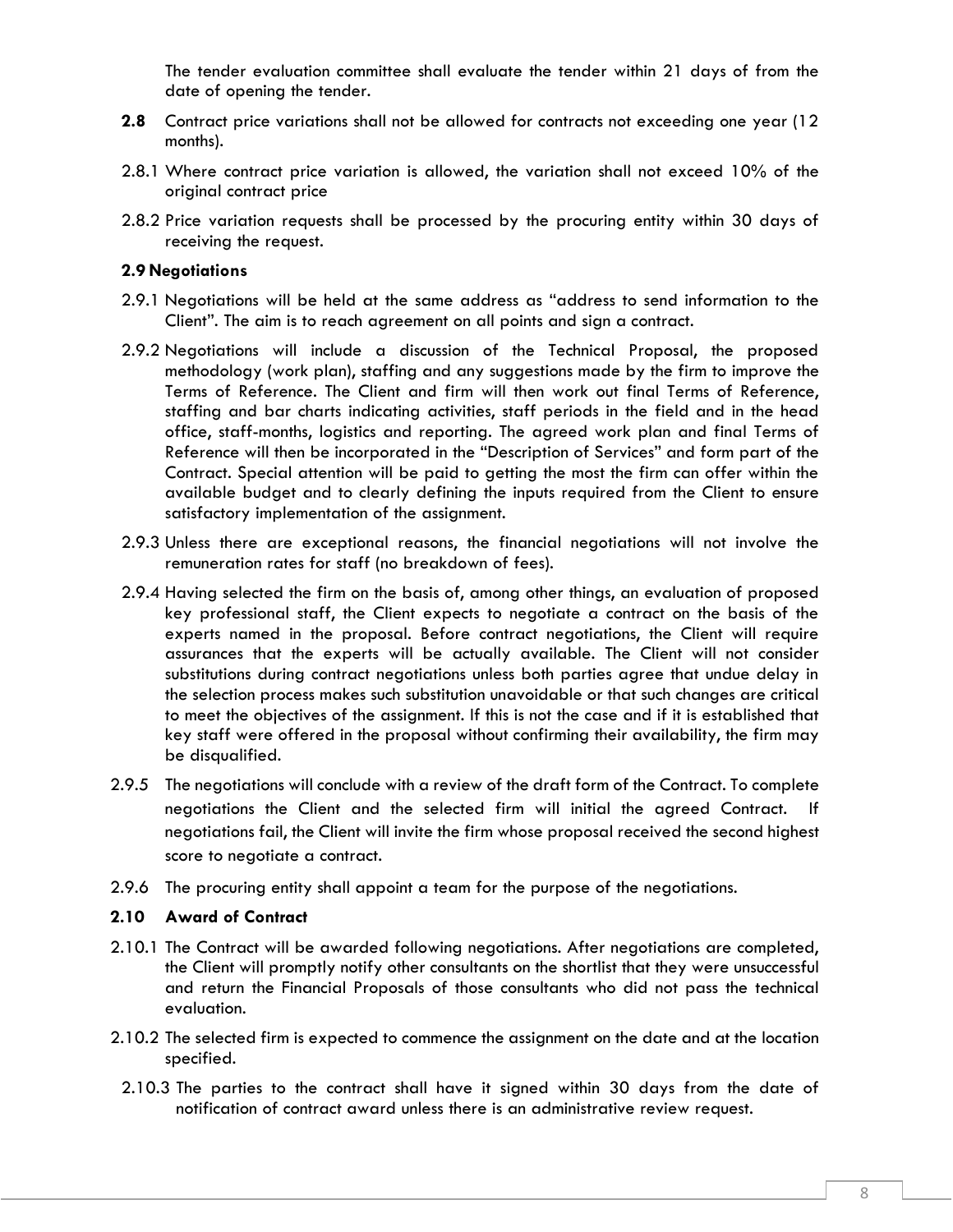The tender evaluation committee shall evaluate the tender within 21 days of from the date of opening the tender.

**2.8** Contract price variations shall not be allowed for contracts not exceeding one year (12 months).

2.8.1 Where contract price variation is allowed, the variation shall not exceed 10% of the original contract price

2.8.2 Price variation requests shall be processed by the procuring entity within 30 days of receiving the request.

**2.9 Negotiations**

2.9.1 Negotiations will be held at the same address as "address to send information to the Client". The aim is to reach agreement on all points and sign a contract.

2.9.2 Negotiations will include a discussion of the Technical Proposal, the proposed methodology (work plan), staffing and any suggestions made by the firm to improve the Terms of Reference. The Client and firm will then work out final Terms of Reference, staffing and bar charts indicating activities, staff periods in the field and in the head office, staff-months, logistics and reporting. The agreed work plan and final Terms of Reference will then be incorporated in the "Description of Services" and form part of the Contract. Special attention will be paid to getting the most the firm can offer within the available budget and to clearly defining the inputs required from the Client to ensure satisfactory implementation of the assignment.

2.9.3 Unless there are exceptional reasons, the financial negotiations will not involve the remuneration rates for staff (no breakdown of fees).

2.9.4 Having selected the firm on the basis of, among other things, an evaluation of proposed key professional staff, the Client expects to negotiate a contract on the basis of the experts named in the proposal. Before contract negotiations, the Client will require assurances that the experts will be actually available. The Client will not consider substitutions during contract negotiations unless both parties agree that undue delay in the selection process makes such substitution unavoidable or that such changes are critical to meet the objectives of the assignment. If this is not the case and if it is established that key staff were offered in the proposal without confirming their availability, the firm may be disqualified.

2.9.5 The negotiations will conclude with a review of the draft form of the Contract. To complete negotiations the Client and the selected firm will initial the agreed Contract. If negotiations fail, the Client will invite the firm whose proposal received the second highest score to negotiate a contract.

2.9.6 The procuring entity shall appoint a team for the purpose of the negotiations.

**2.10 Award of Contract**

2.10.1 The Contract will be awarded following negotiations. After negotiations are completed, the Client will promptly notify other consultants on the shortlist that they were unsuccessful and return the Financial Proposals of those consultants who did not pass the technical evaluation.

2.10.2 The selected firm is expected to commence the assignment on the date and at the location specified.

2.10.3 The parties to the contract shall have it signed within 30 days from the date of notification of contract award unless there is an administrative review request.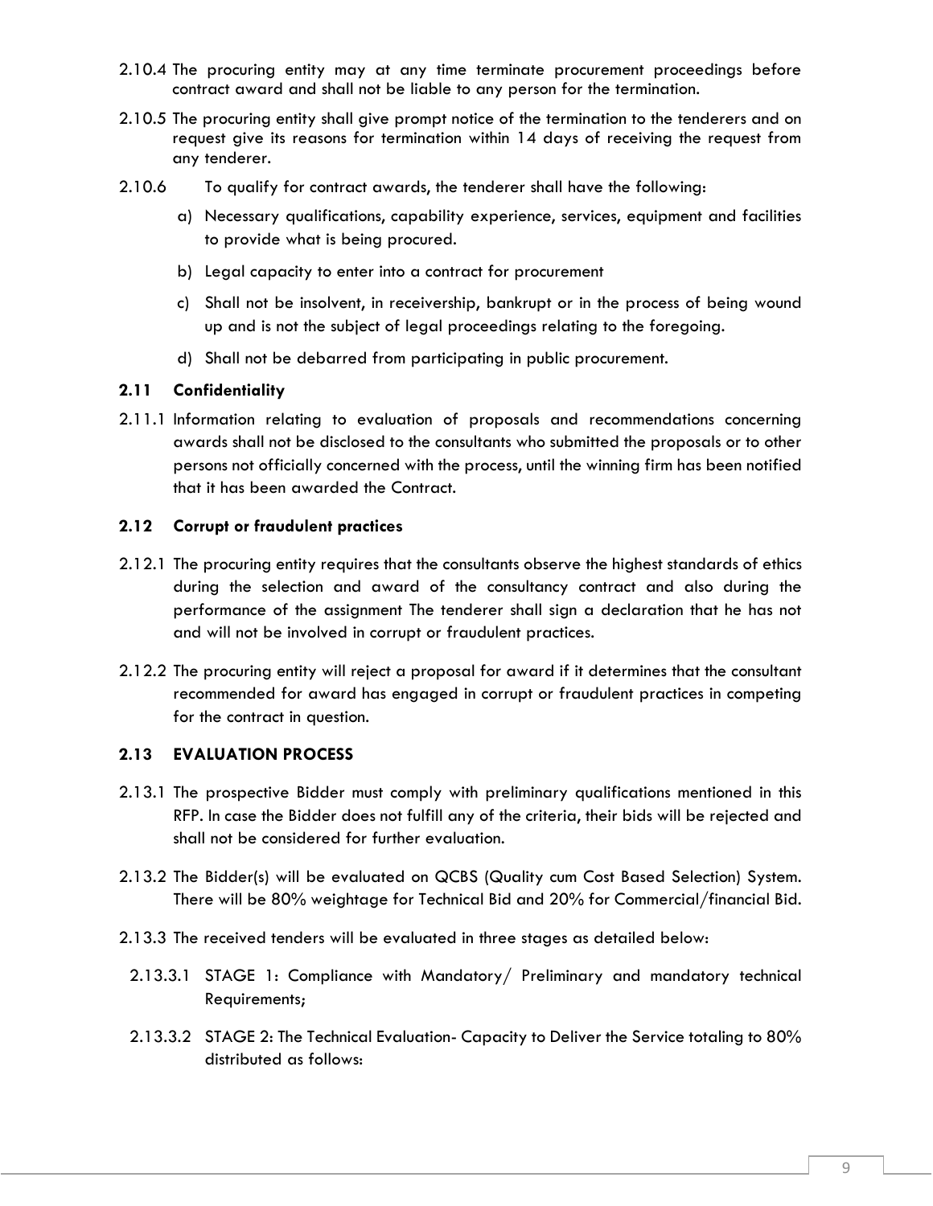2.10.4 The procuring entity may at any time terminate procurement proceedings before contract award and shall not be liable to any person for the termination.

2.10.5 The procuring entity shall give prompt notice of the termination to the tenderers and on request give its reasons for termination within 14 days of receiving the request from any tenderer.

2.10.6 To qualify for contract awards, the tenderer shall have the following:

a) Necessary qualifications, capability experience, services, equipment and facilities to provide what is being procured.

b) Legal capacity to enter into a contract for procurement

c) Shall not be insolvent, in receivership, bankrupt or in the process of being wound up and is not the subject of legal proceedings relating to the foregoing.

d) Shall not be debarred from participating in public procurement.

### 2.11 Confidentiality

2.11.1 Information relating to evaluation of proposals and recommendations concerning awards shall not be disclosed to the consultants who submitted the proposals or to other persons not officially concerned with the process, until the winning firm has been notified that it has been awarded the Contract.

### 2.12 Corrupt or fraudulent practices

2.12.1 The procuring entity requires that the consultants observe the highest standards of ethics during the selection and award of the consultancy contract and also during the performance of the assignment The tenderer shall sign a declaration that he has not and will not be involved in corrupt or fraudulent practices.

2.12.2 The procuring entity will reject a proposal for award if it determines that the consultant recommended for award has engaged in corrupt or fraudulent practices in competing for the contract in question.

### 2.13 EVALUATION PROCESS

2.13.1 The prospective Bidder must comply with preliminary qualifications mentioned in this RFP. In case the Bidder does not fulfill any of the criteria, their bids will be rejected and shall not be considered for further evaluation.

2.13.2 The Bidder(s) will be evaluated on QCBS (Quality cum Cost Based Selection) System. There will be 80% weightage for Technical Bid and 20% for Commercial/financial Bid.

2.13.3 The received tenders will be evaluated in three stages as detailed below:

2.13.3.1 STAGE 1: Compliance with Mandatory/ Preliminary and mandatory technical Requirements;

2.13.3.2 STAGE 2: The Technical Evaluation- Capacity to Deliver the Service totaling to 80% distributed as follows: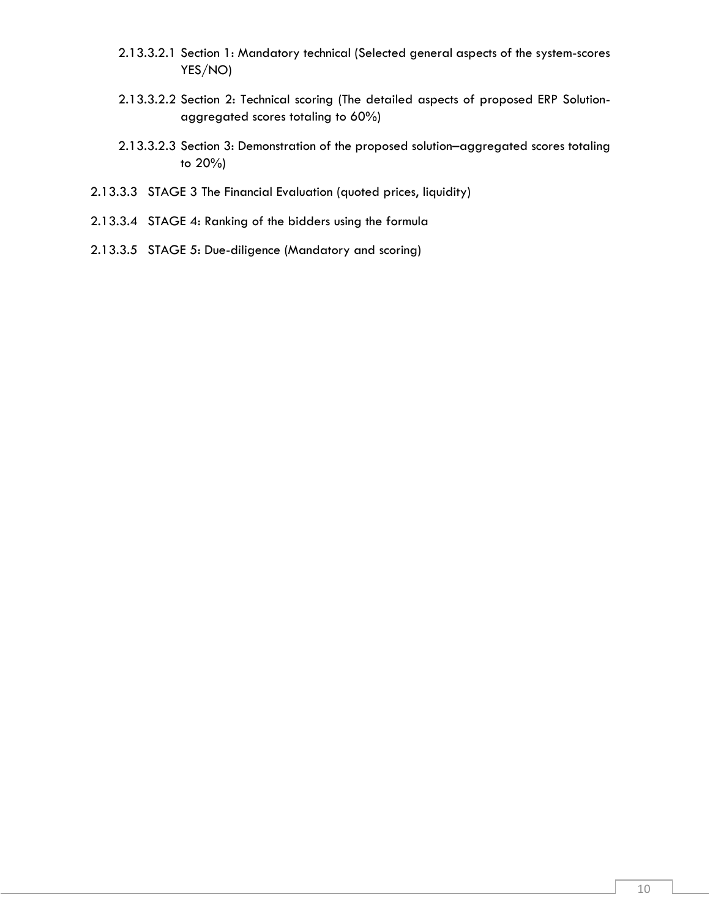- 2.13.3.2.1 Section 1: Mandatory technical (Selected general aspects of the system-scores YES/NO)
- 2.13.3.2.2 Section 2: Technical scoring (The detailed aspects of proposed ERP Solution-aggregated scores totaling to 60%)
- 2.13.3.2.3 Section 3: Demonstration of the proposed solution–aggregated scores totaling to 20%)

2.13.3.3 STAGE 3 The Financial Evaluation (quoted prices, liquidity)

2.13.3.4 STAGE 4: Ranking of the bidders using the formula

2.13.3.5 STAGE 5: Due-diligence (Mandatory and scoring)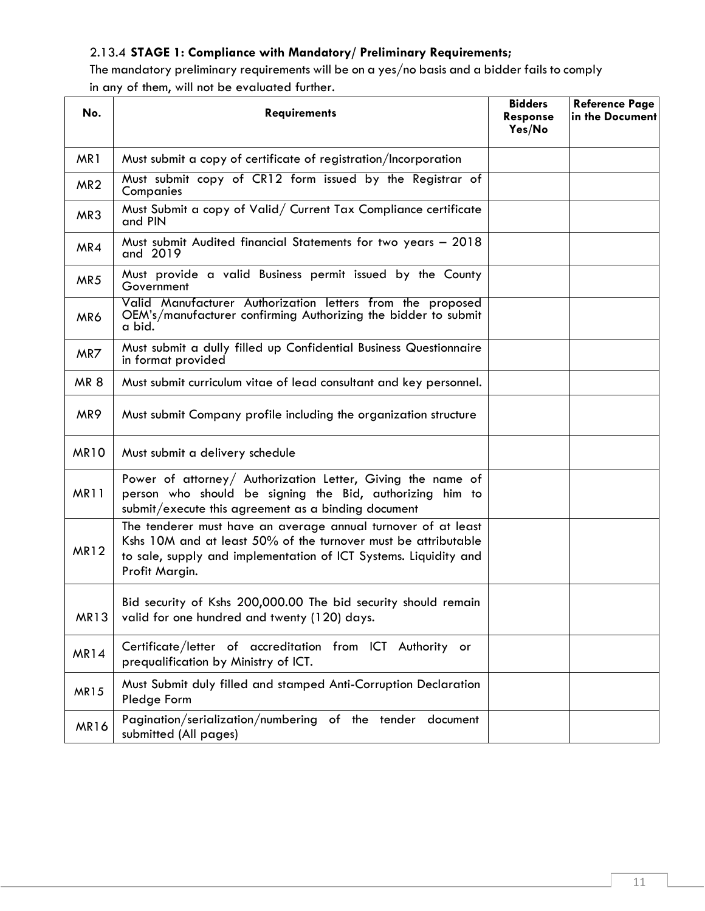2.13.4 **STAGE 1: Compliance with Mandatory/ Preliminary Requirements;**

The mandatory preliminary requirements will be on a yes/no basis and a bidder fails to comply in any of them, will not be evaluated further.

| No. | Requirements | Bidders Response Yes/No | Reference Page in the Document |
|---|---|---|---|
| MR1 | Must submit a copy of certificate of registration/Incorporation | | |
| MR2 | Must submit copy of CR12 form issued by the Registrar of Companies | | |
| MR3 | Must Submit a copy of Valid/ Current Tax Compliance certificate and PIN | | |
| MR4 | Must submit Audited financial Statements for two years – 2018 and 2019 | | |
| MR5 | Must provide a valid Business permit issued by the County Government | | |
| MR6 | Valid Manufacturer Authorization letters from the proposed OEM's/manufacturer confirming Authorizing the bidder to submit a bid. | | |
| MR7 | Must submit a dully filled up Confidential Business Questionnaire in format provided | | |
| MR 8 | Must submit curriculum vitae of lead consultant and key personnel. | | |
| MR9 | Must submit Company profile including the organization structure | | |
| MR10 | Must submit a delivery schedule | | |
| MR11 | Power of attorney/ Authorization Letter, Giving the name of person who should be signing the Bid, authorizing him to submit/execute this agreement as a binding document | | |
| MR12 | The tenderer must have an average annual turnover of at least Kshs 10M and at least 50% of the turnover must be attributable to sale, supply and implementation of ICT Systems. Liquidity and Profit Margin. | | |
| MR13 | Bid security of Kshs 200,000.00 The bid security should remain valid for one hundred and twenty (120) days. | | |
| MR14 | Certificate/letter of accreditation from ICT Authority or prequalification by Ministry of ICT. | | |
| MR15 | Must Submit duly filled and stamped Anti-Corruption Declaration Pledge Form | | |
| MR16 | Pagination/serialization/numbering of the tender document submitted (All pages) | | |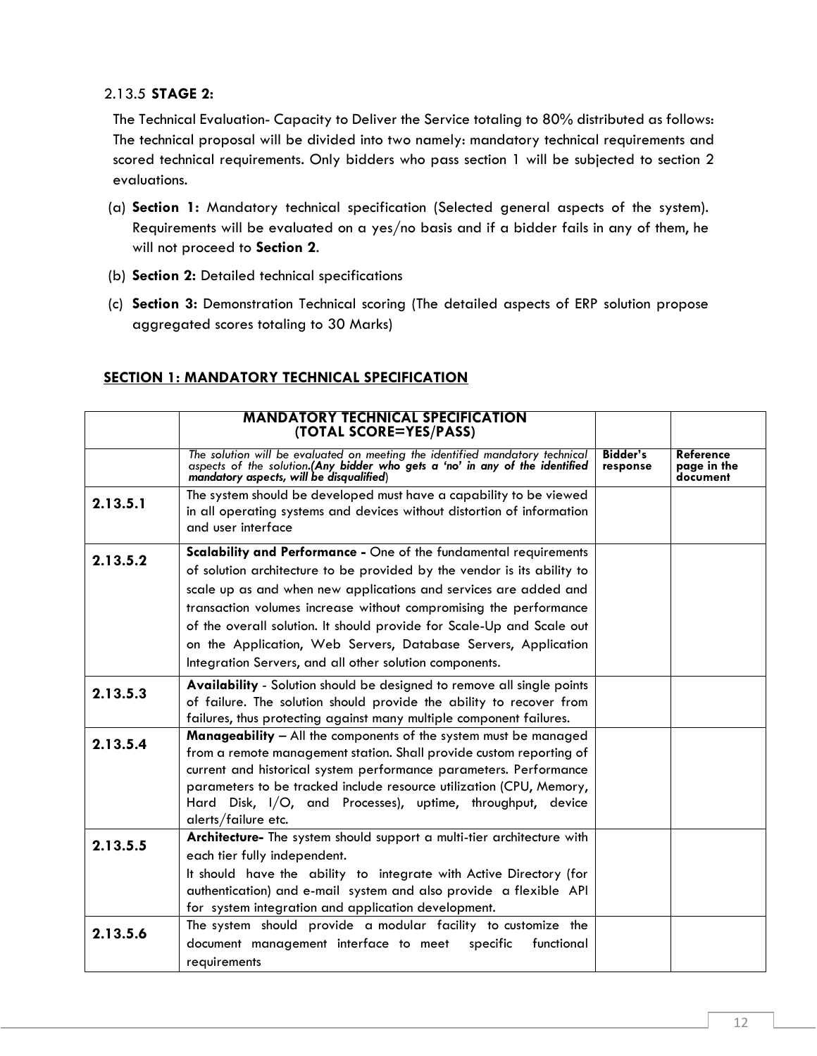2.13.5 **STAGE 2:**

The Technical Evaluation- Capacity to Deliver the Service totaling to 80% distributed as follows: The technical proposal will be divided into two namely: mandatory technical requirements and scored technical requirements. Only bidders who pass section 1 will be subjected to section 2 evaluations.

(a) **Section 1:** Mandatory technical specification (Selected general aspects of the system). Requirements will be evaluated on a yes/no basis and if a bidder fails in any of them, he will not proceed to **Section 2**.

(b) **Section 2:** Detailed technical specifications

(c) **Section 3:** Demonstration Technical scoring (The detailed aspects of ERP solution propose aggregated scores totaling to 30 Marks)

## SECTION 1: MANDATORY TECHNICAL SPECIFICATION

| | **MANDATORY TECHNICAL SPECIFICATION (TOTAL SCORE=YES/PASS)** | | |
|---|---|---|---|
| | *The solution will be evaluated on meeting the identified mandatory technical aspects of the solution.**(Any bidder who gets a 'no' in any of the identified mandatory aspects, will be disqualified**)* | **Bidder's response** | **Reference page in the document** |
| **2.13.5.1** | The system should be developed must have a capability to be viewed in all operating systems and devices without distortion of information and user interface | | |
| **2.13.5.2** | **Scalability and Performance -** One of the fundamental requirements of solution architecture to be provided by the vendor is its ability to scale up as and when new applications and services are added and transaction volumes increase without compromising the performance of the overall solution. It should provide for Scale-Up and Scale out on the Application, Web Servers, Database Servers, Application Integration Servers, and all other solution components. | | |
| **2.13.5.3** | **Availability** - Solution should be designed to remove all single points of failure. The solution should provide the ability to recover from failures, thus protecting against many multiple component failures. | | |
| **2.13.5.4** | **Manageability** – All the components of the system must be managed from a remote management station. Shall provide custom reporting of current and historical system performance parameters. Performance parameters to be tracked include resource utilization (CPU, Memory, Hard Disk, I/O, and Processes), uptime, throughput, device alerts/failure etc. | | |
| **2.13.5.5** | **Architecture-** The system should support a multi-tier architecture with each tier fully independent. It should have the ability to integrate with Active Directory (for authentication) and e-mail system and also provide a flexible API for system integration and application development. | | |
| **2.13.5.6** | The system should provide a modular facility to customize the document management interface to meet specific functional requirements | | |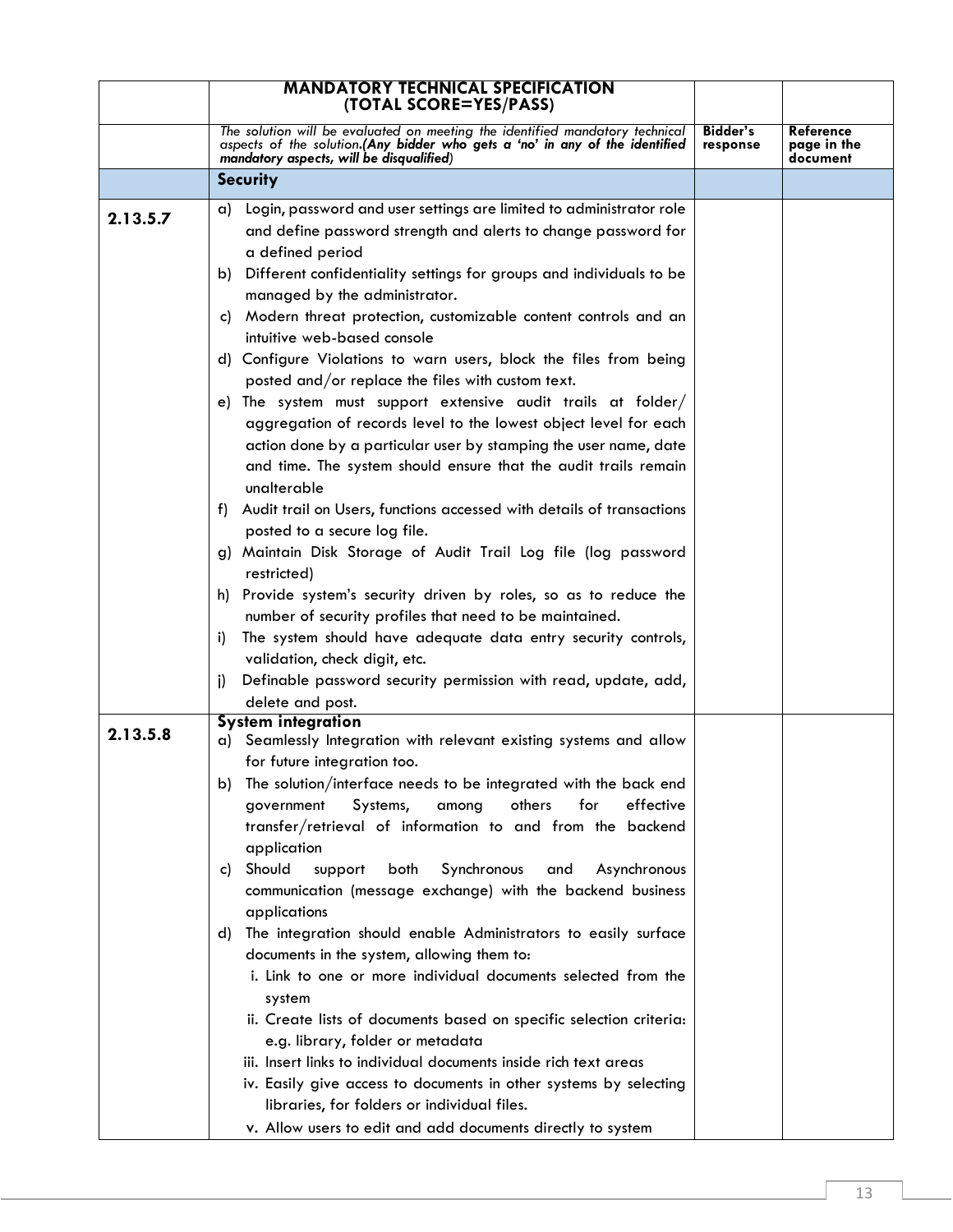| | MANDATORY TECHNICAL SPECIFICATION (TOTAL SCORE=YES/PASS) | | |
|---|---|---|---|
| | *The solution will be evaluated on meeting the identified mandatory technical aspects of the solution.**(Any bidder who gets a 'no' in any of the identified mandatory aspects, will be disqualified**)* | **Bidder's response** | **Reference page in the document** |
| | **Security** | | |
| **2.13.5.7** | a) Login, password and user settings are limited to administrator role and define password strength and alerts to change password for a defined period<br>b) Different confidentiality settings for groups and individuals to be managed by the administrator.<br>c) Modern threat protection, customizable content controls and an intuitive web-based console<br>d) Configure Violations to warn users, block the files from being posted and/or replace the files with custom text.<br>e) The system must support extensive audit trails at folder/ aggregation of records level to the lowest object level for each action done by a particular user by stamping the user name, date and time. The system should ensure that the audit trails remain unalterable<br>f) Audit trail on Users, functions accessed with details of transactions posted to a secure log file.<br>g) Maintain Disk Storage of Audit Trail Log file (log password restricted)<br>h) Provide system's security driven by roles, so as to reduce the number of security profiles that need to be maintained.<br>i) The system should have adequate data entry security controls, validation, check digit, etc.<br>j) Definable password security permission with read, update, add, delete and post. | | |
| **2.13.5.8** | **System integration**<br>a) Seamlessly Integration with relevant existing systems and allow for future integration too.<br>b) The solution/interface needs to be integrated with the back end government Systems, among others for effective transfer/retrieval of information to and from the backend application<br>c) Should support both Synchronous and Asynchronous communication (message exchange) with the backend business applications<br>d) The integration should enable Administrators to easily surface documents in the system, allowing them to:<br>i. Link to one or more individual documents selected from the system<br>ii. Create lists of documents based on specific selection criteria: e.g. library, folder or metadata<br>iii. Insert links to individual documents inside rich text areas<br>iv. Easily give access to documents in other systems by selecting libraries, for folders or individual files.<br>v. Allow users to edit and add documents directly to system | | |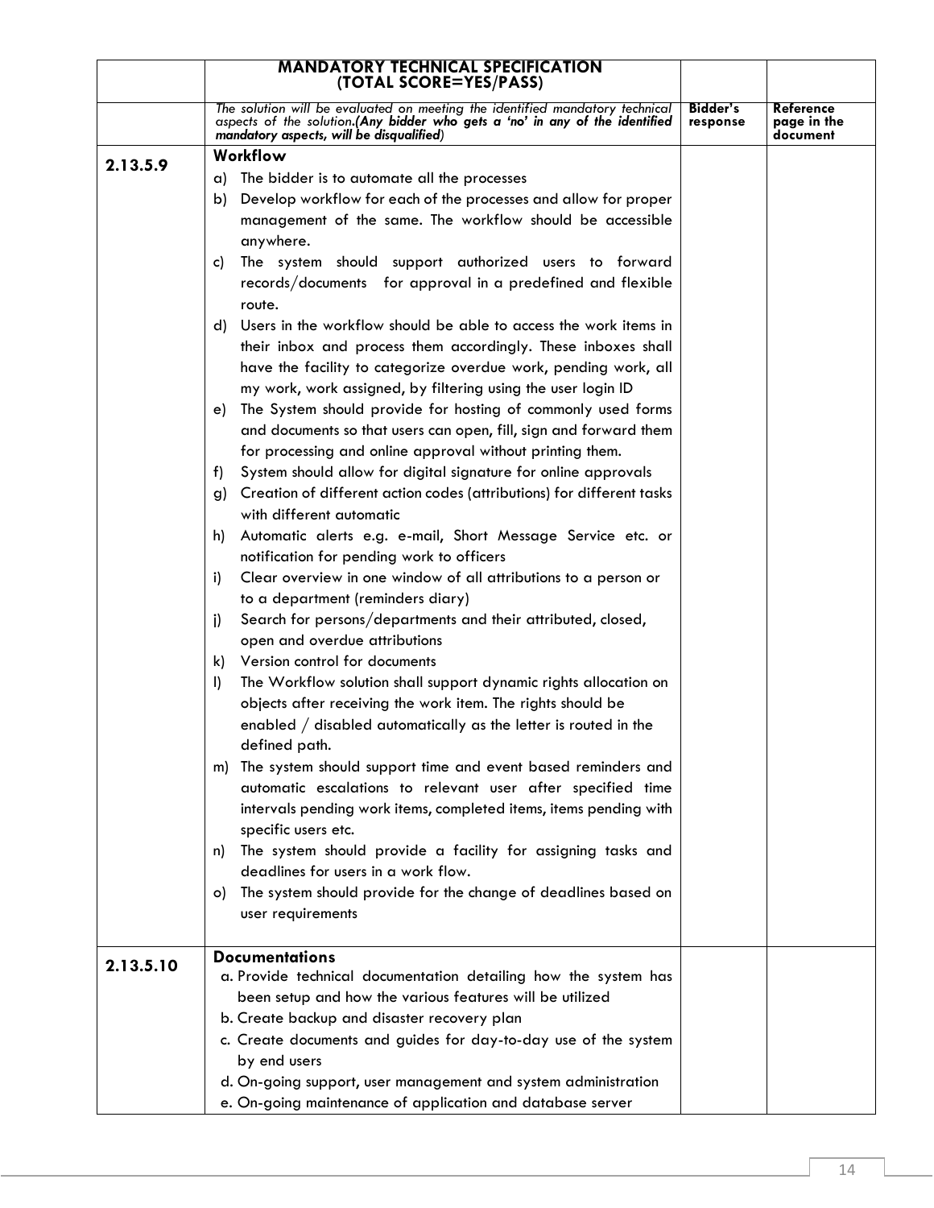| | **MANDATORY TECHNICAL SPECIFICATION (TOTAL SCORE=YES/PASS)** | | |
|---|---|---|---|
| | *The solution will be evaluated on meeting the identified mandatory technical aspects of the solution.**(Any bidder who gets a 'no' in any of the identified mandatory aspects, will be disqualified)*** | **Bidder's response** | **Reference page in the document** |
| **2.13.5.9** | **Workflow**<br>a) The bidder is to automate all the processes<br>b) Develop workflow for each of the processes and allow for proper management of the same. The workflow should be accessible anywhere.<br>c) The system should support authorized users to forward records/documents for approval in a predefined and flexible route.<br>d) Users in the workflow should be able to access the work items in their inbox and process them accordingly. These inboxes shall have the facility to categorize overdue work, pending work, all my work, work assigned, by filtering using the user login ID<br>e) The System should provide for hosting of commonly used forms and documents so that users can open, fill, sign and forward them for processing and online approval without printing them.<br>f) System should allow for digital signature for online approvals<br>g) Creation of different action codes (attributions) for different tasks with different automatic<br>h) Automatic alerts e.g. e-mail, Short Message Service etc. or notification for pending work to officers<br>i) Clear overview in one window of all attributions to a person or to a department (reminders diary)<br>j) Search for persons/departments and their attributed, closed, open and overdue attributions<br>k) Version control for documents<br>l) The Workflow solution shall support dynamic rights allocation on objects after receiving the work item. The rights should be enabled / disabled automatically as the letter is routed in the defined path.<br>m) The system should support time and event based reminders and automatic escalations to relevant user after specified time intervals pending work items, completed items, items pending with specific users etc.<br>n) The system should provide a facility for assigning tasks and deadlines for users in a work flow.<br>o) The system should provide for the change of deadlines based on user requirements | | |
| **2.13.5.10** | **Documentations**<br>a. Provide technical documentation detailing how the system has been setup and how the various features will be utilized<br>b. Create backup and disaster recovery plan<br>c. Create documents and guides for day-to-day use of the system by end users<br>d. On-going support, user management and system administration<br>e. On-going maintenance of application and database server | | |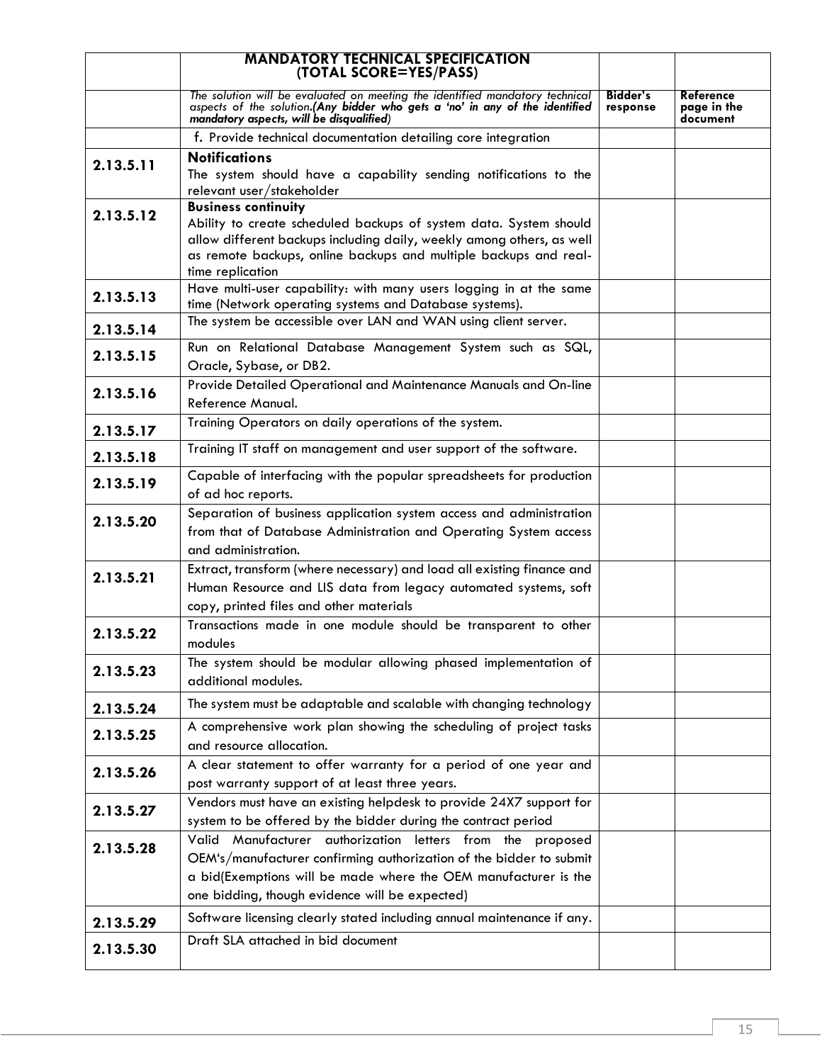| | **MANDATORY TECHNICAL SPECIFICATION (TOTAL SCORE=YES/PASS)** | | |
|---|---|---|---|
| | *The solution will be evaluated on meeting the identified mandatory technical aspects of the solution.**(Any bidder who gets a 'no' in any of the identified mandatory aspects, will be disqualified**)* | **Bidder's response** | **Reference page in the document** |
| | f. Provide technical documentation detailing core integration | | |
| **2.13.5.11** | **Notifications**<br>The system should have a capability sending notifications to the relevant user/stakeholder | | |
| **2.13.5.12** | **Business continuity**<br>Ability to create scheduled backups of system data. System should allow different backups including daily, weekly among others, as well as remote backups, online backups and multiple backups and real-time replication | | |
| **2.13.5.13** | Have multi-user capability: with many users logging in at the same time (Network operating systems and Database systems). | | |
| **2.13.5.14** | The system be accessible over LAN and WAN using client server. | | |
| **2.13.5.15** | Run on Relational Database Management System such as SQL, Oracle, Sybase, or DB2. | | |
| **2.13.5.16** | Provide Detailed Operational and Maintenance Manuals and On-line Reference Manual. | | |
| **2.13.5.17** | Training Operators on daily operations of the system. | | |
| **2.13.5.18** | Training IT staff on management and user support of the software. | | |
| **2.13.5.19** | Capable of interfacing with the popular spreadsheets for production of ad hoc reports. | | |
| **2.13.5.20** | Separation of business application system access and administration from that of Database Administration and Operating System access and administration. | | |
| **2.13.5.21** | Extract, transform (where necessary) and load all existing finance and Human Resource and LIS data from legacy automated systems, soft copy, printed files and other materials | | |
| **2.13.5.22** | Transactions made in one module should be transparent to other modules | | |
| **2.13.5.23** | The system should be modular allowing phased implementation of additional modules. | | |
| **2.13.5.24** | The system must be adaptable and scalable with changing technology | | |
| **2.13.5.25** | A comprehensive work plan showing the scheduling of project tasks and resource allocation. | | |
| **2.13.5.26** | A clear statement to offer warranty for a period of one year and post warranty support of at least three years. | | |
| **2.13.5.27** | Vendors must have an existing helpdesk to provide 24X7 support for system to be offered by the bidder during the contract period | | |
| **2.13.5.28** | Valid Manufacturer authorization letters from the proposed OEM's/manufacturer confirming authorization of the bidder to submit a bid(Exemptions will be made where the OEM manufacturer is the one bidding, though evidence will be expected) | | |
| **2.13.5.29** | Software licensing clearly stated including annual maintenance if any. | | |
| **2.13.5.30** | Draft SLA attached in bid document | | |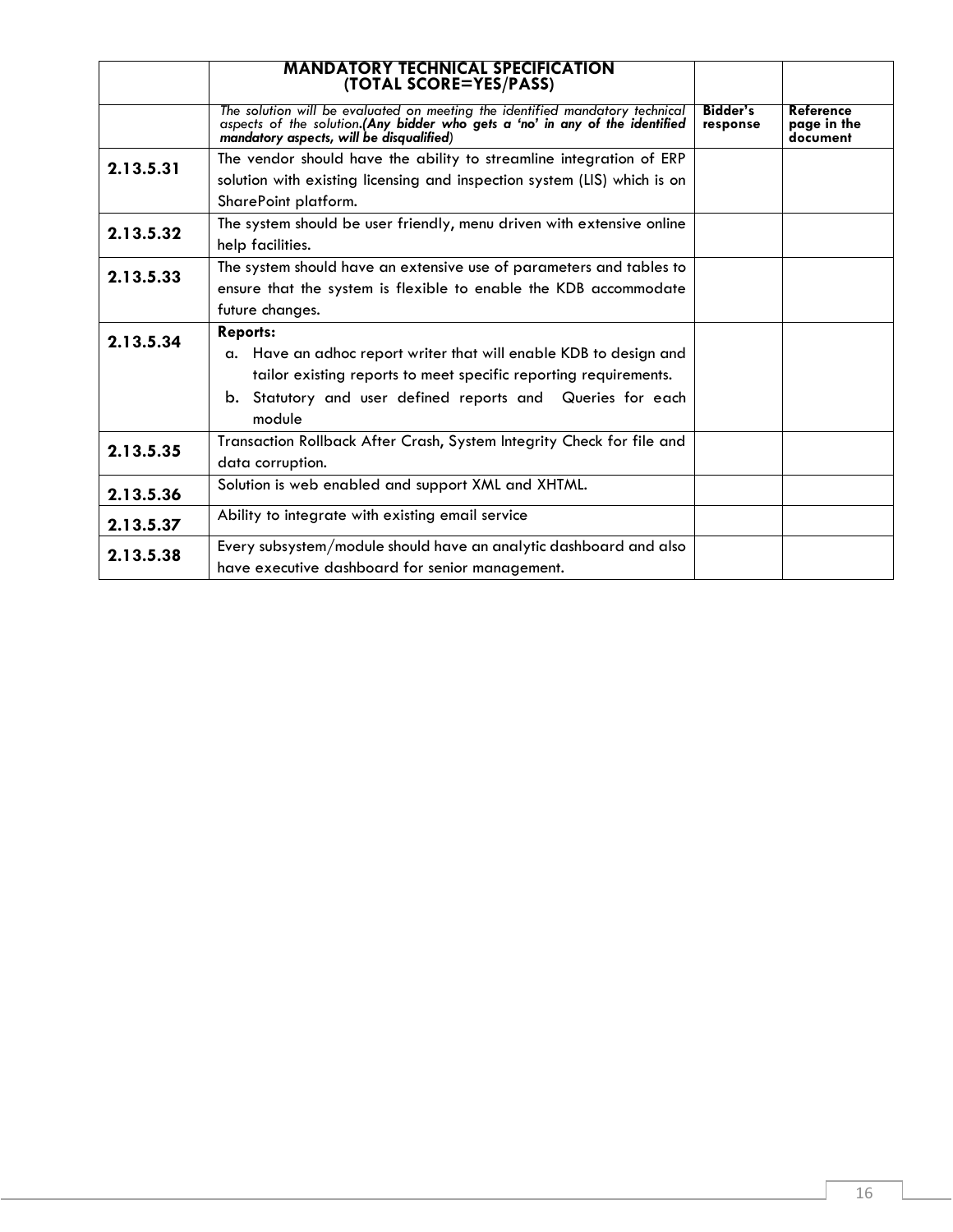| | **MANDATORY TECHNICAL SPECIFICATION (TOTAL SCORE=YES/PASS)** | | |
|---|---|---|---|
| | *The solution will be evaluated on meeting the identified mandatory technical aspects of the solution.(**Any bidder who gets a 'no' in any of the identified mandatory aspects, will be disqualified**)* | **Bidder's response** | **Reference page in the document** |
| **2.13.5.31** | The vendor should have the ability to streamline integration of ERP solution with existing licensing and inspection system (LIS) which is on SharePoint platform. | | |
| **2.13.5.32** | The system should be user friendly, menu driven with extensive online help facilities. | | |
| **2.13.5.33** | The system should have an extensive use of parameters and tables to ensure that the system is flexible to enable the KDB accommodate future changes. | | |
| **2.13.5.34** | **Reports:**<br>a. Have an adhoc report writer that will enable KDB to design and tailor existing reports to meet specific reporting requirements.<br>b. Statutory and user defined reports and Queries for each module | | |
| **2.13.5.35** | Transaction Rollback After Crash, System Integrity Check for file and data corruption. | | |
| **2.13.5.36** | Solution is web enabled and support XML and XHTML. | | |
| **2.13.5.37** | Ability to integrate with existing email service | | |
| **2.13.5.38** | Every subsystem/module should have an analytic dashboard and also have executive dashboard for senior management. | | |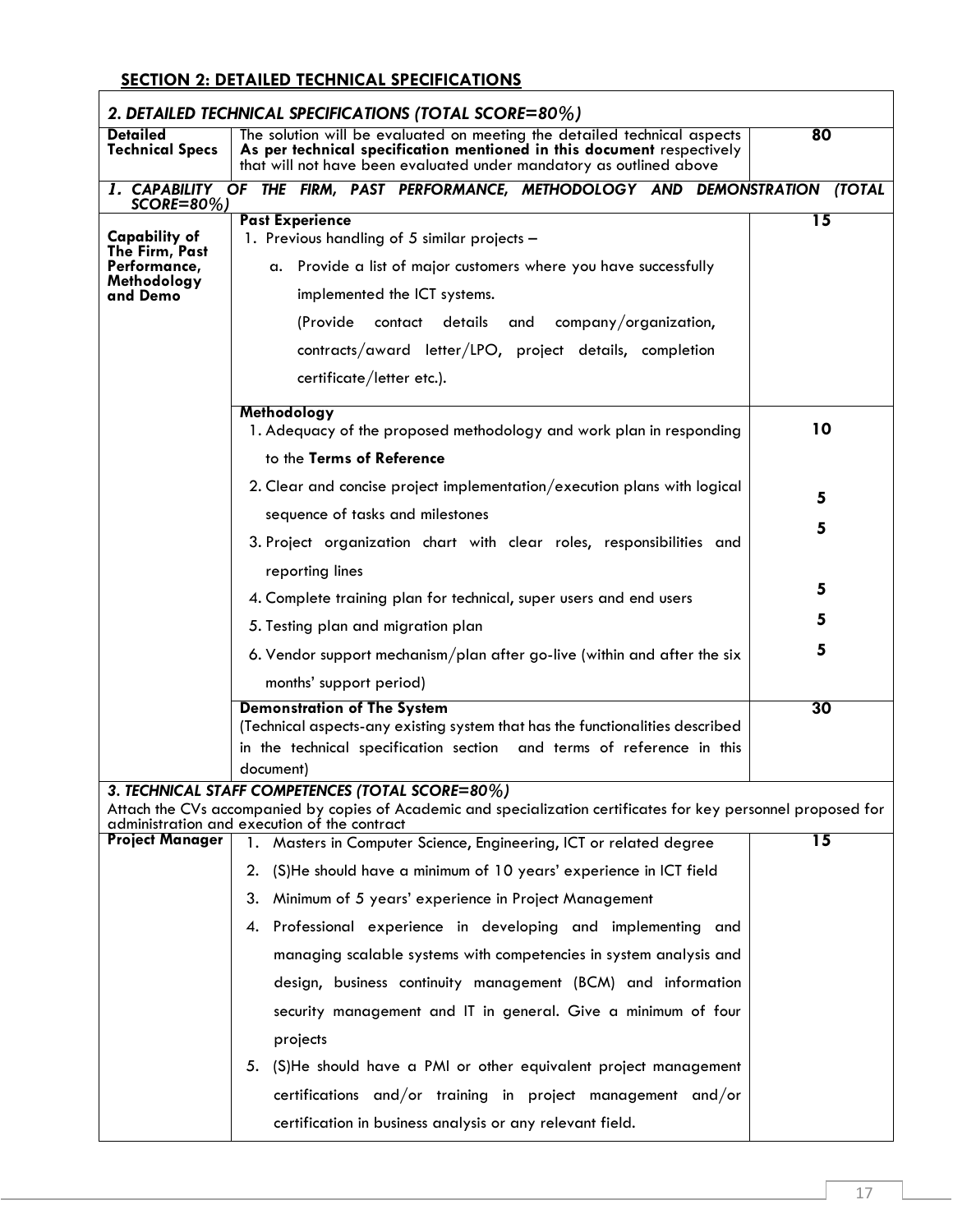## SECTION 2: DETAILED TECHNICAL SPECIFICATIONS

| *2. DETAILED TECHNICAL SPECIFICATIONS (TOTAL SCORE=80%)* | | |
|---|---|---|
| **Detailed Technical Specs** | The solution will be evaluated on meeting the detailed technical aspects **As per technical specification mentioned in this document** respectively that will not have been evaluated under mandatory as outlined above | **80** |
| ***1. CAPABILITY OF THE FIRM, PAST PERFORMANCE, METHODOLOGY AND DEMONSTRATION (TOTAL SCORE=80%)*** | | |
| **Capability of The Firm, Past Performance, Methodology and Demo** | **Past Experience**<br>1. Previous handling of 5 similar projects –<br>a. Provide a list of major customers where you have successfully implemented the ICT systems.<br>(Provide contact details and company/organization, contracts/award letter/LPO, project details, completion certificate/letter etc.). | **15** |
| | **Methodology**<br>1. Adequacy of the proposed methodology and work plan in responding to the **Terms of Reference** | **10** |
| | 2. Clear and concise project implementation/execution plans with logical sequence of tasks and milestones | **5** |
| | 3. Project organization chart with clear roles, responsibilities and reporting lines | **5** |
| | 4. Complete training plan for technical, super users and end users | **5** |
| | 5. Testing plan and migration plan | **5** |
| | 6. Vendor support mechanism/plan after go-live (within and after the six months' support period) | **5** |
| | **Demonstration of The System**<br>(Technical aspects-any existing system that has the functionalities described in the technical specification section and terms of reference in this document) | **30** |
| ***3. TECHNICAL STAFF COMPETENCES (TOTAL SCORE=80%)***<br>Attach the CVs accompanied by copies of Academic and specialization certificates for key personnel proposed for administration and execution of the contract | | |
| **Project Manager** | 1. Masters in Computer Science, Engineering, ICT or related degree<br>2. (S)He should have a minimum of 10 years' experience in ICT field<br>3. Minimum of 5 years' experience in Project Management<br>4. Professional experience in developing and implementing and managing scalable systems with competencies in system analysis and design, business continuity management (BCM) and information security management and IT in general. Give a minimum of four projects<br>5. (S)He should have a PMI or other equivalent project management certifications and/or training in project management and/or certification in business analysis or any relevant field. | **15** |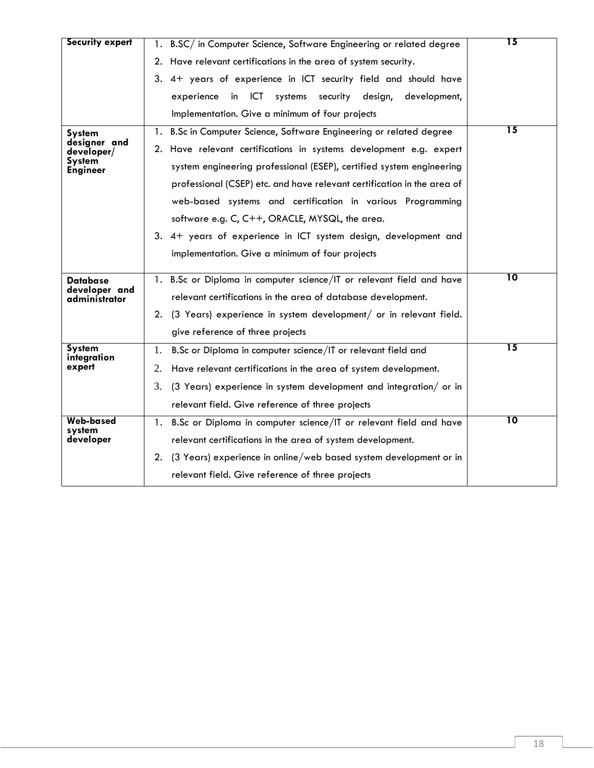| | | |
|---|---|---|
| **Security expert** | 1. B.SC/ in Computer Science, Software Engineering or related degree<br>2. Have relevant certifications in the area of system security.<br>3. 4+ years of experience in ICT security field and should have experience in ICT systems security design, development, Implementation. Give a minimum of four projects | **15** |
| **System designer and developer/ System Engineer** | 1. B.Sc in Computer Science, Software Engineering or related degree<br>2. Have relevant certifications in systems development e.g. expert system engineering professional (ESEP), certified system engineering professional (CSEP) etc. and have relevant certification in the area of web-based systems and certification in various Programming software e.g. C, C++, ORACLE, MYSQL, the area.<br>3. 4+ years of experience in ICT system design, development and implementation. Give a minimum of four projects | **15** |
| **Database developer and administrator** | 1. B.Sc or Diploma in computer science/IT or relevant field and have relevant certifications in the area of database development.<br>2. (3 Years) experience in system development/ or in relevant field. give reference of three projects | **10** |
| **System integration expert** | 1. B.Sc or Diploma in computer science/IT or relevant field and<br>2. Have relevant certifications in the area of system development.<br>3. (3 Years) experience in system development and integration/ or in relevant field. Give reference of three projects | **15** |
| **Web-based system developer** | 1. B.Sc or Diploma in computer science/IT or relevant field and have relevant certifications in the area of system development.<br>2. (3 Years) experience in online/web based system development or in relevant field. Give reference of three projects | **10** |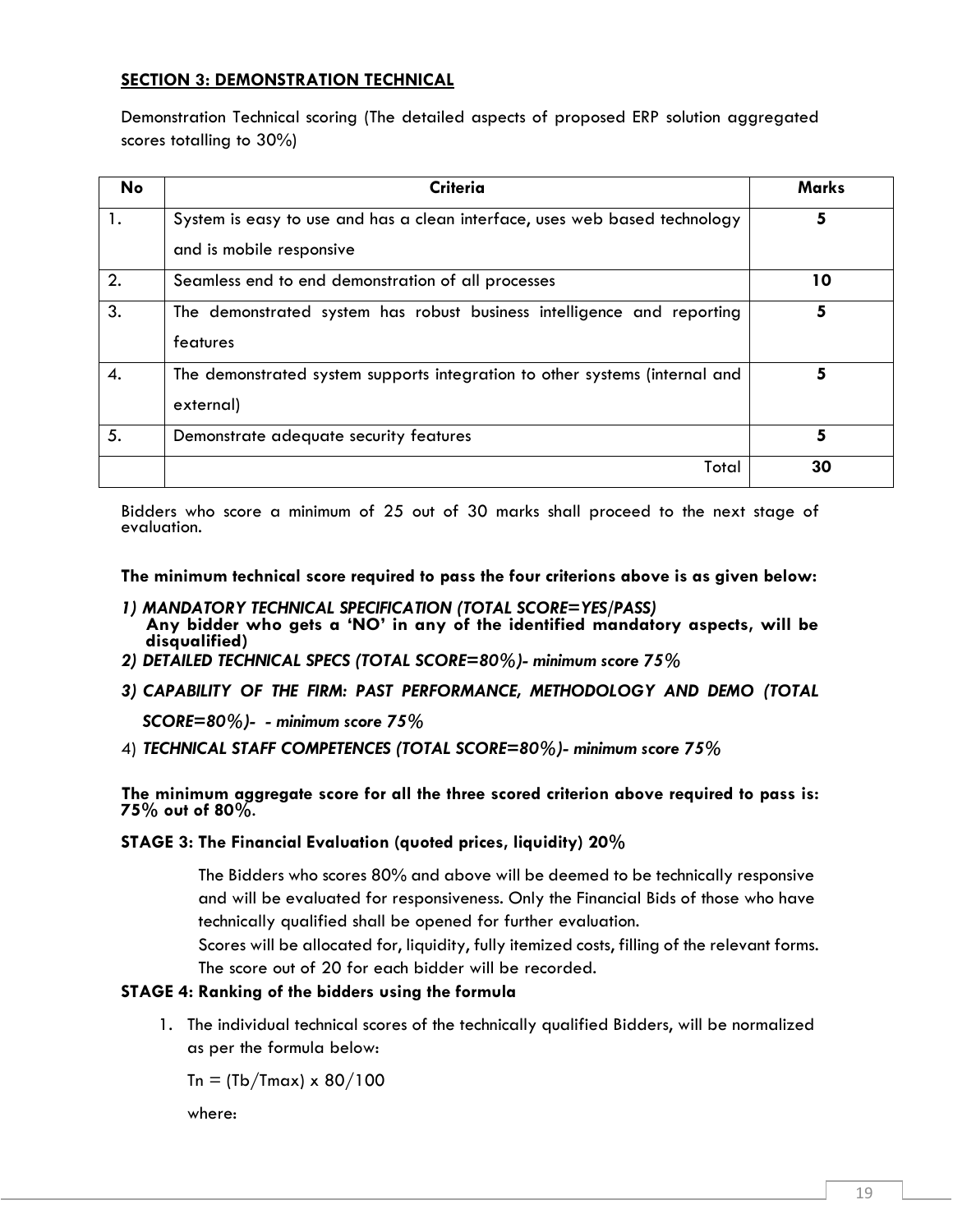**SECTION 3: DEMONSTRATION TECHNICAL**

Demonstration Technical scoring (The detailed aspects of proposed ERP solution aggregated scores totalling to 30%)

| No | Criteria | Marks |
|---|---|---|
| 1. | System is easy to use and has a clean interface, uses web based technology and is mobile responsive | **5** |
| 2. | Seamless end to end demonstration of all processes | **10** |
| 3. | The demonstrated system has robust business intelligence and reporting features | **5** |
| 4. | The demonstrated system supports integration to other systems (internal and external) | **5** |
| 5. | Demonstrate adequate security features | **5** |
| | Total | **30** |

Bidders who score a minimum of 25 out of 30 marks shall proceed to the next stage of evaluation.

**The minimum technical score required to pass the four criterions above is as given below:**

1) ***MANDATORY TECHNICAL SPECIFICATION (TOTAL SCORE=YES/PASS)***
   **Any bidder who gets a 'NO' in any of the identified mandatory aspects, will be disqualified)**
2) ***DETAILED TECHNICAL SPECS (TOTAL SCORE=80%)- minimum score 75%***
3) ***CAPABILITY OF THE FIRM: PAST PERFORMANCE, METHODOLOGY AND DEMO (TOTAL SCORE=80%)- - minimum score 75%***
4) ***TECHNICAL STAFF COMPETENCES (TOTAL SCORE=80%)- minimum score 75%***

**The minimum aggregate score for all the three scored criterion above required to pass is: 75% out of 80%.**

**STAGE 3: The Financial Evaluation (quoted prices, liquidity) 20%**

The Bidders who scores 80% and above will be deemed to be technically responsive and will be evaluated for responsiveness. Only the Financial Bids of those who have technically qualified shall be opened for further evaluation.

Scores will be allocated for, liquidity, fully itemized costs, filling of the relevant forms. The score out of 20 for each bidder will be recorded.

**STAGE 4: Ranking of the bidders using the formula**

1. The individual technical scores of the technically qualified Bidders, will be normalized as per the formula below:

   $Tn = (Tb/Tmax) \times 80/100$

   where: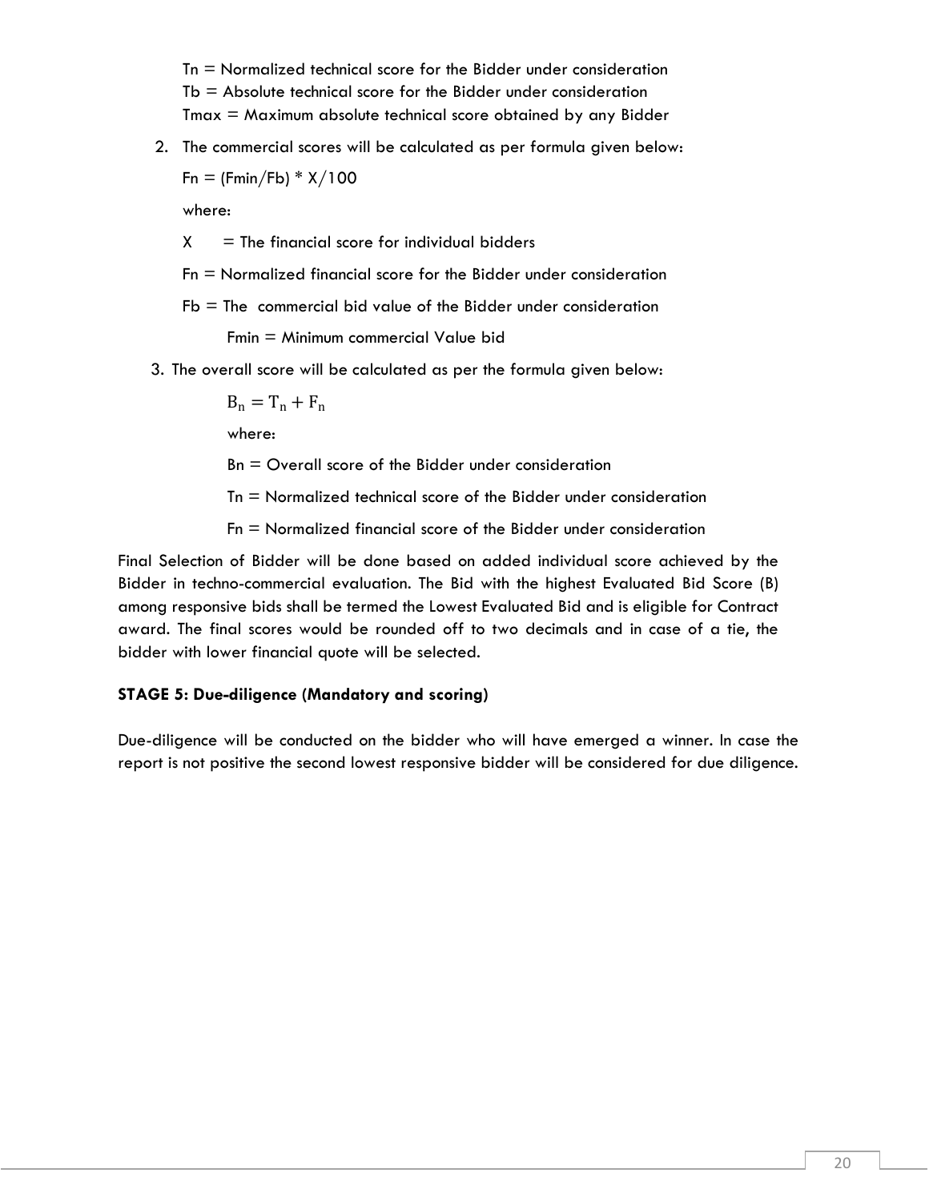$T_n$ = Normalized technical score for the Bidder under consideration
$T_b$ = Absolute technical score for the Bidder under consideration
$T_{max}$ = Maximum absolute technical score obtained by any Bidder

2. The commercial scores will be calculated as per formula given below:

   $F_n = (F_{min}/F_b) * X/100$

   where:

   X = The financial score for individual bidders

   $F_n$ = Normalized financial score for the Bidder under consideration

   $F_b$ = The commercial bid value of the Bidder under consideration

   $F_{min}$ = Minimum commercial Value bid

3. The overall score will be calculated as per the formula given below:

   $$B_n = T_n + F_n$$

   where:

   $B_n$ = Overall score of the Bidder under consideration

   $T_n$ = Normalized technical score of the Bidder under consideration

   $F_n$ = Normalized financial score of the Bidder under consideration

Final Selection of Bidder will be done based on added individual score achieved by the Bidder in techno-commercial evaluation. The Bid with the highest Evaluated Bid Score (B) among responsive bids shall be termed the Lowest Evaluated Bid and is eligible for Contract award. The final scores would be rounded off to two decimals and in case of a tie, the bidder with lower financial quote will be selected.

**STAGE 5: Due-diligence (Mandatory and scoring)**

Due-diligence will be conducted on the bidder who will have emerged a winner. In case the report is not positive the second lowest responsive bidder will be considered for due diligence.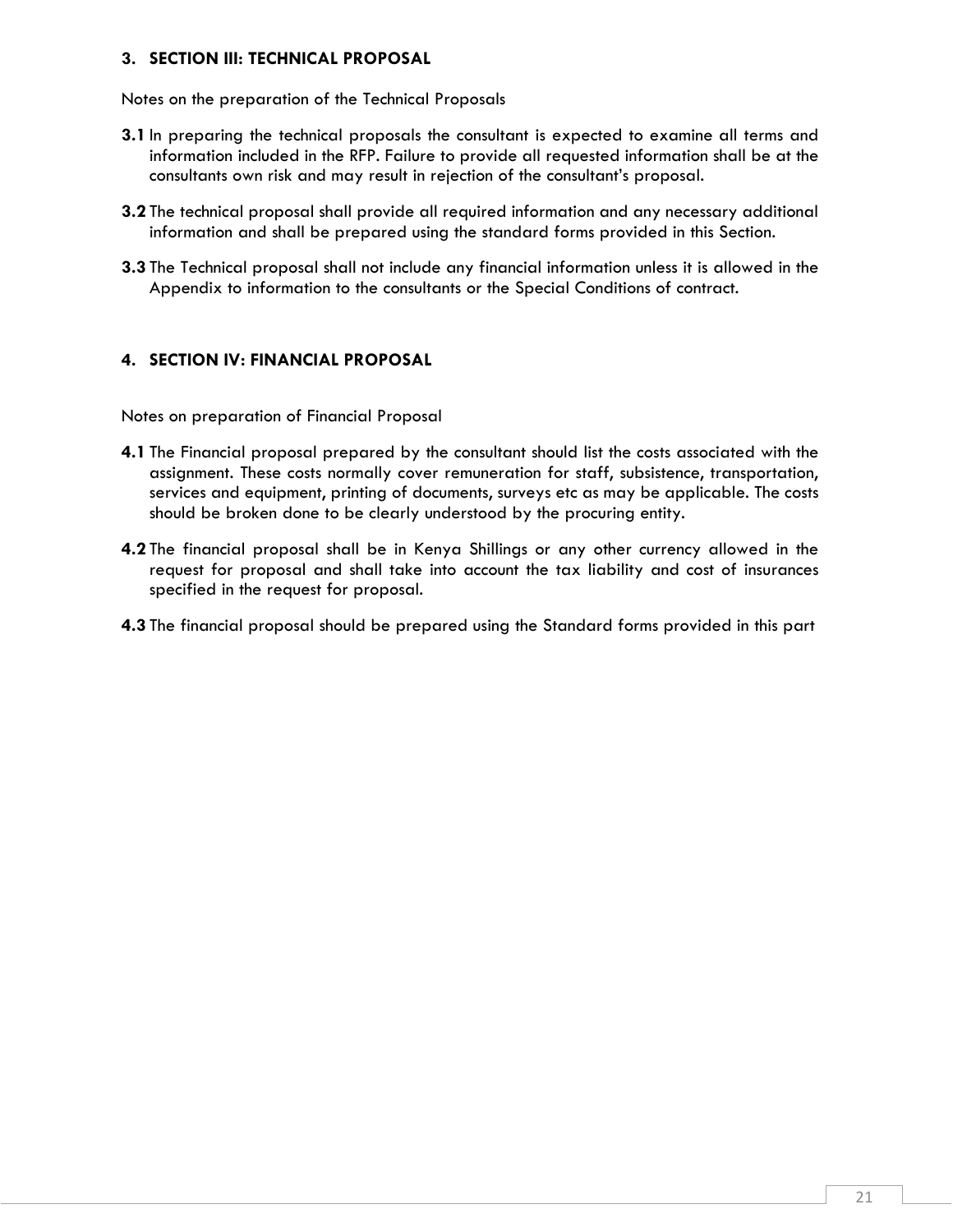## 3. SECTION III: TECHNICAL PROPOSAL

Notes on the preparation of the Technical Proposals

**3.1** In preparing the technical proposals the consultant is expected to examine all terms and information included in the RFP. Failure to provide all requested information shall be at the consultants own risk and may result in rejection of the consultant's proposal.

**3.2** The technical proposal shall provide all required information and any necessary additional information and shall be prepared using the standard forms provided in this Section.

**3.3** The Technical proposal shall not include any financial information unless it is allowed in the Appendix to information to the consultants or the Special Conditions of contract.

## 4. SECTION IV: FINANCIAL PROPOSAL

Notes on preparation of Financial Proposal

**4.1** The Financial proposal prepared by the consultant should list the costs associated with the assignment. These costs normally cover remuneration for staff, subsistence, transportation, services and equipment, printing of documents, surveys etc as may be applicable. The costs should be broken done to be clearly understood by the procuring entity.

**4.2** The financial proposal shall be in Kenya Shillings or any other currency allowed in the request for proposal and shall take into account the tax liability and cost of insurances specified in the request for proposal.

**4.3** The financial proposal should be prepared using the Standard forms provided in this part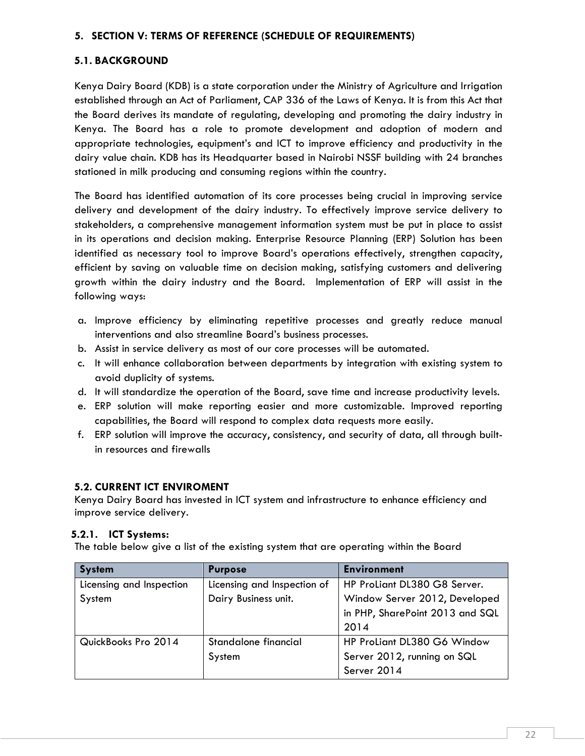## 5. SECTION V: TERMS OF REFERENCE (SCHEDULE OF REQUIREMENTS)

### 5.1. BACKGROUND

Kenya Dairy Board (KDB) is a state corporation under the Ministry of Agriculture and Irrigation established through an Act of Parliament, CAP 336 of the Laws of Kenya. It is from this Act that the Board derives its mandate of regulating, developing and promoting the dairy industry in Kenya. The Board has a role to promote development and adoption of modern and appropriate technologies, equipment's and ICT to improve efficiency and productivity in the dairy value chain. KDB has its Headquarter based in Nairobi NSSF building with 24 branches stationed in milk producing and consuming regions within the country.

The Board has identified automation of its core processes being crucial in improving service delivery and development of the dairy industry. To effectively improve service delivery to stakeholders, a comprehensive management information system must be put in place to assist in its operations and decision making. Enterprise Resource Planning (ERP) Solution has been identified as necessary tool to improve Board's operations effectively, strengthen capacity, efficient by saving on valuable time on decision making, satisfying customers and delivering growth within the dairy industry and the Board. Implementation of ERP will assist in the following ways:

a. Improve efficiency by eliminating repetitive processes and greatly reduce manual interventions and also streamline Board's business processes.
b. Assist in service delivery as most of our core processes will be automated.
c. It will enhance collaboration between departments by integration with existing system to avoid duplicity of systems.
d. It will standardize the operation of the Board, save time and increase productivity levels.
e. ERP solution will make reporting easier and more customizable. Improved reporting capabilities, the Board will respond to complex data requests more easily.
f. ERP solution will improve the accuracy, consistency, and security of data, all through built-in resources and firewalls

### 5.2. CURRENT ICT ENVIROMENT

Kenya Dairy Board has invested in ICT system and infrastructure to enhance efficiency and improve service delivery.

#### 5.2.1. ICT Systems:

The table below give a list of the existing system that are operating within the Board

| System | Purpose | Environment |
|---|---|---|
| Licensing and Inspection System | Licensing and Inspection of Dairy Business unit. | HP ProLiant DL380 G8 Server. Window Server 2012, Developed in PHP, SharePoint 2013 and SQL 2014 |
| QuickBooks Pro 2014 | Standalone financial System | HP ProLiant DL380 G6 Window Server 2012, running on SQL Server 2014 |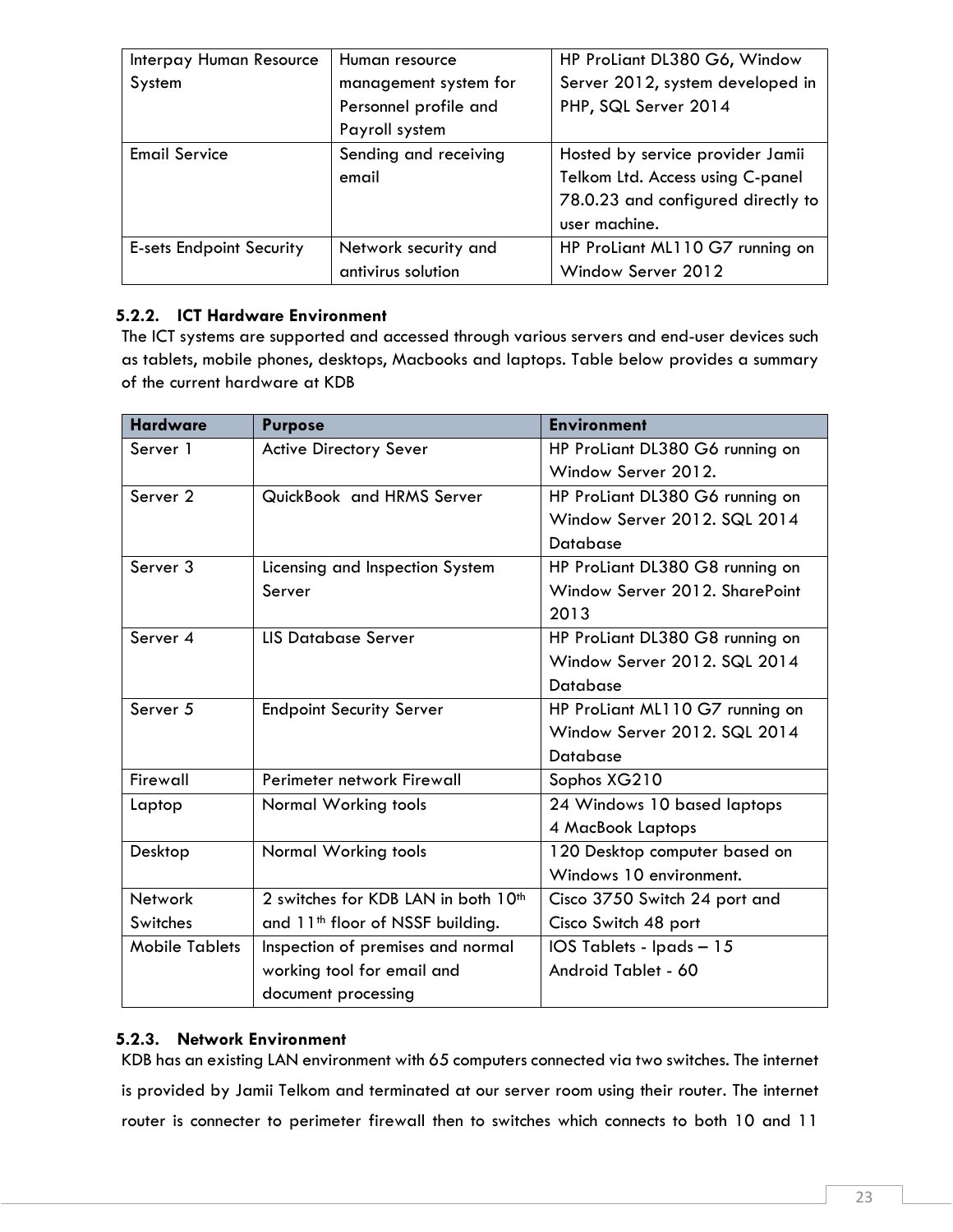| Interpay Human Resource System | Human resource management system for Personnel profile and Payroll system | HP ProLiant DL380 G6, Window Server 2012, system developed in PHP, SQL Server 2014 |
|---|---|---|
| Email Service | Sending and receiving email | Hosted by service provider Jamii Telkom Ltd. Access using C-panel 78.0.23 and configured directly to user machine. |
| E-sets Endpoint Security | Network security and antivirus solution | HP ProLiant ML110 G7 running on Window Server 2012 |

### 5.2.2. ICT Hardware Environment

The ICT systems are supported and accessed through various servers and end-user devices such as tablets, mobile phones, desktops, Macbooks and laptops. Table below provides a summary of the current hardware at KDB

| Hardware | Purpose | Environment |
|---|---|---|
| Server 1 | Active Directory Sever | HP ProLiant DL380 G6 running on Window Server 2012. |
| Server 2 | QuickBook and HRMS Server | HP ProLiant DL380 G6 running on Window Server 2012. SQL 2014 Database |
| Server 3 | Licensing and Inspection System Server | HP ProLiant DL380 G8 running on Window Server 2012. SharePoint 2013 |
| Server 4 | LIS Database Server | HP ProLiant DL380 G8 running on Window Server 2012. SQL 2014 Database |
| Server 5 | Endpoint Security Server | HP ProLiant ML110 G7 running on Window Server 2012. SQL 2014 Database |
| Firewall | Perimeter network Firewall | Sophos XG210 |
| Laptop | Normal Working tools | 24 Windows 10 based laptops<br>4 MacBook Laptops |
| Desktop | Normal Working tools | 120 Desktop computer based on Windows 10 environment. |
| Network Switches | 2 switches for KDB LAN in both 10th and 11th floor of NSSF building. | Cisco 3750 Switch 24 port and Cisco Switch 48 port |
| Mobile Tablets | Inspection of premises and normal working tool for email and document processing | IOS Tablets - Ipads – 15<br>Android Tablet - 60 |

### 5.2.3. Network Environment

KDB has an existing LAN environment with 65 computers connected via two switches. The internet is provided by Jamii Telkom and terminated at our server room using their router. The internet router is connecter to perimeter firewall then to switches which connects to both 10 and 11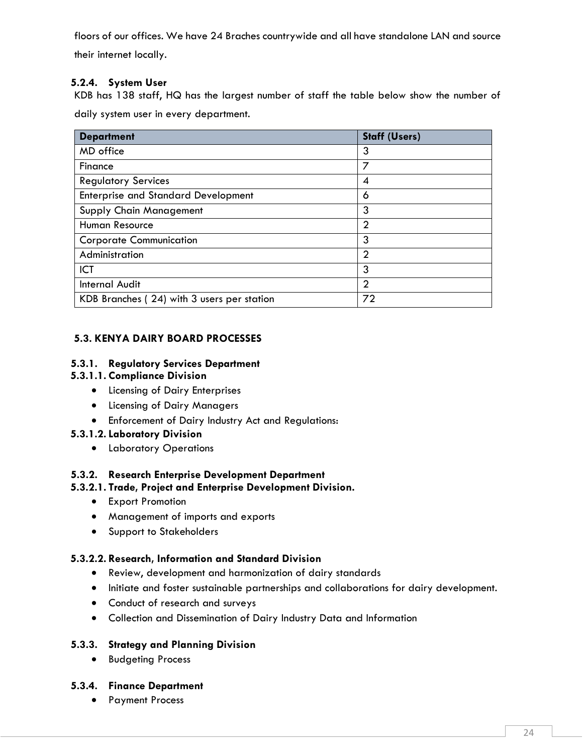floors of our offices. We have 24 Braches countrywide and all have standalone LAN and source their internet locally.

#### 5.2.4. System User

KDB has 138 staff, HQ has the largest number of staff the table below show the number of daily system user in every department.

| Department | Staff (Users) |
|---|---|
| MD office | 3 |
| Finance | 7 |
| Regulatory Services | 4 |
| Enterprise and Standard Development | 6 |
| Supply Chain Management | 3 |
| Human Resource | 2 |
| Corporate Communication | 3 |
| Administration | 2 |
| ICT | 3 |
| Internal Audit | 2 |
| KDB Branches ( 24) with 3 users per station | 72 |

### 5.3. KENYA DAIRY BOARD PROCESSES

#### 5.3.1. Regulatory Services Department

##### 5.3.1.1. Compliance Division

- Licensing of Dairy Enterprises
- Licensing of Dairy Managers
- Enforcement of Dairy Industry Act and Regulations:

##### 5.3.1.2. Laboratory Division

- Laboratory Operations

#### 5.3.2. Research Enterprise Development Department

##### 5.3.2.1. Trade, Project and Enterprise Development Division.

- Export Promotion
- Management of imports and exports
- Support to Stakeholders

##### 5.3.2.2. Research, Information and Standard Division

- Review, development and harmonization of dairy standards
- Initiate and foster sustainable partnerships and collaborations for dairy development.
- Conduct of research and surveys
- Collection and Dissemination of Dairy Industry Data and Information

#### 5.3.3. Strategy and Planning Division

- Budgeting Process

#### 5.3.4. Finance Department

- Payment Process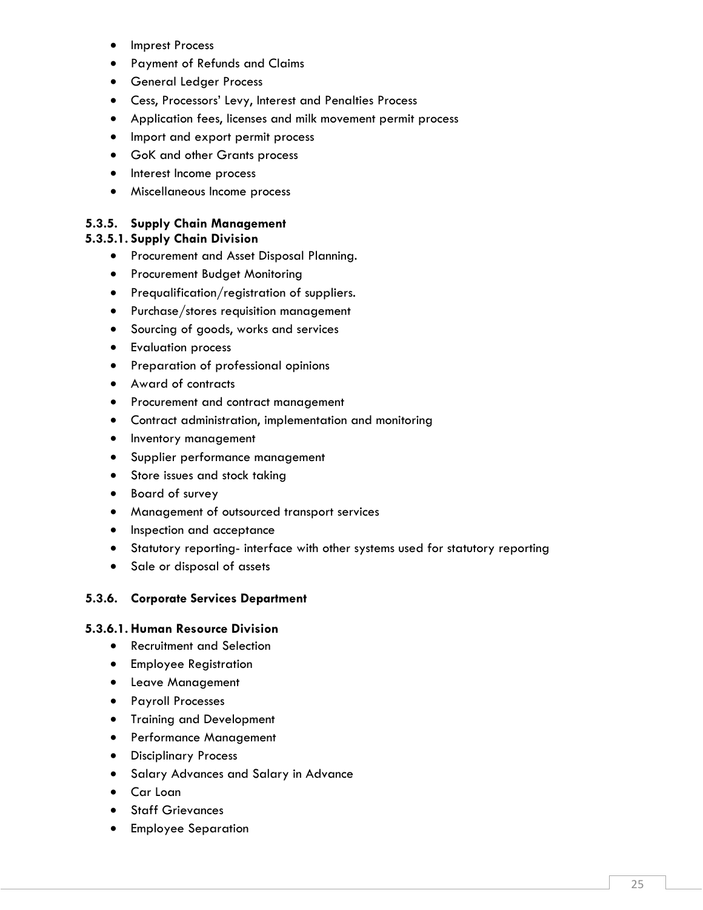- Imprest Process
- Payment of Refunds and Claims
- General Ledger Process
- Cess, Processors' Levy, Interest and Penalties Process
- Application fees, licenses and milk movement permit process
- Import and export permit process
- GoK and other Grants process
- Interest Income process
- Miscellaneous Income process

### 5.3.5. Supply Chain Management

#### 5.3.5.1. Supply Chain Division

- Procurement and Asset Disposal Planning.
- Procurement Budget Monitoring
- Prequalification/registration of suppliers.
- Purchase/stores requisition management
- Sourcing of goods, works and services
- Evaluation process
- Preparation of professional opinions
- Award of contracts
- Procurement and contract management
- Contract administration, implementation and monitoring
- Inventory management
- Supplier performance management
- Store issues and stock taking
- Board of survey
- Management of outsourced transport services
- Inspection and acceptance
- Statutory reporting- interface with other systems used for statutory reporting
- Sale or disposal of assets

### 5.3.6. Corporate Services Department

#### 5.3.6.1. Human Resource Division

- Recruitment and Selection
- Employee Registration
- Leave Management
- Payroll Processes
- Training and Development
- Performance Management
- Disciplinary Process
- Salary Advances and Salary in Advance
- Car Loan
- Staff Grievances
- Employee Separation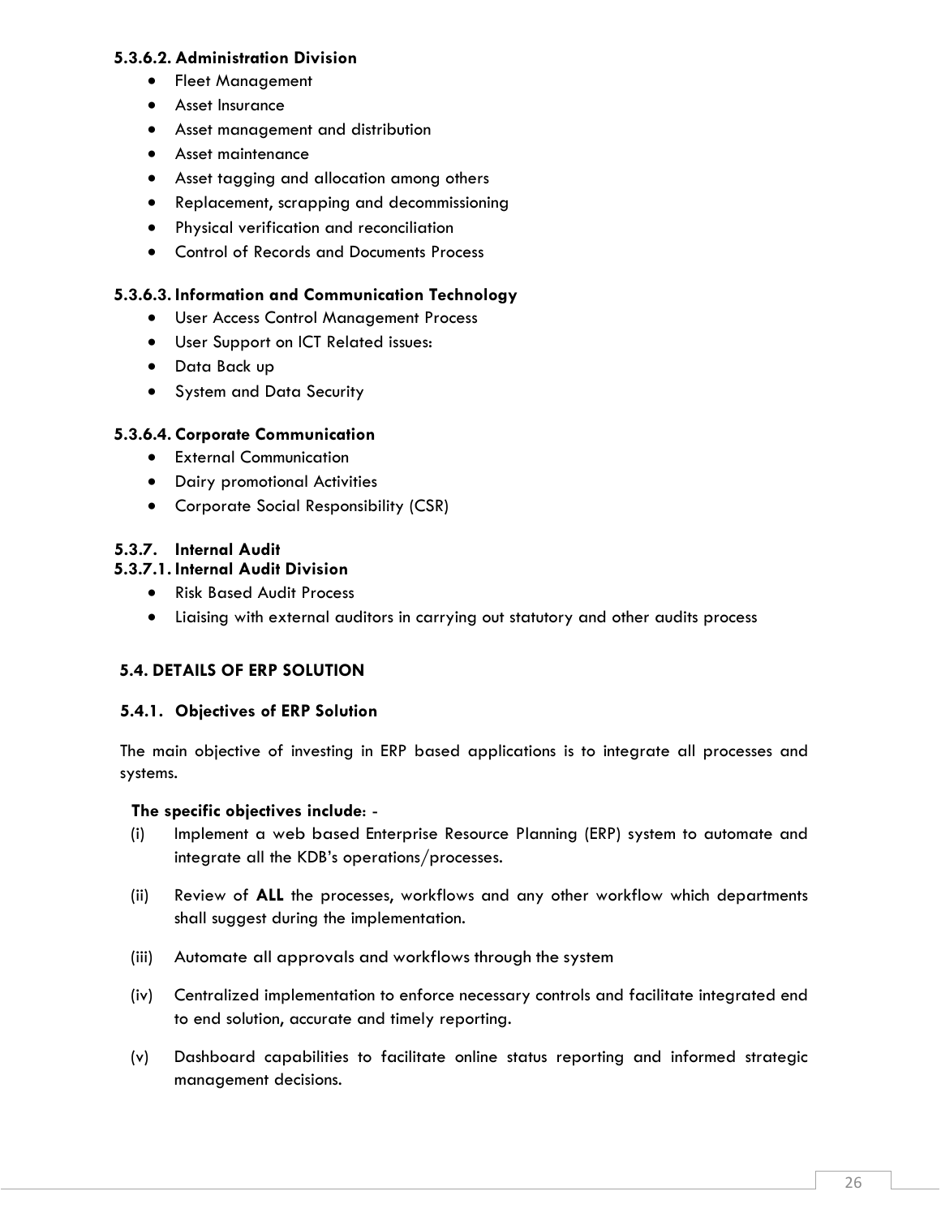#### 5.3.6.2. Administration Division

- Fleet Management
- Asset Insurance
- Asset management and distribution
- Asset maintenance
- Asset tagging and allocation among others
- Replacement, scrapping and decommissioning
- Physical verification and reconciliation
- Control of Records and Documents Process

#### 5.3.6.3. Information and Communication Technology

- User Access Control Management Process
- User Support on ICT Related issues:
- Data Back up
- System and Data Security

#### 5.3.6.4. Corporate Communication

- External Communication
- Dairy promotional Activities
- Corporate Social Responsibility (CSR)

### 5.3.7. Internal Audit

#### 5.3.7.1. Internal Audit Division

- Risk Based Audit Process
- Liaising with external auditors in carrying out statutory and other audits process

## 5.4. DETAILS OF ERP SOLUTION

### 5.4.1. Objectives of ERP Solution

The main objective of investing in ERP based applications is to integrate all processes and systems.

**The specific objectives include**: -

(i) Implement a web based Enterprise Resource Planning (ERP) system to automate and integrate all the KDB's operations/processes.

(ii) Review of **ALL** the processes, workflows and any other workflow which departments shall suggest during the implementation.

(iii) Automate all approvals and workflows through the system

(iv) Centralized implementation to enforce necessary controls and facilitate integrated end to end solution, accurate and timely reporting.

(v) Dashboard capabilities to facilitate online status reporting and informed strategic management decisions.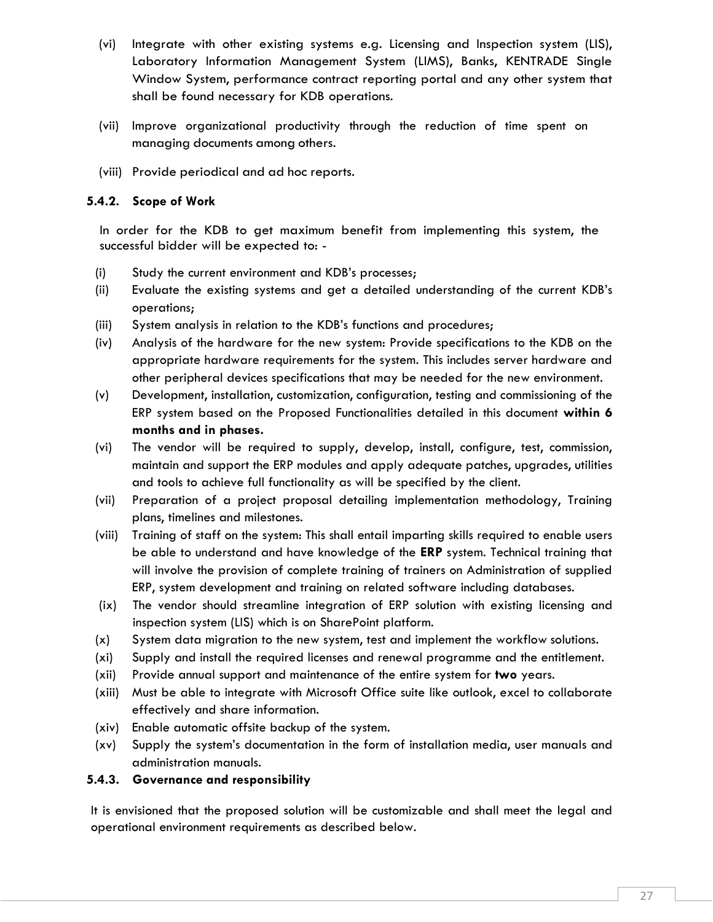(vi) Integrate with other existing systems e.g. Licensing and Inspection system (LIS), Laboratory Information Management System (LIMS), Banks, KENTRADE Single Window System, performance contract reporting portal and any other system that shall be found necessary for KDB operations.

(vii) Improve organizational productivity through the reduction of time spent on managing documents among others.

(viii) Provide periodical and ad hoc reports.

### 5.4.2. Scope of Work

In order for the KDB to get maximum benefit from implementing this system, the successful bidder will be expected to: -

(i) Study the current environment and KDB's processes;

(ii) Evaluate the existing systems and get a detailed understanding of the current KDB's operations;

(iii) System analysis in relation to the KDB's functions and procedures;

(iv) Analysis of the hardware for the new system: Provide specifications to the KDB on the appropriate hardware requirements for the system. This includes server hardware and other peripheral devices specifications that may be needed for the new environment.

(v) Development, installation, customization, configuration, testing and commissioning of the ERP system based on the Proposed Functionalities detailed in this document **within 6 months and in phases.**

(vi) The vendor will be required to supply, develop, install, configure, test, commission, maintain and support the ERP modules and apply adequate patches, upgrades, utilities and tools to achieve full functionality as will be specified by the client.

(vii) Preparation of a project proposal detailing implementation methodology, Training plans, timelines and milestones.

(viii) Training of staff on the system: This shall entail imparting skills required to enable users be able to understand and have knowledge of the **ERP** system. Technical training that will involve the provision of complete training of trainers on Administration of supplied ERP, system development and training on related software including databases.

(ix) The vendor should streamline integration of ERP solution with existing licensing and inspection system (LIS) which is on SharePoint platform.

(x) System data migration to the new system, test and implement the workflow solutions.

(xi) Supply and install the required licenses and renewal programme and the entitlement.

(xii) Provide annual support and maintenance of the entire system for **two** years.

(xiii) Must be able to integrate with Microsoft Office suite like outlook, excel to collaborate effectively and share information.

(xiv) Enable automatic offsite backup of the system.

(xv) Supply the system's documentation in the form of installation media, user manuals and administration manuals.

### 5.4.3. Governance and responsibility

It is envisioned that the proposed solution will be customizable and shall meet the legal and operational environment requirements as described below.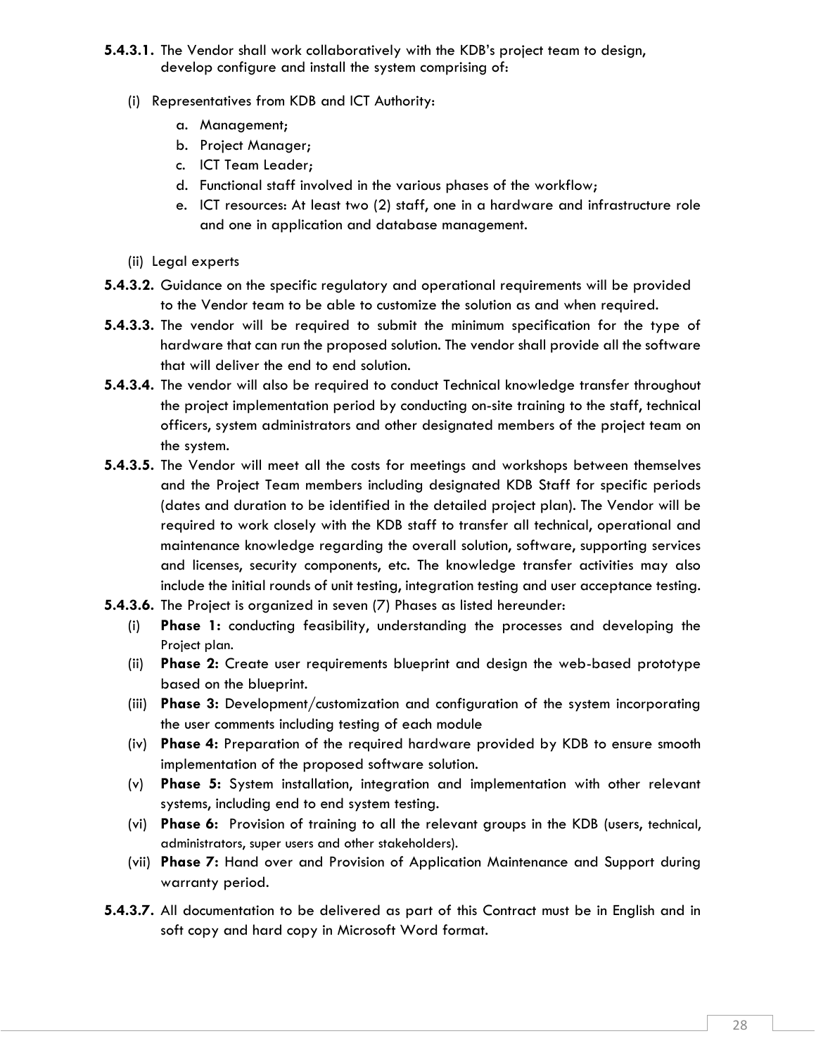**5.4.3.1.** The Vendor shall work collaboratively with the KDB's project team to design, develop configure and install the system comprising of:

(i) Representatives from KDB and ICT Authority:

a. Management;
b. Project Manager;
c. ICT Team Leader;
d. Functional staff involved in the various phases of the workflow;
e. ICT resources: At least two (2) staff, one in a hardware and infrastructure role and one in application and database management.

(ii) Legal experts

**5.4.3.2.** Guidance on the specific regulatory and operational requirements will be provided to the Vendor team to be able to customize the solution as and when required.

**5.4.3.3.** The vendor will be required to submit the minimum specification for the type of hardware that can run the proposed solution. The vendor shall provide all the software that will deliver the end to end solution.

**5.4.3.4.** The vendor will also be required to conduct Technical knowledge transfer throughout the project implementation period by conducting on-site training to the staff, technical officers, system administrators and other designated members of the project team on the system.

**5.4.3.5.** The Vendor will meet all the costs for meetings and workshops between themselves and the Project Team members including designated KDB Staff for specific periods (dates and duration to be identified in the detailed project plan). The Vendor will be required to work closely with the KDB staff to transfer all technical, operational and maintenance knowledge regarding the overall solution, software, supporting services and licenses, security components, etc. The knowledge transfer activities may also include the initial rounds of unit testing, integration testing and user acceptance testing.

**5.4.3.6.** The Project is organized in seven (7) Phases as listed hereunder:

(i) **Phase 1:** conducting feasibility, understanding the processes and developing the Project plan.
(ii) **Phase 2:** Create user requirements blueprint and design the web-based prototype based on the blueprint.
(iii) **Phase 3:** Development/customization and configuration of the system incorporating the user comments including testing of each module
(iv) **Phase 4:** Preparation of the required hardware provided by KDB to ensure smooth implementation of the proposed software solution.
(v) **Phase 5:** System installation, integration and implementation with other relevant systems, including end to end system testing.
(vi) **Phase 6:** Provision of training to all the relevant groups in the KDB (users, technical, administrators, super users and other stakeholders).
(vii) **Phase 7:** Hand over and Provision of Application Maintenance and Support during warranty period.

**5.4.3.7.** All documentation to be delivered as part of this Contract must be in English and in soft copy and hard copy in Microsoft Word format.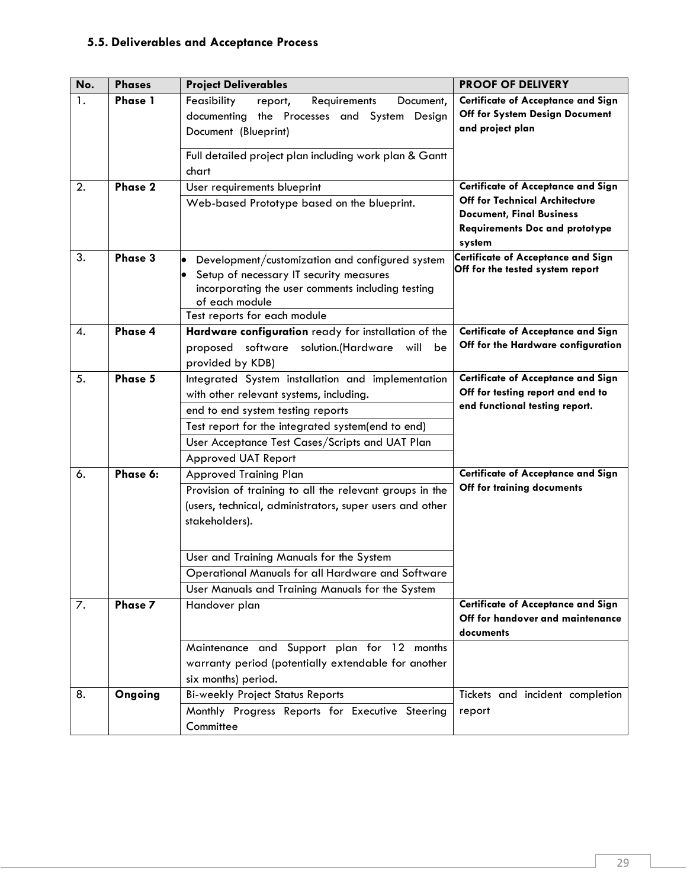### 5.5. Deliverables and Acceptance Process

| No. | Phases | Project Deliverables | PROOF OF DELIVERY |
|---|---|---|---|
| 1. | **Phase 1** | Feasibility report, Requirements Document, documenting the Processes and System Design Document (Blueprint) | **Certificate of Acceptance and Sign Off for System Design Document and project plan** |
| | | Full detailed project plan including work plan & Gantt chart | |
| 2. | **Phase 2** | User requirements blueprint | **Certificate of Acceptance and Sign Off for Technical Architecture Document, Final Business Requirements Doc and prototype system** |
| | | Web-based Prototype based on the blueprint. | |
| 3. | **Phase 3** | • Development/customization and configured system<br>• Setup of necessary IT security measures incorporating the user comments including testing of each module | **Certificate of Acceptance and Sign Off for the tested system report** |
| | | Test reports for each module | |
| 4. | **Phase 4** | **Hardware configuration** ready for installation of the proposed software solution.(Hardware will be provided by KDB) | **Certificate of Acceptance and Sign Off for the Hardware configuration** |
| 5. | **Phase 5** | Integrated System installation and implementation with other relevant systems, including. | **Certificate of Acceptance and Sign Off for testing report and end to end functional testing report.** |
| | | end to end system testing reports | |
| | | Test report for the integrated system(end to end) | |
| | | User Acceptance Test Cases/Scripts and UAT Plan | |
| | | Approved UAT Report | |
| 6. | **Phase 6:** | Approved Training Plan | **Certificate of Acceptance and Sign Off for training documents** |
| | | Provision of training to all the relevant groups in the (users, technical, administrators, super users and other stakeholders). | |
| | | User and Training Manuals for the System | |
| | | Operational Manuals for all Hardware and Software | |
| | | User Manuals and Training Manuals for the System | |
| 7. | **Phase 7** | Handover plan | **Certificate of Acceptance and Sign Off for handover and maintenance documents** |
| | | Maintenance and Support plan for 12 months warranty period (potentially extendable for another six months) period. | |
| 8. | **Ongoing** | Bi-weekly Project Status Reports | Tickets and incident completion report |
| | | Monthly Progress Reports for Executive Steering Committee | |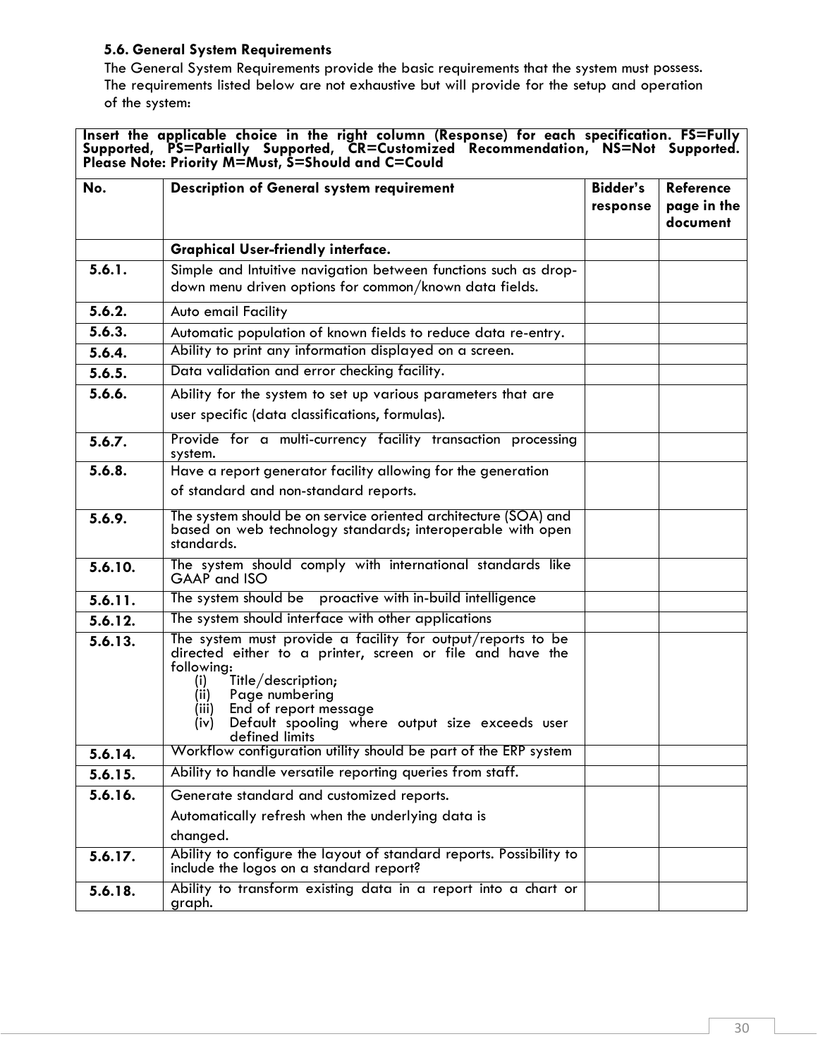### 5.6. General System Requirements

The General System Requirements provide the basic requirements that the system must possess. The requirements listed below are not exhaustive but will provide for the setup and operation of the system:

**Insert the applicable choice in the right column (Response) for each specification. FS=Fully Supported, PS=Partially Supported, CR=Customized Recommendation, NS=Not Supported. Please Note: Priority M=Must, S=Should and C=Could**

| No. | Description of General system requirement | Bidder's response | Reference page in the document |
|---|---|---|---|
| | **Graphical User-friendly interface.** | | |
| 5.6.1. | Simple and Intuitive navigation between functions such as drop-down menu driven options for common/known data fields. | | |
| 5.6.2. | Auto email Facility | | |
| 5.6.3. | Automatic population of known fields to reduce data re-entry. | | |
| 5.6.4. | Ability to print any information displayed on a screen. | | |
| 5.6.5. | Data validation and error checking facility. | | |
| 5.6.6. | Ability for the system to set up various parameters that are user specific (data classifications, formulas). | | |
| 5.6.7. | Provide for a multi-currency facility transaction processing system. | | |
| 5.6.8. | Have a report generator facility allowing for the generation of standard and non-standard reports. | | |
| 5.6.9. | The system should be on service oriented architecture (SOA) and based on web technology standards; interoperable with open standards. | | |
| 5.6.10. | The system should comply with international standards like GAAP and ISO | | |
| 5.6.11. | The system should be proactive with in-build intelligence | | |
| 5.6.12. | The system should interface with other applications | | |
| 5.6.13. | The system must provide a facility for output/reports to be directed either to a printer, screen or file and have the following: (i) Title/description; (ii) Page numbering (iii) End of report message (iv) Default spooling where output size exceeds user defined limits | | |
| 5.6.14. | Workflow configuration utility should be part of the ERP system | | |
| 5.6.15. | Ability to handle versatile reporting queries from staff. | | |
| 5.6.16. | Generate standard and customized reports. Automatically refresh when the underlying data is changed. | | |
| 5.6.17. | Ability to configure the layout of standard reports. Possibility to include the logos on a standard report? | | |
| 5.6.18. | Ability to transform existing data in a report into a chart or graph. | | |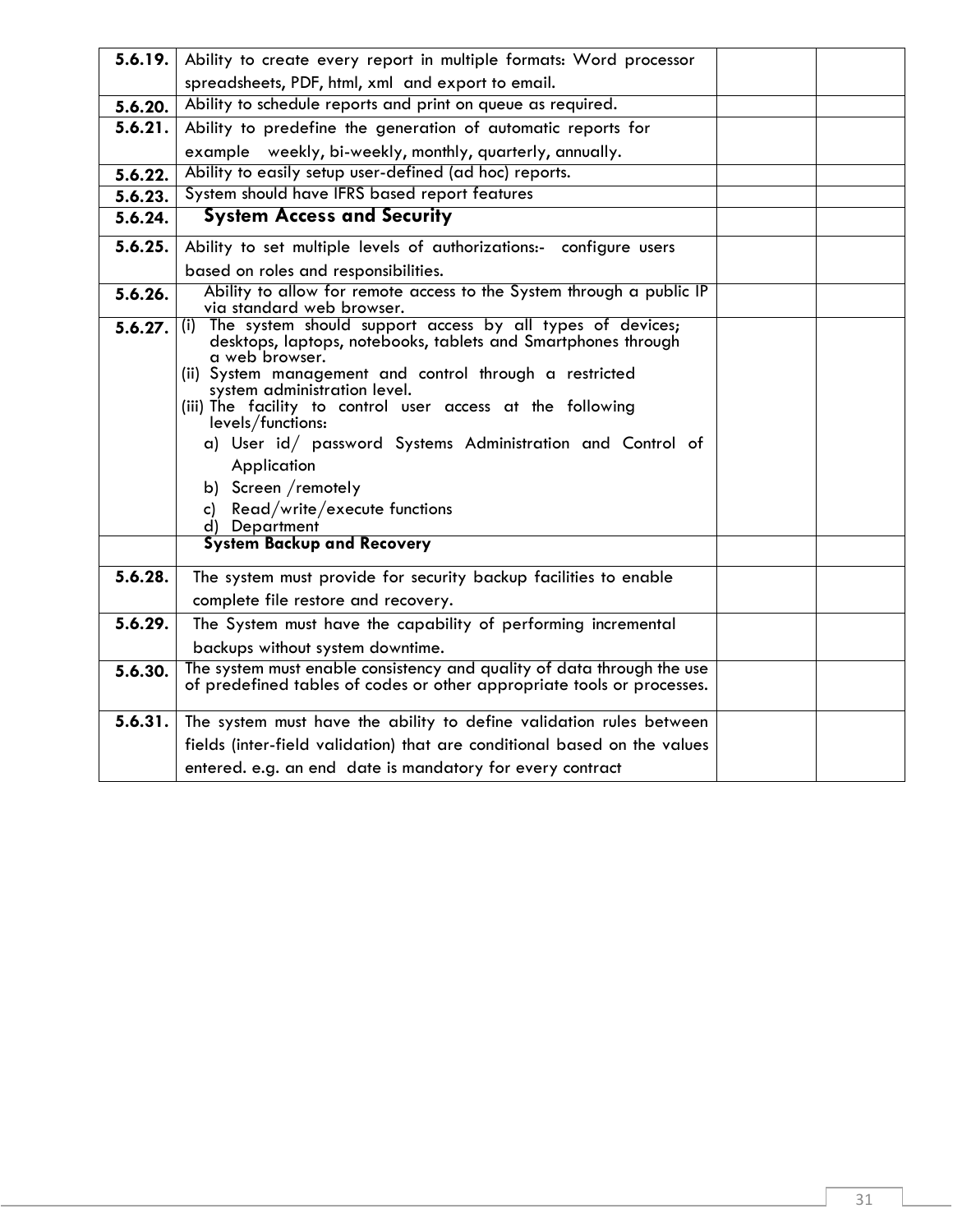| | | | |
|---|---|---|---|
| **5.6.19.** | Ability to create every report in multiple formats: Word processor spreadsheets, PDF, html, xml and export to email. | | |
| **5.6.20.** | Ability to schedule reports and print on queue as required. | | |
| **5.6.21.** | Ability to predefine the generation of automatic reports for example weekly, bi-weekly, monthly, quarterly, annually. | | |
| **5.6.22.** | Ability to easily setup user-defined (ad hoc) reports. | | |
| **5.6.23.** | System should have IFRS based report features | | |
| **5.6.24.** | **System Access and Security** | | |
| **5.6.25.** | Ability to set multiple levels of authorizations:- configure users based on roles and responsibilities. | | |
| **5.6.26.** | Ability to allow for remote access to the System through a public IP via standard web browser. | | |
| **5.6.27.** | (i) The system should support access by all types of devices; desktops, laptops, notebooks, tablets and Smartphones through a web browser.<br>(ii) System management and control through a restricted system administration level.<br>(iii) The facility to control user access at the following levels/functions:<br>a) User id/ password Systems Administration and Control of Application<br>b) Screen /remotely<br>c) Read/write/execute functions<br>d) Department | | |
| | **System Backup and Recovery** | | |
| **5.6.28.** | The system must provide for security backup facilities to enable complete file restore and recovery. | | |
| **5.6.29.** | The System must have the capability of performing incremental backups without system downtime. | | |
| **5.6.30.** | The system must enable consistency and quality of data through the use of predefined tables of codes or other appropriate tools or processes. | | |
| **5.6.31.** | The system must have the ability to define validation rules between fields (inter-field validation) that are conditional based on the values entered. e.g. an end date is mandatory for every contract | | |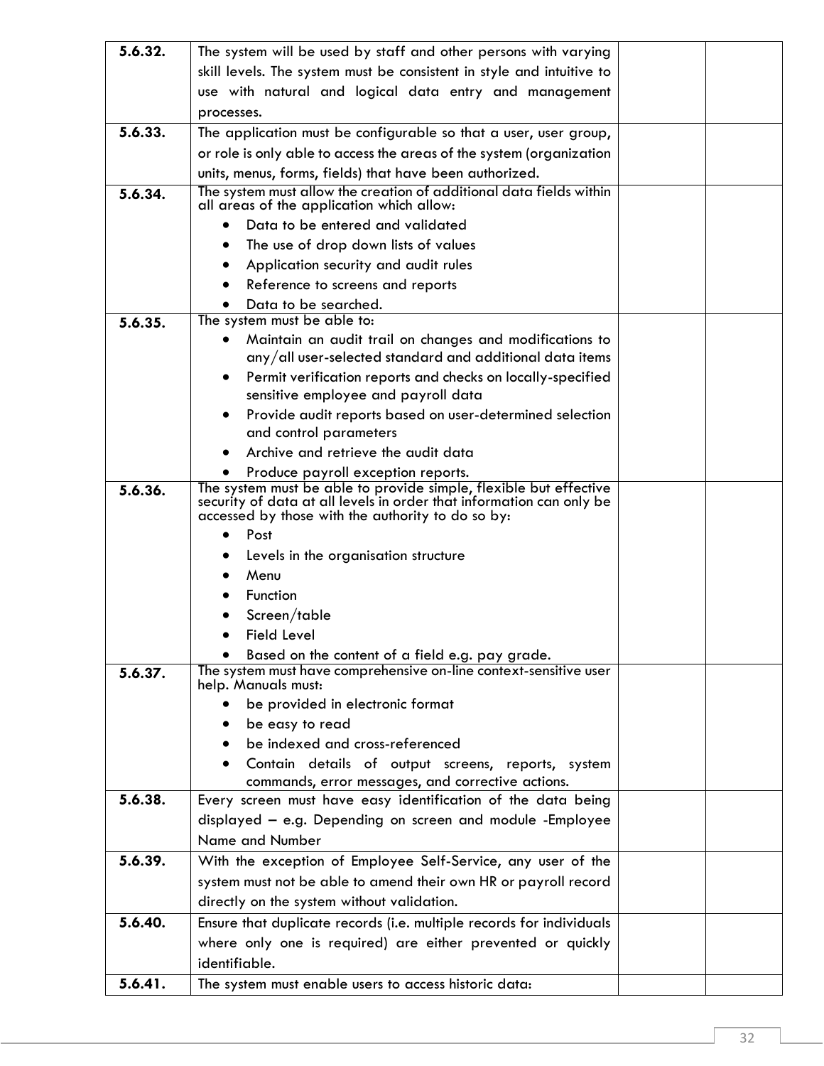| | | | |
|---|---|---|---|
| **5.6.32.** | The system will be used by staff and other persons with varying skill levels. The system must be consistent in style and intuitive to use with natural and logical data entry and management processes. | | |
| **5.6.33.** | The application must be configurable so that a user, user group, or role is only able to access the areas of the system (organization units, menus, forms, fields) that have been authorized. | | |
| **5.6.34.** | The system must allow the creation of additional data fields within all areas of the application which allow:<br>• Data to be entered and validated<br>• The use of drop down lists of values<br>• Application security and audit rules<br>• Reference to screens and reports<br>• Data to be searched. | | |
| **5.6.35.** | The system must be able to:<br>• Maintain an audit trail on changes and modifications to any/all user-selected standard and additional data items<br>• Permit verification reports and checks on locally-specified sensitive employee and payroll data<br>• Provide audit reports based on user-determined selection and control parameters<br>• Archive and retrieve the audit data<br>• Produce payroll exception reports. | | |
| **5.6.36.** | The system must be able to provide simple, flexible but effective security of data at all levels in order that information can only be accessed by those with the authority to do so by:<br>• Post<br>• Levels in the organisation structure<br>• Menu<br>• Function<br>• Screen/table<br>• Field Level<br>• Based on the content of a field e.g. pay grade. | | |
| **5.6.37.** | The system must have comprehensive on-line context-sensitive user help. Manuals must:<br>• be provided in electronic format<br>• be easy to read<br>• be indexed and cross-referenced<br>• Contain details of output screens, reports, system commands, error messages, and corrective actions. | | |
| **5.6.38.** | Every screen must have easy identification of the data being displayed – e.g. Depending on screen and module -Employee Name and Number | | |
| **5.6.39.** | With the exception of Employee Self-Service, any user of the system must not be able to amend their own HR or payroll record directly on the system without validation. | | |
| **5.6.40.** | Ensure that duplicate records (i.e. multiple records for individuals where only one is required) are either prevented or quickly identifiable. | | |
| **5.6.41.** | The system must enable users to access historic data: | | |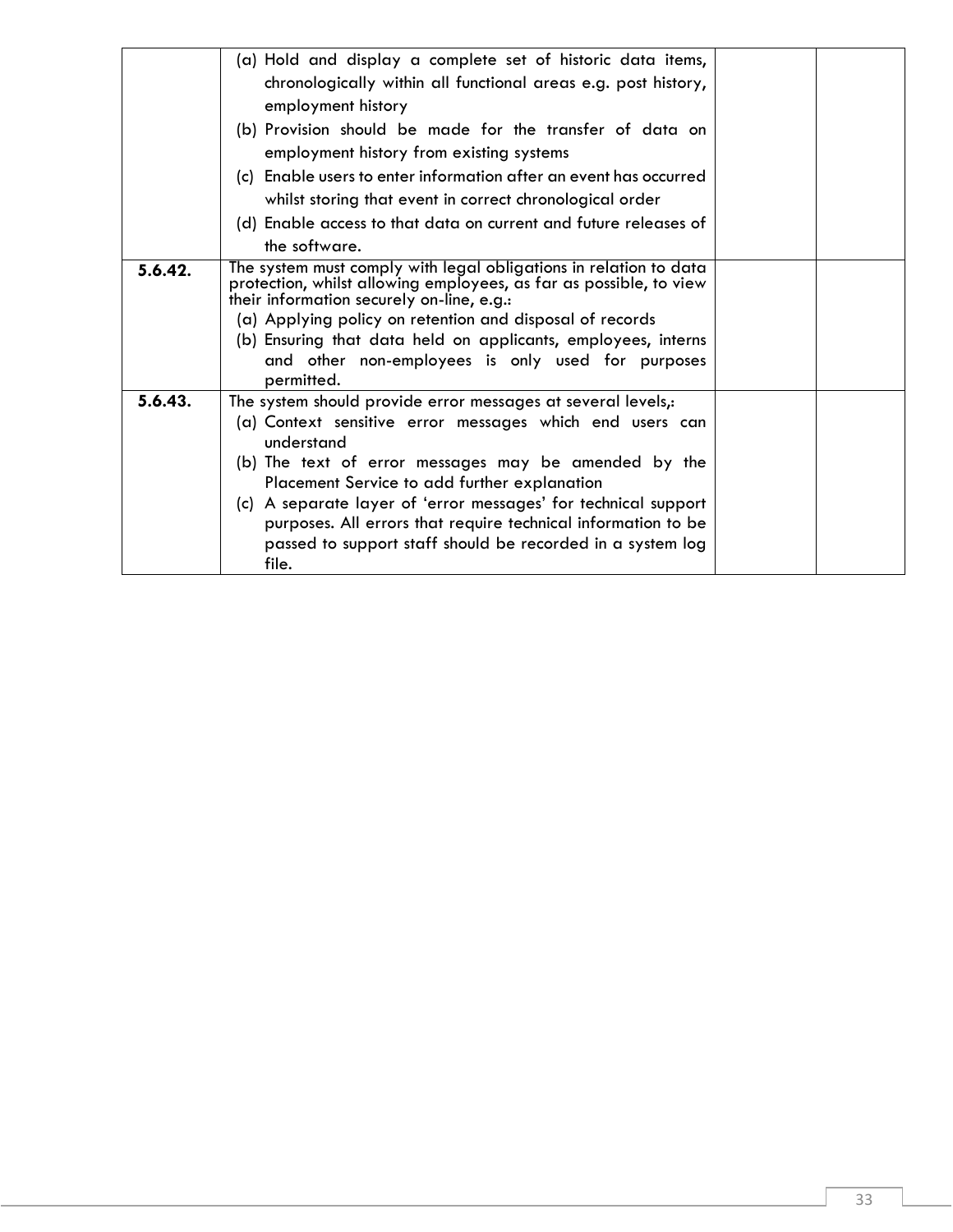| | | | |
|---|---|---|---|
| | (a) Hold and display a complete set of historic data items, chronologically within all functional areas e.g. post history, employment history<br>(b) Provision should be made for the transfer of data on employment history from existing systems<br>(c) Enable users to enter information after an event has occurred whilst storing that event in correct chronological order<br>(d) Enable access to that data on current and future releases of the software. | | |
| **5.6.42.** | The system must comply with legal obligations in relation to data protection, whilst allowing employees, as far as possible, to view their information securely on-line, e.g.:<br>(a) Applying policy on retention and disposal of records<br>(b) Ensuring that data held on applicants, employees, interns and other non-employees is only used for purposes permitted. | | |
| **5.6.43.** | The system should provide error messages at several levels,:<br>(a) Context sensitive error messages which end users can understand<br>(b) The text of error messages may be amended by the Placement Service to add further explanation<br>(c) A separate layer of 'error messages' for technical support purposes. All errors that require technical information to be passed to support staff should be recorded in a system log file. | | |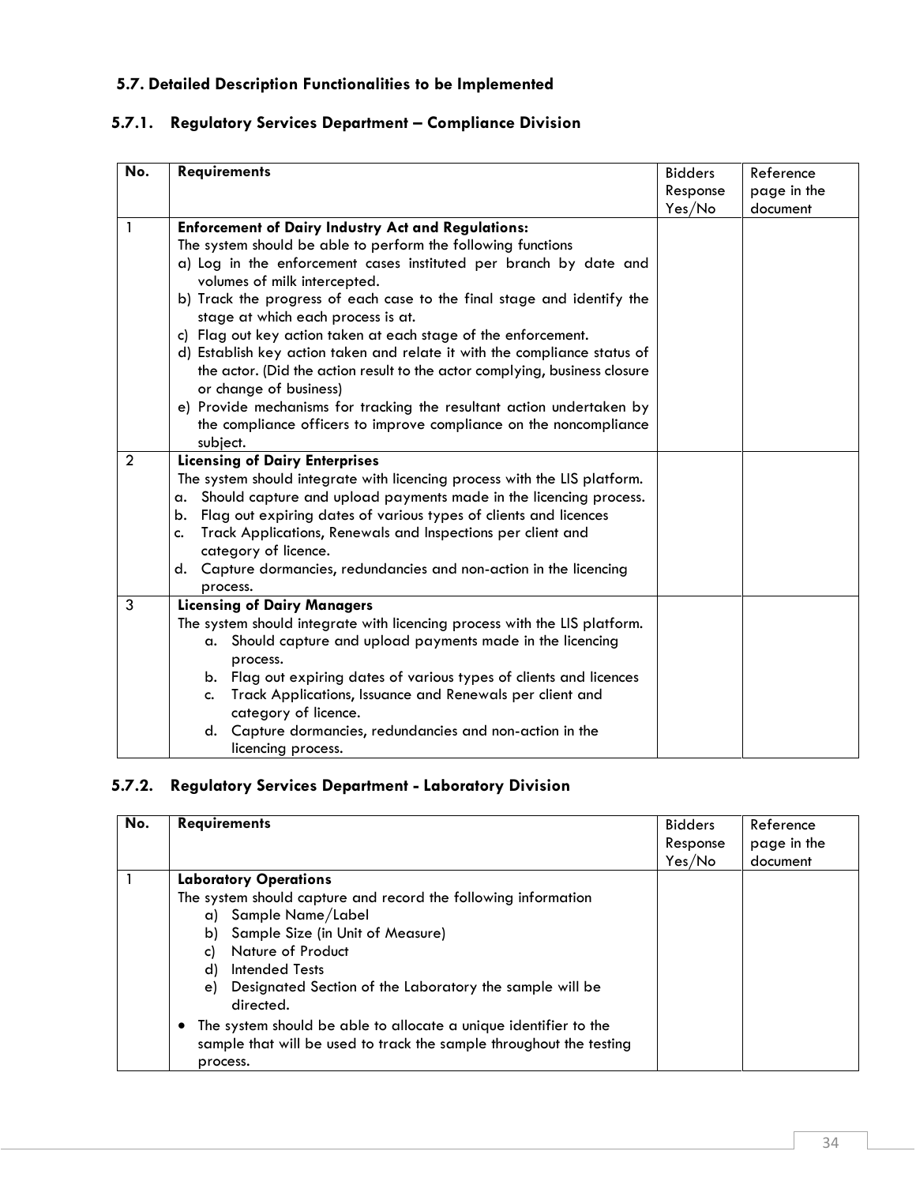### 5.7. Detailed Description Functionalities to be Implemented

#### 5.7.1. Regulatory Services Department – Compliance Division

| No. | Requirements | Bidders Response Yes/No | Reference page in the document |
|---|---|---|---|
| 1 | **Enforcement of Dairy Industry Act and Regulations:**<br>The system should be able to perform the following functions<br>a) Log in the enforcement cases instituted per branch by date and volumes of milk intercepted.<br>b) Track the progress of each case to the final stage and identify the stage at which each process is at.<br>c) Flag out key action taken at each stage of the enforcement.<br>d) Establish key action taken and relate it with the compliance status of the actor. (Did the action result to the actor complying, business closure or change of business)<br>e) Provide mechanisms for tracking the resultant action undertaken by the compliance officers to improve compliance on the noncompliance subject. | | |
| 2 | **Licensing of Dairy Enterprises**<br>The system should integrate with licencing process with the LIS platform.<br>a. Should capture and upload payments made in the licencing process.<br>b. Flag out expiring dates of various types of clients and licences<br>c. Track Applications, Renewals and Inspections per client and category of licence.<br>d. Capture dormancies, redundancies and non-action in the licencing process. | | |
| 3 | **Licensing of Dairy Managers**<br>The system should integrate with licencing process with the LIS platform.<br>a. Should capture and upload payments made in the licencing process.<br>b. Flag out expiring dates of various types of clients and licences<br>c. Track Applications, Issuance and Renewals per client and category of licence.<br>d. Capture dormancies, redundancies and non-action in the licencing process. | | |

#### 5.7.2. Regulatory Services Department - Laboratory Division

| No. | Requirements | Bidders Response Yes/No | Reference page in the document |
|---|---|---|---|
| 1 | **Laboratory Operations**<br>The system should capture and record the following information<br>a) Sample Name/Label<br>b) Sample Size (in Unit of Measure)<br>c) Nature of Product<br>d) Intended Tests<br>e) Designated Section of the Laboratory the sample will be directed.<br>• The system should be able to allocate a unique identifier to the sample that will be used to track the sample throughout the testing process. | | |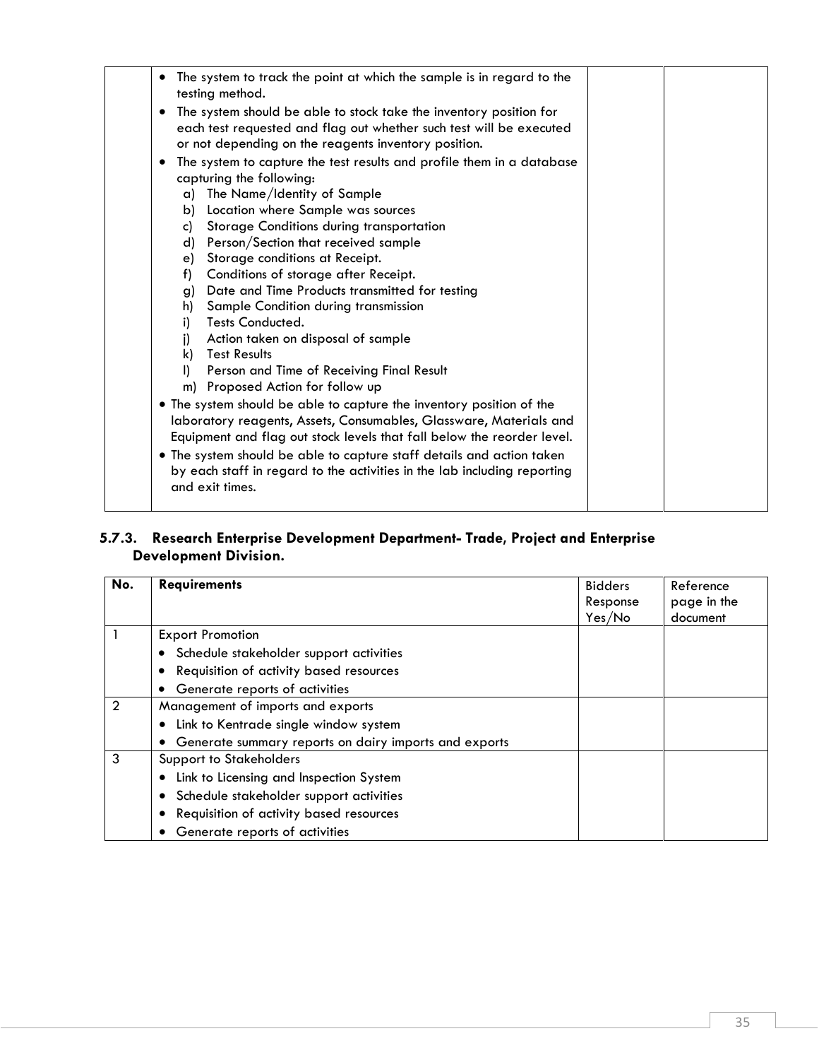| | | | |
|---|---|---|---|
| | • The system to track the point at which the sample is in regard to the testing method.<br>• The system should be able to stock take the inventory position for each test requested and flag out whether such test will be executed or not depending on the reagents inventory position.<br>• The system to capture the test results and profile them in a database capturing the following:<br>a) The Name/Identity of Sample<br>b) Location where Sample was sources<br>c) Storage Conditions during transportation<br>d) Person/Section that received sample<br>e) Storage conditions at Receipt.<br>f) Conditions of storage after Receipt.<br>g) Date and Time Products transmitted for testing<br>h) Sample Condition during transmission<br>i) Tests Conducted.<br>j) Action taken on disposal of sample<br>k) Test Results<br>l) Person and Time of Receiving Final Result<br>m) Proposed Action for follow up<br>• The system should be able to capture the inventory position of the laboratory reagents, Assets, Consumables, Glassware, Materials and Equipment and flag out stock levels that fall below the reorder level.<br>• The system should be able to capture staff details and action taken by each staff in regard to the activities in the lab including reporting and exit times. | | |

### 5.7.3. Research Enterprise Development Department- Trade, Project and Enterprise Development Division.

| No. | Requirements | Bidders Response Yes/No | Reference page in the document |
|---|---|---|---|
| 1 | Export Promotion<br>• Schedule stakeholder support activities<br>• Requisition of activity based resources<br>• Generate reports of activities | | |
| 2 | Management of imports and exports<br>• Link to Kentrade single window system<br>• Generate summary reports on dairy imports and exports | | |
| 3 | Support to Stakeholders<br>• Link to Licensing and Inspection System<br>• Schedule stakeholder support activities<br>• Requisition of activity based resources<br>• Generate reports of activities | | |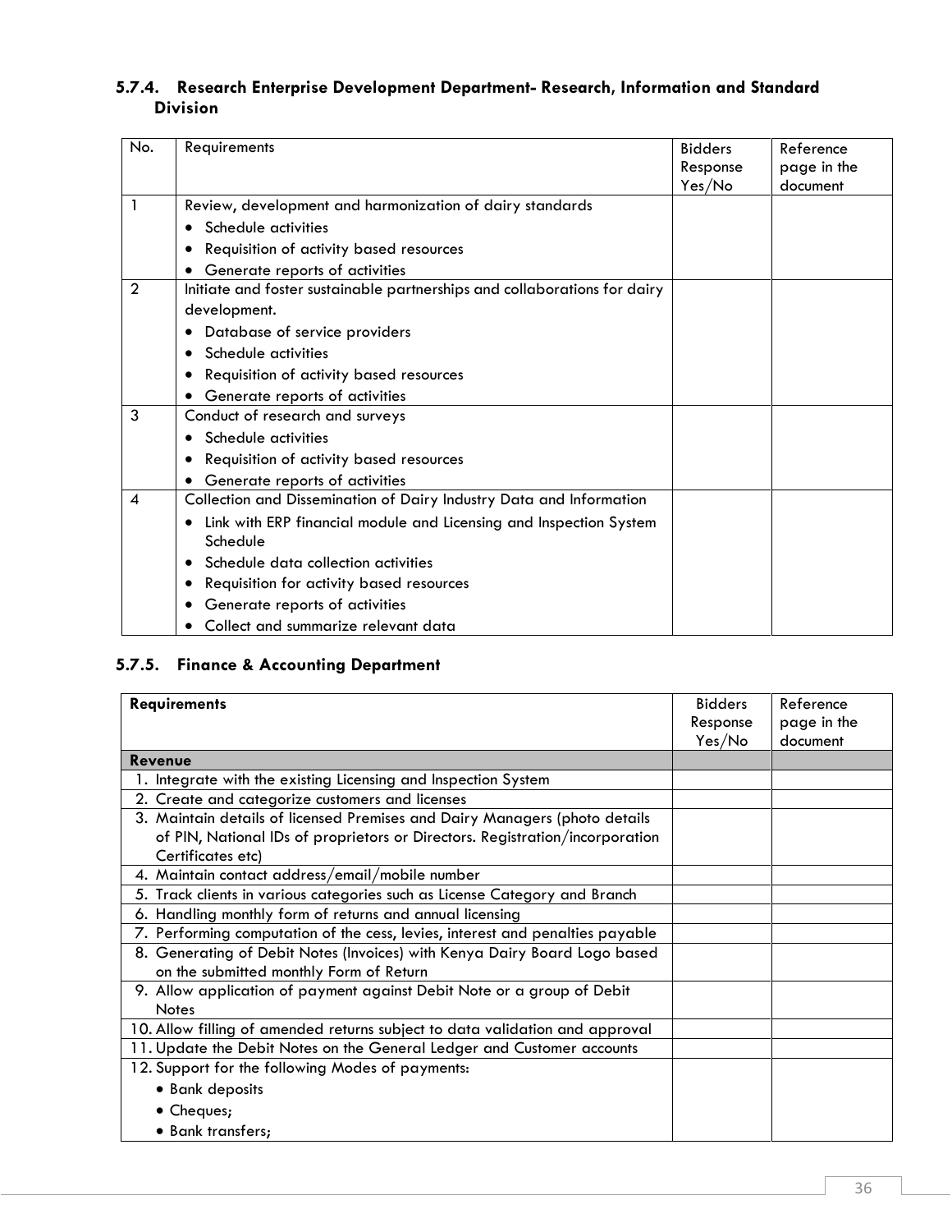### 5.7.4. Research Enterprise Development Department- Research, Information and Standard Division

| No. | Requirements | Bidders Response Yes/No | Reference page in the document |
|---|---|---|---|
| 1 | Review, development and harmonization of dairy standards<br>• Schedule activities<br>• Requisition of activity based resources<br>• Generate reports of activities | | |
| 2 | Initiate and foster sustainable partnerships and collaborations for dairy development.<br>• Database of service providers<br>• Schedule activities<br>• Requisition of activity based resources<br>• Generate reports of activities | | |
| 3 | Conduct of research and surveys<br>• Schedule activities<br>• Requisition of activity based resources<br>• Generate reports of activities | | |
| 4 | Collection and Dissemination of Dairy Industry Data and Information<br>• Link with ERP financial module and Licensing and Inspection System Schedule<br>• Schedule data collection activities<br>• Requisition for activity based resources<br>• Generate reports of activities<br>• Collect and summarize relevant data | | |

### 5.7.5. Finance & Accounting Department

| Requirements | Bidders Response Yes/No | Reference page in the document |
|---|---|---|
| **Revenue** | | |
| 1. Integrate with the existing Licensing and Inspection System | | |
| 2. Create and categorize customers and licenses | | |
| 3. Maintain details of licensed Premises and Dairy Managers (photo details of PIN, National IDs of proprietors or Directors. Registration/incorporation Certificates etc) | | |
| 4. Maintain contact address/email/mobile number | | |
| 5. Track clients in various categories such as License Category and Branch | | |
| 6. Handling monthly form of returns and annual licensing | | |
| 7. Performing computation of the cess, levies, interest and penalties payable | | |
| 8. Generating of Debit Notes (Invoices) with Kenya Dairy Board Logo based on the submitted monthly Form of Return | | |
| 9. Allow application of payment against Debit Note or a group of Debit Notes | | |
| 10. Allow filling of amended returns subject to data validation and approval | | |
| 11. Update the Debit Notes on the General Ledger and Customer accounts | | |
| 12. Support for the following Modes of payments:<br>• Bank deposits<br>• Cheques;<br>• Bank transfers; | | |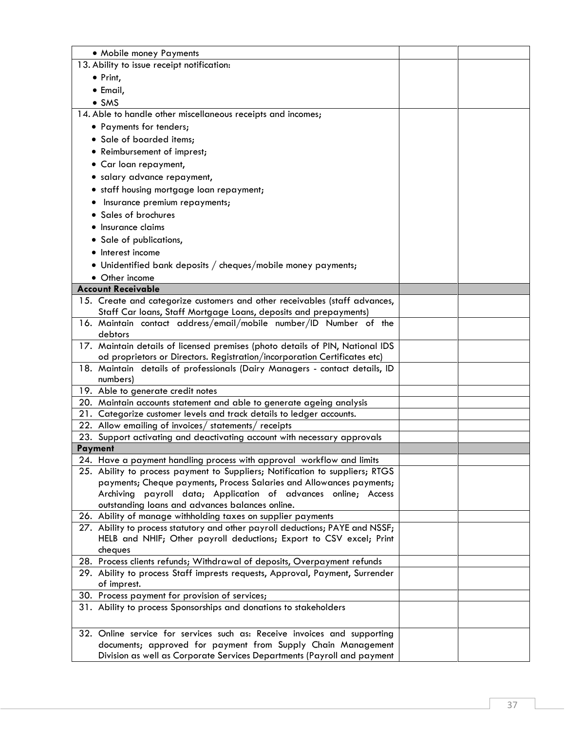| | | |
|---|---|---|
| • Mobile money Payments | | |
| 13. Ability to issue receipt notification:<br>• Print,<br>• Email,<br>• SMS | | |
| 14. Able to handle other miscellaneous receipts and incomes;<br>• Payments for tenders;<br>• Sale of boarded items;<br>• Reimbursement of imprest;<br>• Car loan repayment,<br>• salary advance repayment,<br>• staff housing mortgage loan repayment;<br>• Insurance premium repayments;<br>• Sales of brochures<br>• Insurance claims<br>• Sale of publications,<br>• Interest income<br>• Unidentified bank deposits / cheques/mobile money payments;<br>• Other income | | |
| **Account Receivable** | | |
| 15. Create and categorize customers and other receivables (staff advances, Staff Car loans, Staff Mortgage Loans, deposits and prepayments) | | |
| 16. Maintain contact address/email/mobile number/ID Number of the debtors | | |
| 17. Maintain details of licensed premises (photo details of PIN, National IDS od proprietors or Directors. Registration/incorporation Certificates etc) | | |
| 18. Maintain details of professionals (Dairy Managers - contact details, ID numbers) | | |
| 19. Able to generate credit notes | | |
| 20. Maintain accounts statement and able to generate ageing analysis | | |
| 21. Categorize customer levels and track details to ledger accounts. | | |
| 22. Allow emailing of invoices/ statements/ receipts | | |
| 23. Support activating and deactivating account with necessary approvals | | |
| **Payment** | | |
| 24. Have a payment handling process with approval workflow and limits | | |
| 25. Ability to process payment to Suppliers; Notification to suppliers; RTGS payments; Cheque payments, Process Salaries and Allowances payments; Archiving payroll data; Application of advances online; Access outstanding loans and advances balances online. | | |
| 26. Ability of manage withholding taxes on supplier payments | | |
| 27. Ability to process statutory and other payroll deductions; PAYE and NSSF; HELB and NHIF; Other payroll deductions; Export to CSV excel; Print cheques | | |
| 28. Process clients refunds; Withdrawal of deposits, Overpayment refunds | | |
| 29. Ability to process Staff imprests requests, Approval, Payment, Surrender of imprest. | | |
| 30. Process payment for provision of services; | | |
| 31. Ability to process Sponsorships and donations to stakeholders | | |
| 32. Online service for services such as: Receive invoices and supporting documents; approved for payment from Supply Chain Management Division as well as Corporate Services Departments (Payroll and payment | | |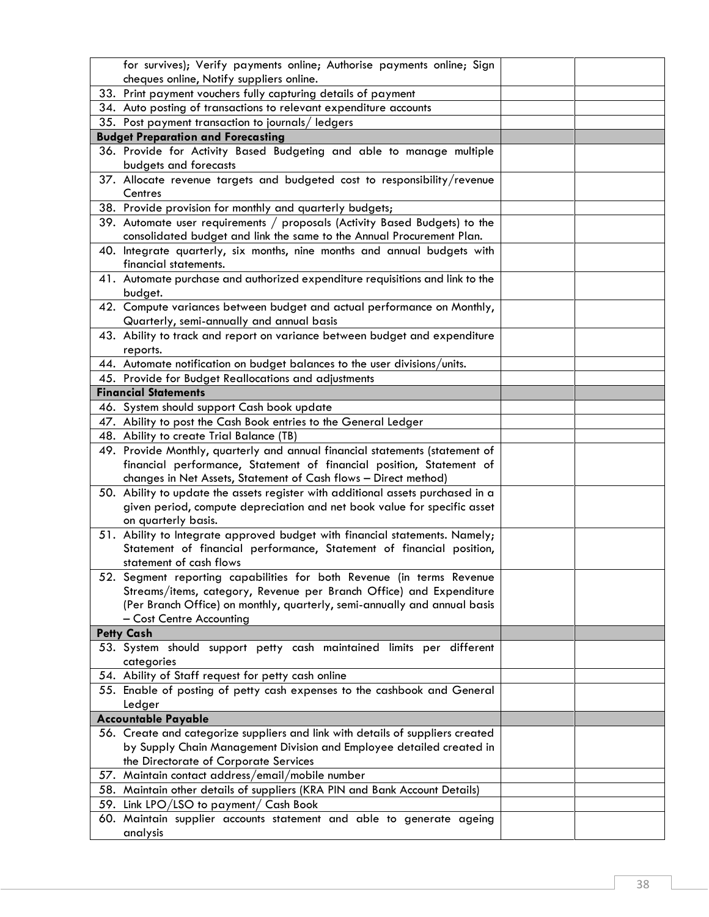| | | |
|---|---|---|
| for survives); Verify payments online; Authorise payments online; Sign cheques online, Notify suppliers online. | | |
| 33. Print payment vouchers fully capturing details of payment | | |
| 34. Auto posting of transactions to relevant expenditure accounts | | |
| 35. Post payment transaction to journals/ ledgers | | |
| **Budget Preparation and Forecasting** | | |
| 36. Provide for Activity Based Budgeting and able to manage multiple budgets and forecasts | | |
| 37. Allocate revenue targets and budgeted cost to responsibility/revenue Centres | | |
| 38. Provide provision for monthly and quarterly budgets; | | |
| 39. Automate user requirements / proposals (Activity Based Budgets) to the consolidated budget and link the same to the Annual Procurement Plan. | | |
| 40. Integrate quarterly, six months, nine months and annual budgets with financial statements. | | |
| 41. Automate purchase and authorized expenditure requisitions and link to the budget. | | |
| 42. Compute variances between budget and actual performance on Monthly, Quarterly, semi-annually and annual basis | | |
| 43. Ability to track and report on variance between budget and expenditure reports. | | |
| 44. Automate notification on budget balances to the user divisions/units. | | |
| 45. Provide for Budget Reallocations and adjustments | | |
| **Financial Statements** | | |
| 46. System should support Cash book update | | |
| 47. Ability to post the Cash Book entries to the General Ledger | | |
| 48. Ability to create Trial Balance (TB) | | |
| 49. Provide Monthly, quarterly and annual financial statements (statement of financial performance, Statement of financial position, Statement of changes in Net Assets, Statement of Cash flows – Direct method) | | |
| 50. Ability to update the assets register with additional assets purchased in a given period, compute depreciation and net book value for specific asset on quarterly basis. | | |
| 51. Ability to Integrate approved budget with financial statements. Namely; Statement of financial performance, Statement of financial position, statement of cash flows | | |
| 52. Segment reporting capabilities for both Revenue (in terms Revenue Streams/items, category, Revenue per Branch Office) and Expenditure (Per Branch Office) on monthly, quarterly, semi-annually and annual basis – Cost Centre Accounting | | |
| **Petty Cash** | | |
| 53. System should support petty cash maintained limits per different categories | | |
| 54. Ability of Staff request for petty cash online | | |
| 55. Enable of posting of petty cash expenses to the cashbook and General Ledger | | |
| **Accountable Payable** | | |
| 56. Create and categorize suppliers and link with details of suppliers created by Supply Chain Management Division and Employee detailed created in the Directorate of Corporate Services | | |
| 57. Maintain contact address/email/mobile number | | |
| 58. Maintain other details of suppliers (KRA PIN and Bank Account Details) | | |
| 59. Link LPO/LSO to payment/ Cash Book | | |
| 60. Maintain supplier accounts statement and able to generate ageing analysis | | |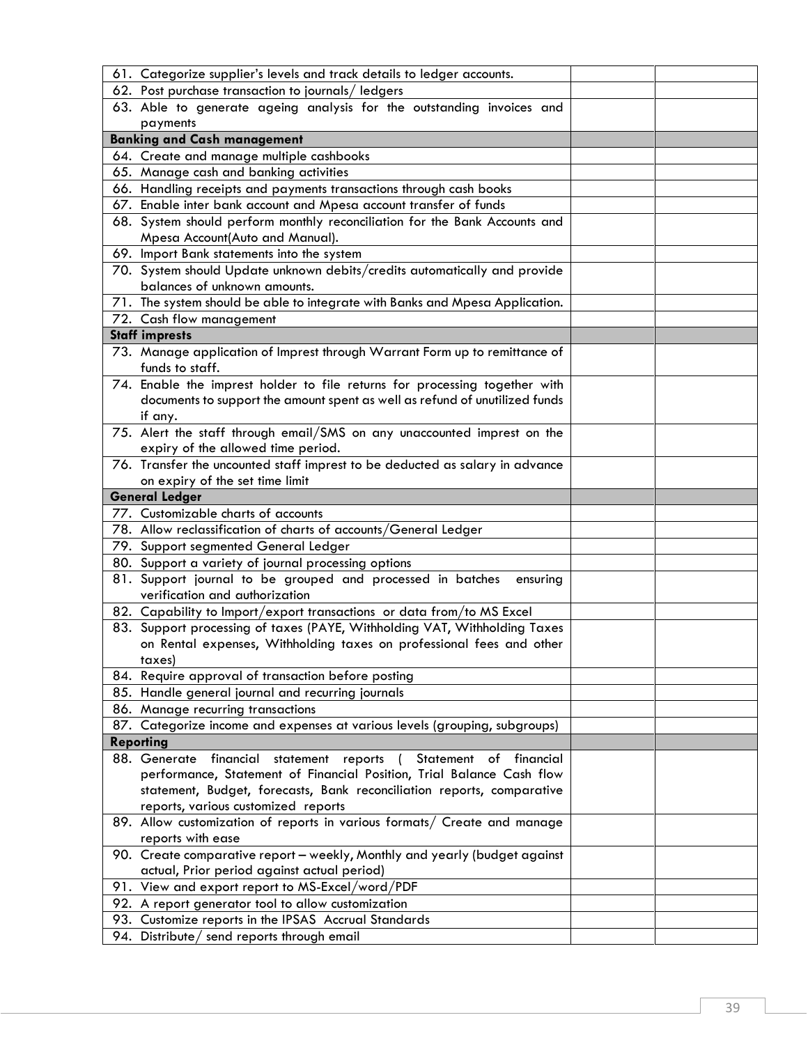| | | |
|---|---|---|
| 61. Categorize supplier's levels and track details to ledger accounts. | | |
| 62. Post purchase transaction to journals/ ledgers | | |
| 63. Able to generate ageing analysis for the outstanding invoices and payments | | |
| **Banking and Cash management** | | |
| 64. Create and manage multiple cashbooks | | |
| 65. Manage cash and banking activities | | |
| 66. Handling receipts and payments transactions through cash books | | |
| 67. Enable inter bank account and Mpesa account transfer of funds | | |
| 68. System should perform monthly reconciliation for the Bank Accounts and Mpesa Account(Auto and Manual). | | |
| 69. Import Bank statements into the system | | |
| 70. System should Update unknown debits/credits automatically and provide balances of unknown amounts. | | |
| 71. The system should be able to integrate with Banks and Mpesa Application. | | |
| 72. Cash flow management | | |
| **Staff imprests** | | |
| 73. Manage application of Imprest through Warrant Form up to remittance of funds to staff. | | |
| 74. Enable the imprest holder to file returns for processing together with documents to support the amount spent as well as refund of unutilized funds if any. | | |
| 75. Alert the staff through email/SMS on any unaccounted imprest on the expiry of the allowed time period. | | |
| 76. Transfer the uncounted staff imprest to be deducted as salary in advance on expiry of the set time limit | | |
| **General Ledger** | | |
| 77. Customizable charts of accounts | | |
| 78. Allow reclassification of charts of accounts/General Ledger | | |
| 79. Support segmented General Ledger | | |
| 80. Support a variety of journal processing options | | |
| 81. Support journal to be grouped and processed in batches ensuring verification and authorization | | |
| 82. Capability to Import/export transactions or data from/to MS Excel | | |
| 83. Support processing of taxes (PAYE, Withholding VAT, Withholding Taxes on Rental expenses, Withholding taxes on professional fees and other taxes) | | |
| 84. Require approval of transaction before posting | | |
| 85. Handle general journal and recurring journals | | |
| 86. Manage recurring transactions | | |
| 87. Categorize income and expenses at various levels (grouping, subgroups) | | |
| **Reporting** | | |
| 88. Generate financial statement reports ( Statement of financial performance, Statement of Financial Position, Trial Balance Cash flow statement, Budget, forecasts, Bank reconciliation reports, comparative reports, various customized reports | | |
| 89. Allow customization of reports in various formats/ Create and manage reports with ease | | |
| 90. Create comparative report – weekly, Monthly and yearly (budget against actual, Prior period against actual period) | | |
| 91. View and export report to MS-Excel/word/PDF | | |
| 92. A report generator tool to allow customization | | |
| 93. Customize reports in the IPSAS Accrual Standards | | |
| 94. Distribute/ send reports through email | | |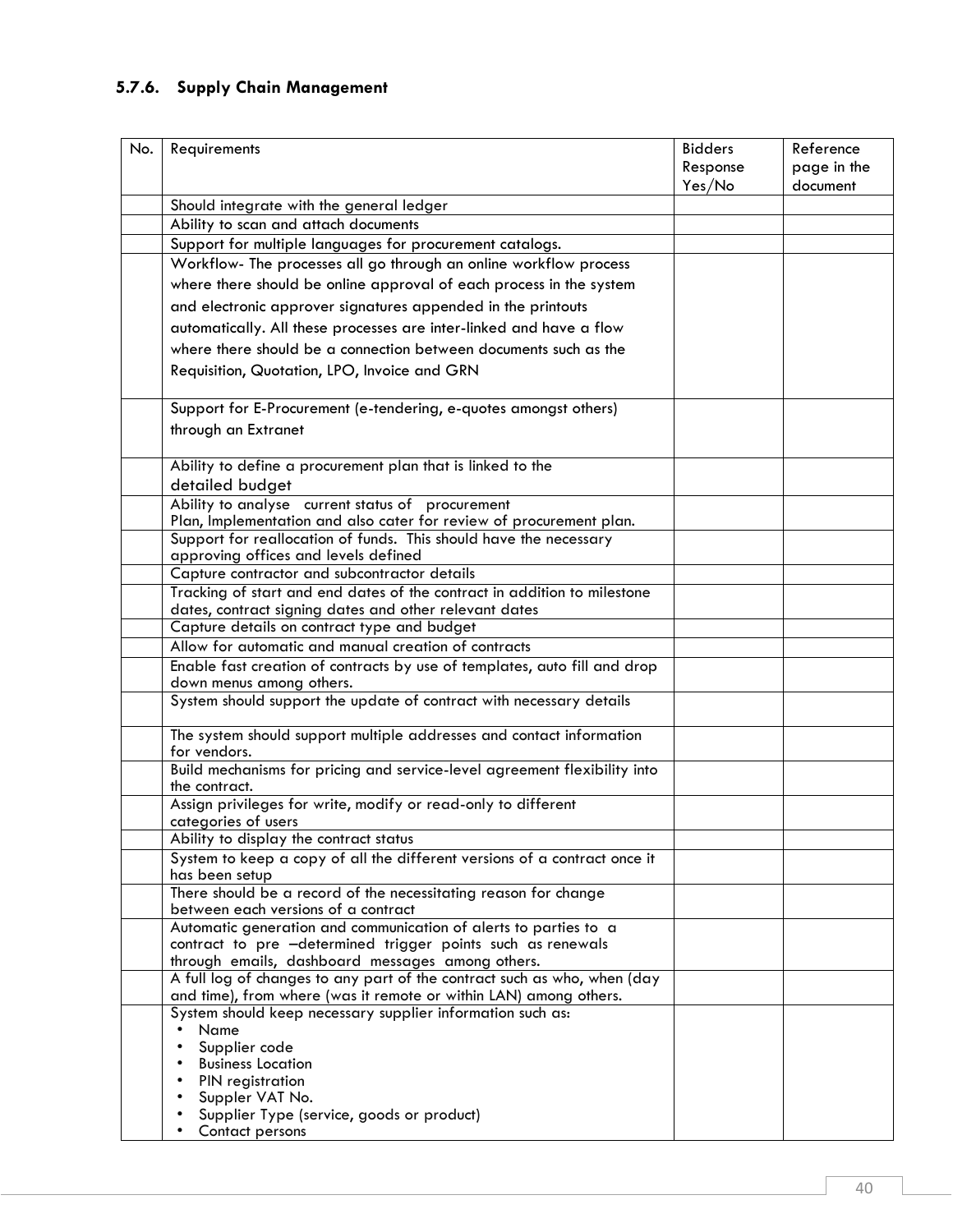### 5.7.6. Supply Chain Management

| No. | Requirements | Bidders Response Yes/No | Reference page in the document |
|---|---|---|---|
| | Should integrate with the general ledger | | |
| | Ability to scan and attach documents | | |
| | Support for multiple languages for procurement catalogs. | | |
| | Workflow- The processes all go through an online workflow process where there should be online approval of each process in the system and electronic approver signatures appended in the printouts automatically. All these processes are inter-linked and have a flow where there should be a connection between documents such as the Requisition, Quotation, LPO, Invoice and GRN | | |
| | Support for E-Procurement (e-tendering, e-quotes amongst others) through an Extranet | | |
| | Ability to define a procurement plan that is linked to the detailed budget | | |
| | Ability to analyse current status of procurement Plan, Implementation and also cater for review of procurement plan. | | |
| | Support for reallocation of funds. This should have the necessary approving offices and levels defined | | |
| | Capture contractor and subcontractor details | | |
| | Tracking of start and end dates of the contract in addition to milestone dates, contract signing dates and other relevant dates | | |
| | Capture details on contract type and budget | | |
| | Allow for automatic and manual creation of contracts | | |
| | Enable fast creation of contracts by use of templates, auto fill and drop down menus among others. | | |
| | System should support the update of contract with necessary details | | |
| | The system should support multiple addresses and contact information for vendors. | | |
| | Build mechanisms for pricing and service-level agreement flexibility into the contract. | | |
| | Assign privileges for write, modify or read-only to different categories of users | | |
| | Ability to display the contract status | | |
| | System to keep a copy of all the different versions of a contract once it has been setup | | |
| | There should be a record of the necessitating reason for change between each versions of a contract | | |
| | Automatic generation and communication of alerts to parties to a contract to pre –determined trigger points such as renewals through emails, dashboard messages among others. | | |
| | A full log of changes to any part of the contract such as who, when (day and time), from where (was it remote or within LAN) among others. | | |
| | System should keep necessary supplier information such as:<br>• Name<br>• Supplier code<br>• Business Location<br>• PIN registration<br>• Suppler VAT No.<br>• Supplier Type (service, goods or product)<br>• Contact persons | | |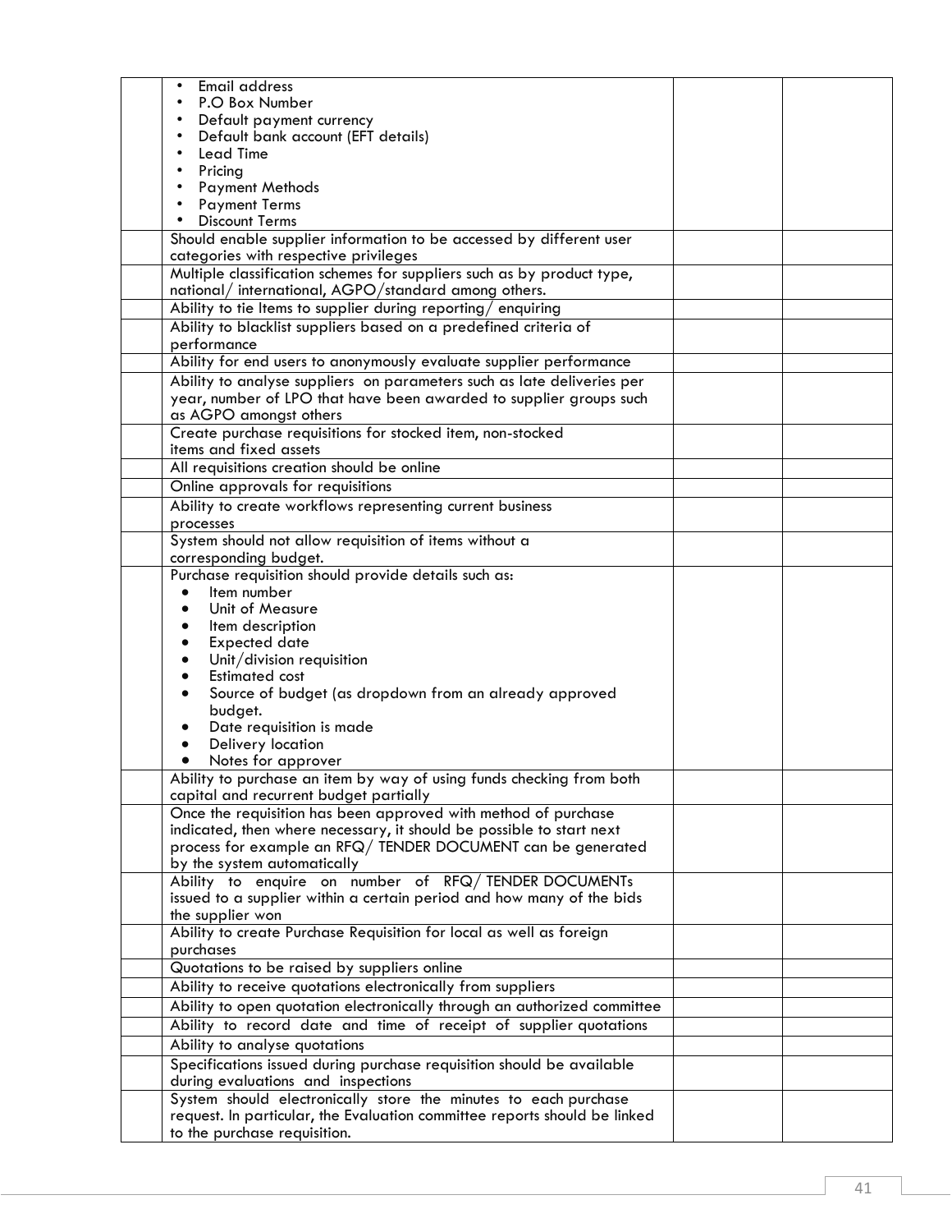| | | | |
|---|---|---|---|
| | • Email address<br>• P.O Box Number<br>• Default payment currency<br>• Default bank account (EFT details)<br>• Lead Time<br>• Pricing<br>• Payment Methods<br>• Payment Terms<br>• Discount Terms | | |
| | Should enable supplier information to be accessed by different user categories with respective privileges | | |
| | Multiple classification schemes for suppliers such as by product type, national/ international, AGPO/standard among others. | | |
| | Ability to tie Items to supplier during reporting/ enquiring | | |
| | Ability to blacklist suppliers based on a predefined criteria of performance | | |
| | Ability for end users to anonymously evaluate supplier performance | | |
| | Ability to analyse suppliers on parameters such as late deliveries per year, number of LPO that have been awarded to supplier groups such as AGPO amongst others | | |
| | Create purchase requisitions for stocked item, non-stocked items and fixed assets | | |
| | All requisitions creation should be online | | |
| | Online approvals for requisitions | | |
| | Ability to create workflows representing current business processes | | |
| | System should not allow requisition of items without a corresponding budget. | | |
| | Purchase requisition should provide details such as:<br>• Item number<br>• Unit of Measure<br>• Item description<br>• Expected date<br>• Unit/division requisition<br>• Estimated cost<br>• Source of budget (as dropdown from an already approved budget.<br>• Date requisition is made<br>• Delivery location<br>• Notes for approver | | |
| | Ability to purchase an item by way of using funds checking from both capital and recurrent budget partially | | |
| | Once the requisition has been approved with method of purchase indicated, then where necessary, it should be possible to start next process for example an RFQ/ TENDER DOCUMENT can be generated by the system automatically | | |
| | Ability to enquire on number of RFQ/ TENDER DOCUMENTs issued to a supplier within a certain period and how many of the bids the supplier won | | |
| | Ability to create Purchase Requisition for local as well as foreign purchases | | |
| | Quotations to be raised by suppliers online | | |
| | Ability to receive quotations electronically from suppliers | | |
| | Ability to open quotation electronically through an authorized committee | | |
| | Ability to record date and time of receipt of supplier quotations | | |
| | Ability to analyse quotations | | |
| | Specifications issued during purchase requisition should be available during evaluations and inspections | | |
| | System should electronically store the minutes to each purchase request. In particular, the Evaluation committee reports should be linked to the purchase requisition. | | |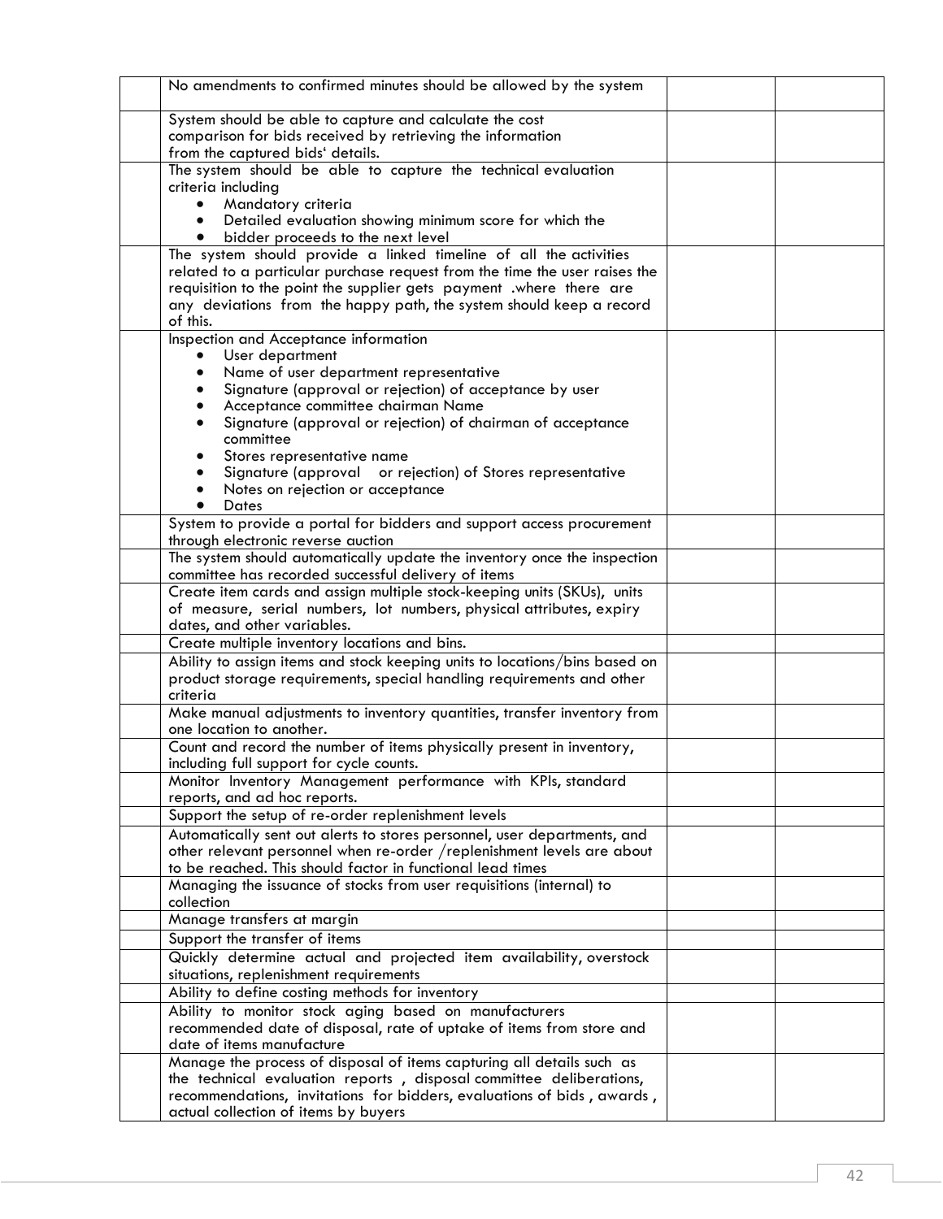| | | | |
|---|---|---|---|
| | No amendments to confirmed minutes should be allowed by the system | | |
| | System should be able to capture and calculate the cost comparison for bids received by retrieving the information from the captured bids' details. | | |
| | The system should be able to capture the technical evaluation criteria including<br>• Mandatory criteria<br>• Detailed evaluation showing minimum score for which the<br>• bidder proceeds to the next level | | |
| | The system should provide a linked timeline of all the activities related to a particular purchase request from the time the user raises the requisition to the point the supplier gets payment .where there are any deviations from the happy path, the system should keep a record of this. | | |
| | Inspection and Acceptance information<br>• User department<br>• Name of user department representative<br>• Signature (approval or rejection) of acceptance by user<br>• Acceptance committee chairman Name<br>• Signature (approval or rejection) of chairman of acceptance committee<br>• Stores representative name<br>• Signature (approval or rejection) of Stores representative<br>• Notes on rejection or acceptance<br>• Dates | | |
| | System to provide a portal for bidders and support access procurement through electronic reverse auction | | |
| | The system should automatically update the inventory once the inspection committee has recorded successful delivery of items | | |
| | Create item cards and assign multiple stock-keeping units (SKUs), units of measure, serial numbers, lot numbers, physical attributes, expiry dates, and other variables. | | |
| | Create multiple inventory locations and bins. | | |
| | Ability to assign items and stock keeping units to locations/bins based on product storage requirements, special handling requirements and other criteria | | |
| | Make manual adjustments to inventory quantities, transfer inventory from one location to another. | | |
| | Count and record the number of items physically present in inventory, including full support for cycle counts. | | |
| | Monitor Inventory Management performance with KPIs, standard reports, and ad hoc reports. | | |
| | Support the setup of re-order replenishment levels | | |
| | Automatically sent out alerts to stores personnel, user departments, and other relevant personnel when re-order /replenishment levels are about to be reached. This should factor in functional lead times | | |
| | Managing the issuance of stocks from user requisitions (internal) to collection | | |
| | Manage transfers at margin | | |
| | Support the transfer of items | | |
| | Quickly determine actual and projected item availability, overstock situations, replenishment requirements | | |
| | Ability to define costing methods for inventory | | |
| | Ability to monitor stock aging based on manufacturers recommended date of disposal, rate of uptake of items from store and date of items manufacture | | |
| | Manage the process of disposal of items capturing all details such as the technical evaluation reports , disposal committee deliberations, recommendations, invitations for bidders, evaluations of bids , awards , actual collection of items by buyers | | |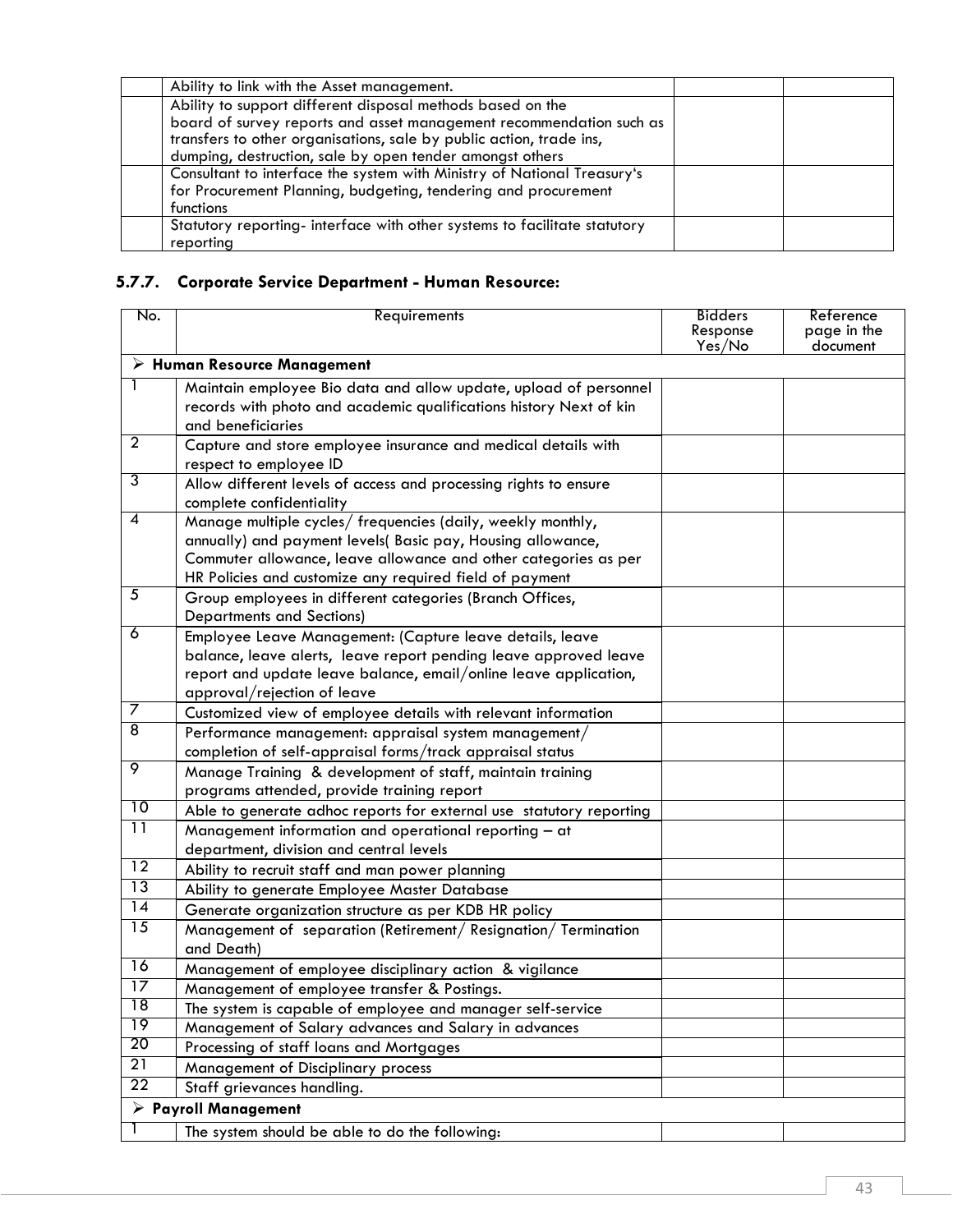| | | | |
|---|---|---|---|
| | Ability to link with the Asset management. | | |
| | Ability to support different disposal methods based on the board of survey reports and asset management recommendation such as transfers to other organisations, sale by public action, trade ins, dumping, destruction, sale by open tender amongst others | | |
| | Consultant to interface the system with Ministry of National Treasury's for Procurement Planning, budgeting, tendering and procurement functions | | |
| | Statutory reporting- interface with other systems to facilitate statutory reporting | | |

### 5.7.7. Corporate Service Department - Human Resource:

| No. | Requirements | Bidders Response Yes/No | Reference page in the document |
|---|---|---|---|
| ➢ **Human Resource Management** | | | |
| 1 | Maintain employee Bio data and allow update, upload of personnel records with photo and academic qualifications history Next of kin and beneficiaries | | |
| 2 | Capture and store employee insurance and medical details with respect to employee ID | | |
| 3 | Allow different levels of access and processing rights to ensure complete confidentiality | | |
| 4 | Manage multiple cycles/ frequencies (daily, weekly monthly, annually) and payment levels( Basic pay, Housing allowance, Commuter allowance, leave allowance and other categories as per HR Policies and customize any required field of payment | | |
| 5 | Group employees in different categories (Branch Offices, Departments and Sections) | | |
| 6 | Employee Leave Management: (Capture leave details, leave balance, leave alerts, leave report pending leave approved leave report and update leave balance, email/online leave application, approval/rejection of leave | | |
| 7 | Customized view of employee details with relevant information | | |
| 8 | Performance management: appraisal system management/ completion of self-appraisal forms/track appraisal status | | |
| 9 | Manage Training & development of staff, maintain training programs attended, provide training report | | |
| 10 | Able to generate adhoc reports for external use statutory reporting | | |
| 11 | Management information and operational reporting – at department, division and central levels | | |
| 12 | Ability to recruit staff and man power planning | | |
| 13 | Ability to generate Employee Master Database | | |
| 14 | Generate organization structure as per KDB HR policy | | |
| 15 | Management of separation (Retirement/ Resignation/ Termination and Death) | | |
| 16 | Management of employee disciplinary action & vigilance | | |
| 17 | Management of employee transfer & Postings. | | |
| 18 | The system is capable of employee and manager self-service | | |
| 19 | Management of Salary advances and Salary in advances | | |
| 20 | Processing of staff loans and Mortgages | | |
| 21 | Management of Disciplinary process | | |
| 22 | Staff grievances handling. | | |
| ➢ **Payroll Management** | | | |
| 1 | The system should be able to do the following: | | |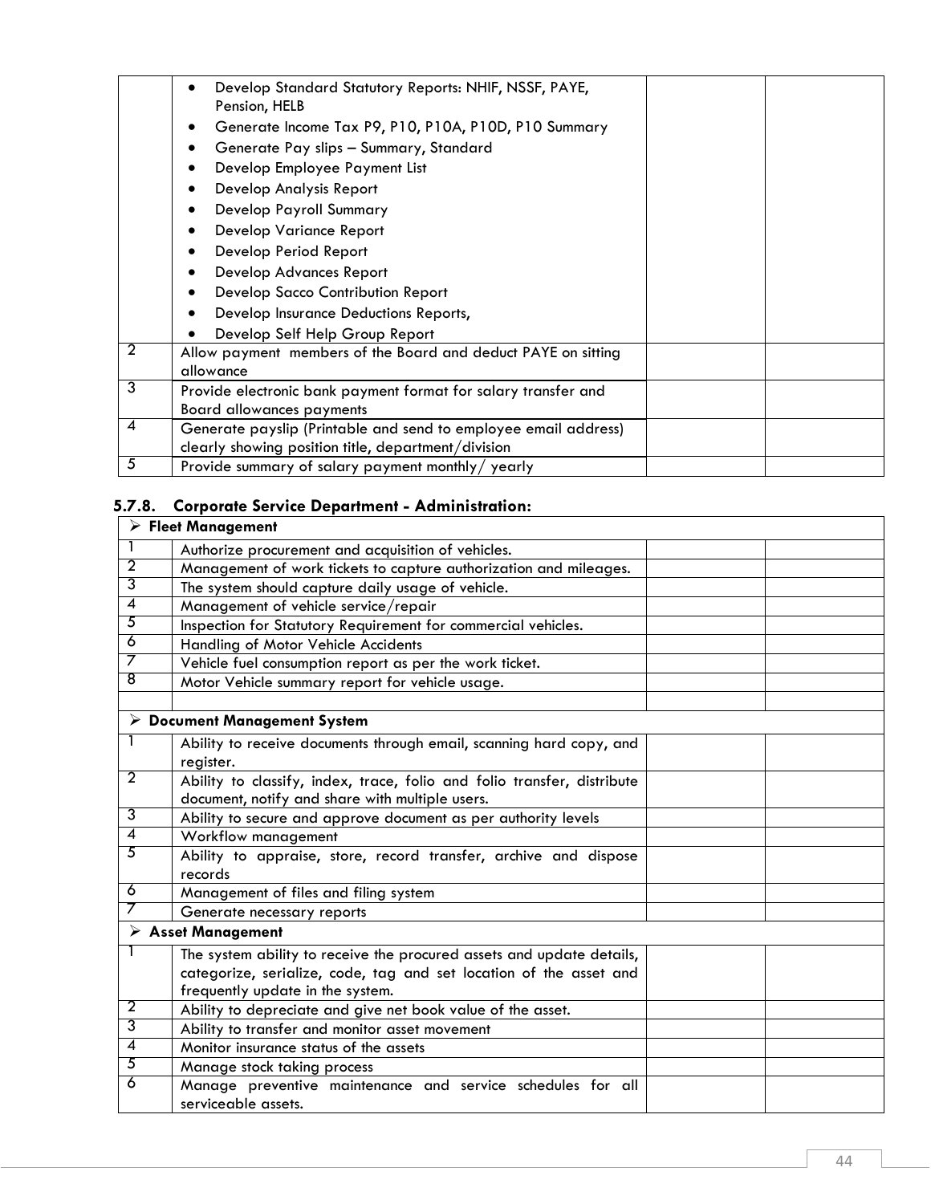| | | | |
|---|---|---|---|
| | • Develop Standard Statutory Reports: NHIF, NSSF, PAYE, Pension, HELB<br>• Generate Income Tax P9, P10, P10A, P10D, P10 Summary<br>• Generate Pay slips – Summary, Standard<br>• Develop Employee Payment List<br>• Develop Analysis Report<br>• Develop Payroll Summary<br>• Develop Variance Report<br>• Develop Period Report<br>• Develop Advances Report<br>• Develop Sacco Contribution Report<br>• Develop Insurance Deductions Reports,<br>• Develop Self Help Group Report | | |
| 2 | Allow payment members of the Board and deduct PAYE on sitting allowance | | |
| 3 | Provide electronic bank payment format for salary transfer and Board allowances payments | | |
| 4 | Generate payslip (Printable and send to employee email address) clearly showing position title, department/division | | |
| 5 | Provide summary of salary payment monthly/ yearly | | |

### 5.7.8. Corporate Service Department - Administration:

| | | | |
|---|---|---|---|
| ➢ **Fleet Management** | | | |
| 1 | Authorize procurement and acquisition of vehicles. | | |
| 2 | Management of work tickets to capture authorization and mileages. | | |
| 3 | The system should capture daily usage of vehicle. | | |
| 4 | Management of vehicle service/repair | | |
| 5 | Inspection for Statutory Requirement for commercial vehicles. | | |
| 6 | Handling of Motor Vehicle Accidents | | |
| 7 | Vehicle fuel consumption report as per the work ticket. | | |
| 8 | Motor Vehicle summary report for vehicle usage. | | |
| | | | |
| ➢ **Document Management System** | | | |
| 1 | Ability to receive documents through email, scanning hard copy, and register. | | |
| 2 | Ability to classify, index, trace, folio and folio transfer, distribute document, notify and share with multiple users. | | |
| 3 | Ability to secure and approve document as per authority levels | | |
| 4 | Workflow management | | |
| 5 | Ability to appraise, store, record transfer, archive and dispose records | | |
| 6 | Management of files and filing system | | |
| 7 | Generate necessary reports | | |
| ➢ **Asset Management** | | | |
| 1 | The system ability to receive the procured assets and update details, categorize, serialize, code, tag and set location of the asset and frequently update in the system. | | |
| 2 | Ability to depreciate and give net book value of the asset. | | |
| 3 | Ability to transfer and monitor asset movement | | |
| 4 | Monitor insurance status of the assets | | |
| 5 | Manage stock taking process | | |
| 6 | Manage preventive maintenance and service schedules for all serviceable assets. | | |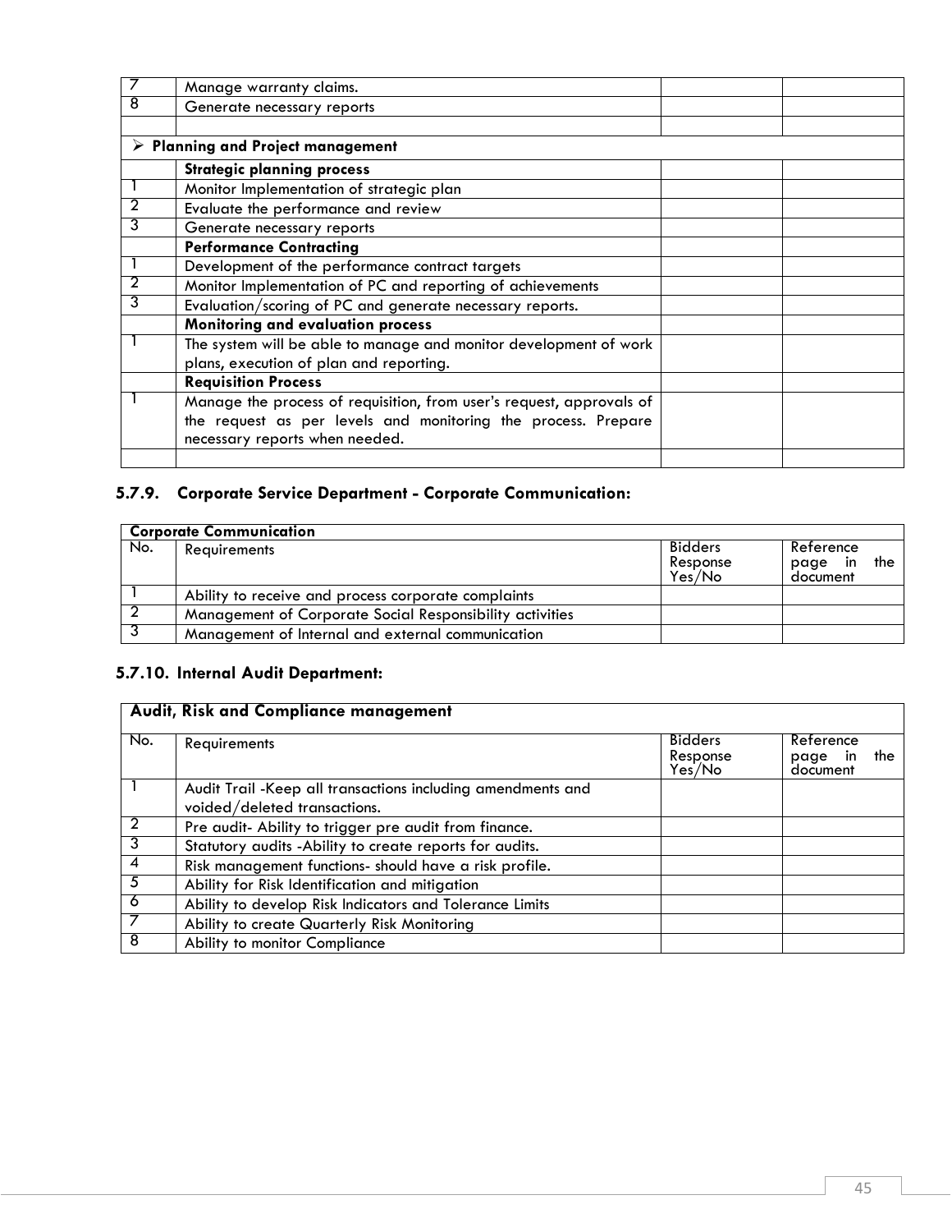| | | | |
|---|---|---|---|
| 7 | Manage warranty claims. | | |
| 8 | Generate necessary reports | | |
| | | | |
| ➢ **Planning and Project management** | | | |
| | **Strategic planning process** | | |
| 1 | Monitor Implementation of strategic plan | | |
| 2 | Evaluate the performance and review | | |
| 3 | Generate necessary reports | | |
| | **Performance Contracting** | | |
| 1 | Development of the performance contract targets | | |
| 2 | Monitor Implementation of PC and reporting of achievements | | |
| 3 | Evaluation/scoring of PC and generate necessary reports. | | |
| | **Monitoring and evaluation process** | | |
| 1 | The system will be able to manage and monitor development of work plans, execution of plan and reporting. | | |
| | **Requisition Process** | | |
| 1 | Manage the process of requisition, from user's request, approvals of the request as per levels and monitoring the process. Prepare necessary reports when needed. | | |
| | | | |

### 5.7.9. Corporate Service Department - Corporate Communication:

| **Corporate Communication** | | | |
|---|---|---|---|
| No. | Requirements | Bidders Response Yes/No | Reference page in the document |
| 1 | Ability to receive and process corporate complaints | | |
| 2 | Management of Corporate Social Responsibility activities | | |
| 3 | Management of Internal and external communication | | |

### 5.7.10. Internal Audit Department:

| **Audit, Risk and Compliance management** | | | |
|---|---|---|---|
| No. | Requirements | Bidders Response Yes/No | Reference page in the document |
| 1 | Audit Trail -Keep all transactions including amendments and voided/deleted transactions. | | |
| 2 | Pre audit- Ability to trigger pre audit from finance. | | |
| 3 | Statutory audits -Ability to create reports for audits. | | |
| 4 | Risk management functions- should have a risk profile. | | |
| 5 | Ability for Risk Identification and mitigation | | |
| 6 | Ability to develop Risk Indicators and Tolerance Limits | | |
| 7 | Ability to create Quarterly Risk Monitoring | | |
| 8 | Ability to monitor Compliance | | |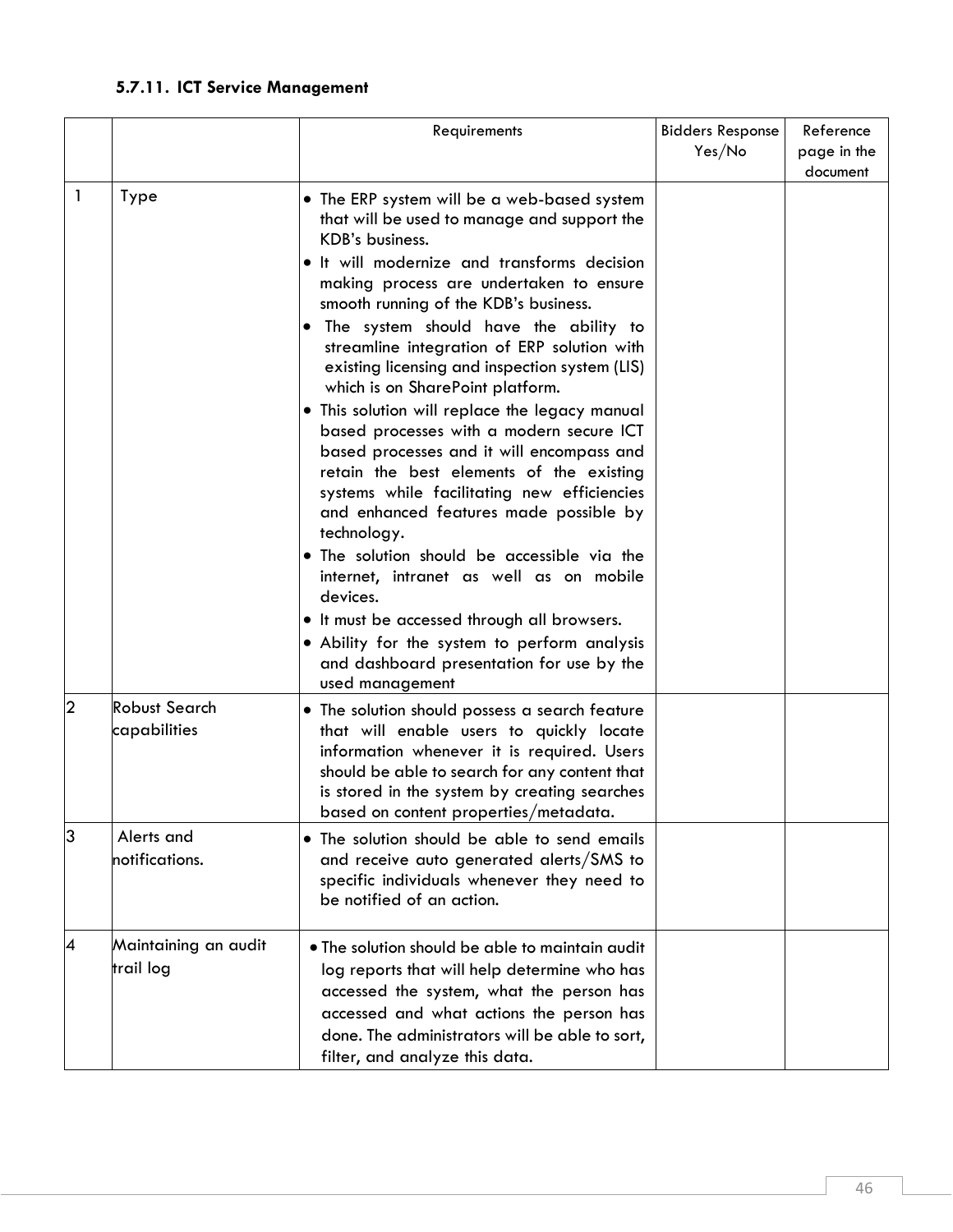### 5.7.11. ICT Service Management

| | | Requirements | Bidders Response Yes/No | Reference page in the document |
|---|---|---|---|---|
| 1 | Type | • The ERP system will be a web-based system that will be used to manage and support the KDB's business.<br>• It will modernize and transforms decision making process are undertaken to ensure smooth running of the KDB's business.<br>• The system should have the ability to streamline integration of ERP solution with existing licensing and inspection system (LIS) which is on SharePoint platform.<br>• This solution will replace the legacy manual based processes with a modern secure ICT based processes and it will encompass and retain the best elements of the existing systems while facilitating new efficiencies and enhanced features made possible by technology.<br>• The solution should be accessible via the internet, intranet as well as on mobile devices.<br>• It must be accessed through all browsers.<br>• Ability for the system to perform analysis and dashboard presentation for use by the used management | | |
| 2 | Robust Search capabilities | • The solution should possess a search feature that will enable users to quickly locate information whenever it is required. Users should be able to search for any content that is stored in the system by creating searches based on content properties/metadata. | | |
| 3 | Alerts and notifications. | • The solution should be able to send emails and receive auto generated alerts/SMS to specific individuals whenever they need to be notified of an action. | | |
| 4 | Maintaining an audit trail log | • The solution should be able to maintain audit log reports that will help determine who has accessed the system, what the person has accessed and what actions the person has done. The administrators will be able to sort, filter, and analyze this data. | | |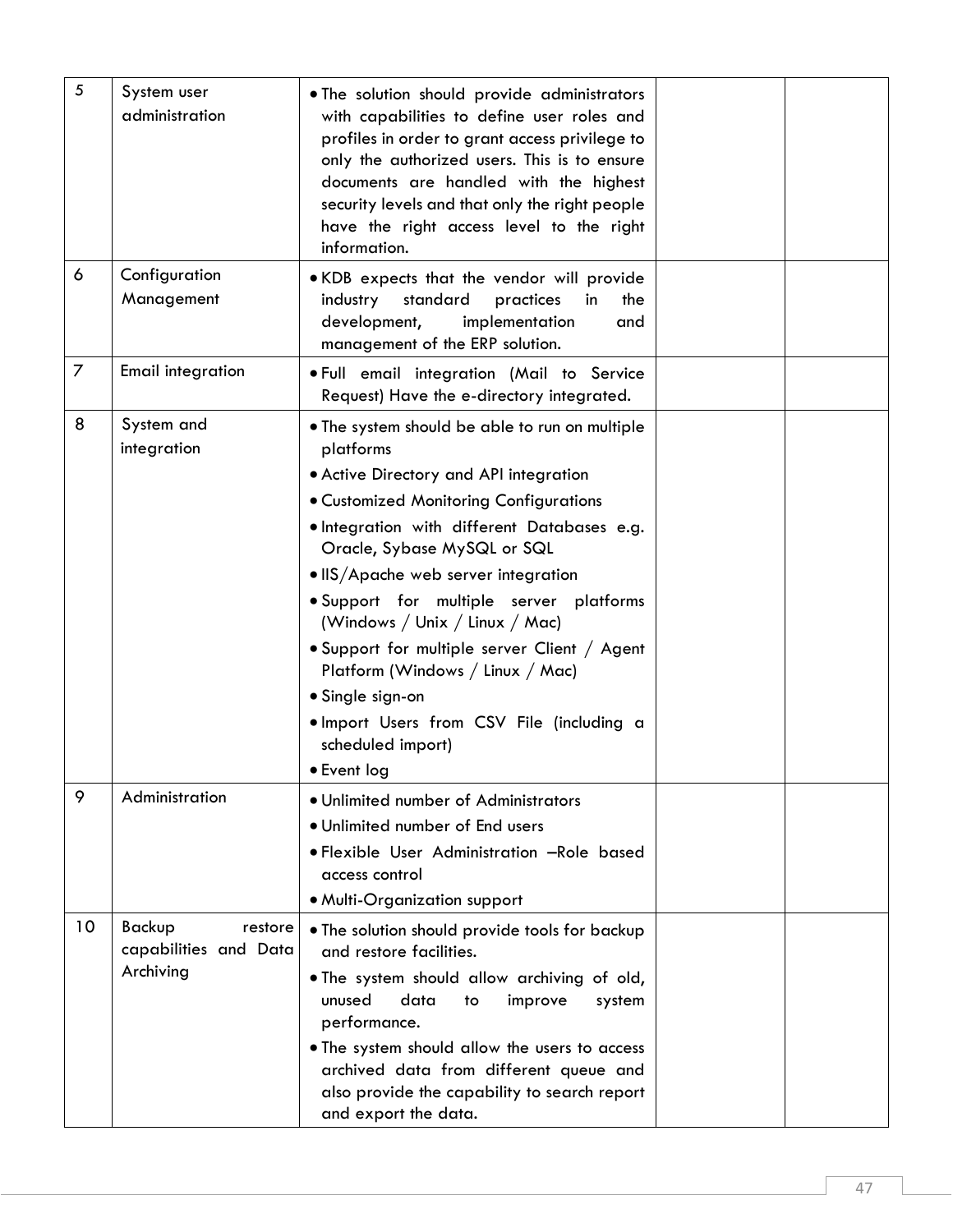| 5 | System user administration | • The solution should provide administrators with capabilities to define user roles and profiles in order to grant access privilege to only the authorized users. This is to ensure documents are handled with the highest security levels and that only the right people have the right access level to the right information. | | |
|---|---|---|---|---|
| 6 | Configuration Management | • KDB expects that the vendor will provide industry standard practices in the development, implementation and management of the ERP solution. | | |
| 7 | Email integration | • Full email integration (Mail to Service Request) Have the e-directory integrated. | | |
| 8 | System and integration | • The system should be able to run on multiple platforms<br>• Active Directory and API integration<br>• Customized Monitoring Configurations<br>• Integration with different Databases e.g. Oracle, Sybase MySQL or SQL<br>• IIS/Apache web server integration<br>• Support for multiple server platforms (Windows / Unix / Linux / Mac)<br>• Support for multiple server Client / Agent Platform (Windows / Linux / Mac)<br>• Single sign-on<br>• Import Users from CSV File (including a scheduled import)<br>• Event log | | |
| 9 | Administration | • Unlimited number of Administrators<br>• Unlimited number of End users<br>• Flexible User Administration –Role based access control<br>• Multi-Organization support | | |
| 10 | Backup restore capabilities and Data Archiving | • The solution should provide tools for backup and restore facilities.<br>• The system should allow archiving of old, unused data to improve system performance.<br>• The system should allow the users to access archived data from different queue and also provide the capability to search report and export the data. | | |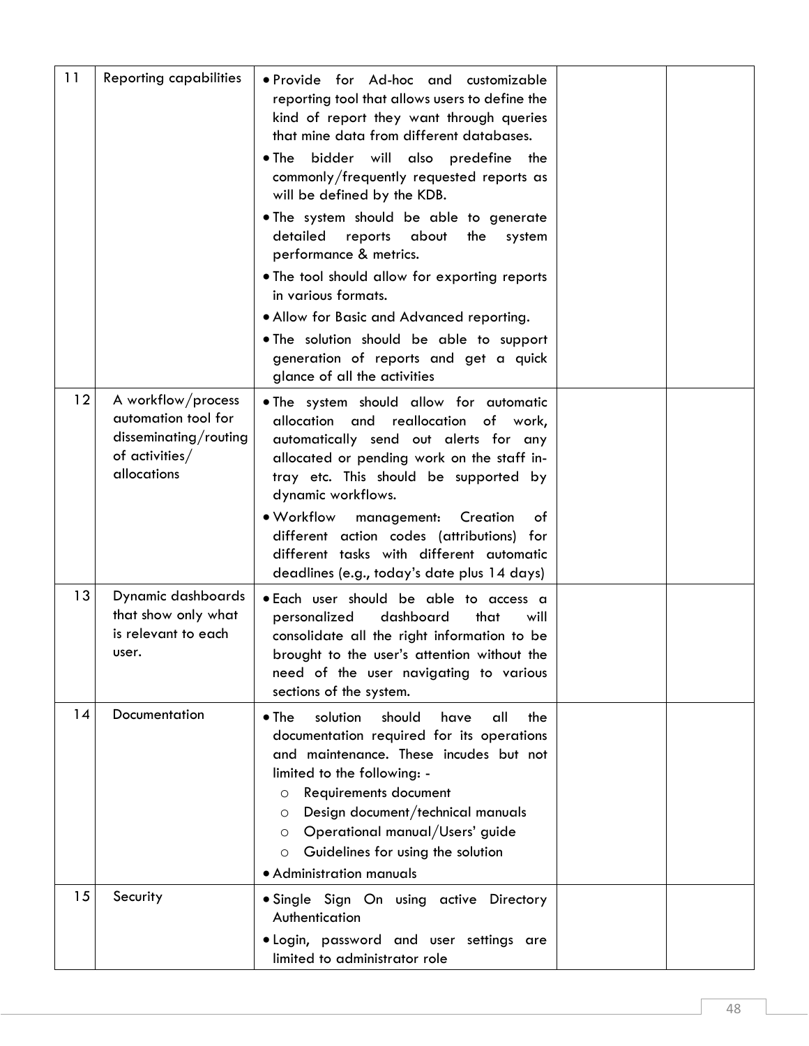| 11 | Reporting capabilities | • Provide for Ad-hoc and customizable reporting tool that allows users to define the kind of report they want through queries that mine data from different databases.<br>• The bidder will also predefine the commonly/frequently requested reports as will be defined by the KDB.<br>• The system should be able to generate detailed reports about the system performance & metrics.<br>• The tool should allow for exporting reports in various formats.<br>• Allow for Basic and Advanced reporting.<br>• The solution should be able to support generation of reports and get a quick glance of all the activities | | |
|---|---|---|---|---|
| 12 | A workflow/process automation tool for disseminating/routing of activities/ allocations | • The system should allow for automatic allocation and reallocation of work, automatically send out alerts for any allocated or pending work on the staff in-tray etc. This should be supported by dynamic workflows.<br>• Workflow management: Creation of different action codes (attributions) for different tasks with different automatic deadlines (e.g., today's date plus 14 days) | | |
| 13 | Dynamic dashboards that show only what is relevant to each user. | • Each user should be able to access a personalized dashboard that will consolidate all the right information to be brought to the user's attention without the need of the user navigating to various sections of the system. | | |
| 14 | Documentation | • The solution should have all the documentation required for its operations and maintenance. These incudes but not limited to the following: -<br>  ○ Requirements document<br>  ○ Design document/technical manuals<br>  ○ Operational manual/Users' guide<br>  ○ Guidelines for using the solution<br>• Administration manuals | | |
| 15 | Security | • Single Sign On using active Directory Authentication<br>• Login, password and user settings are limited to administrator role | | |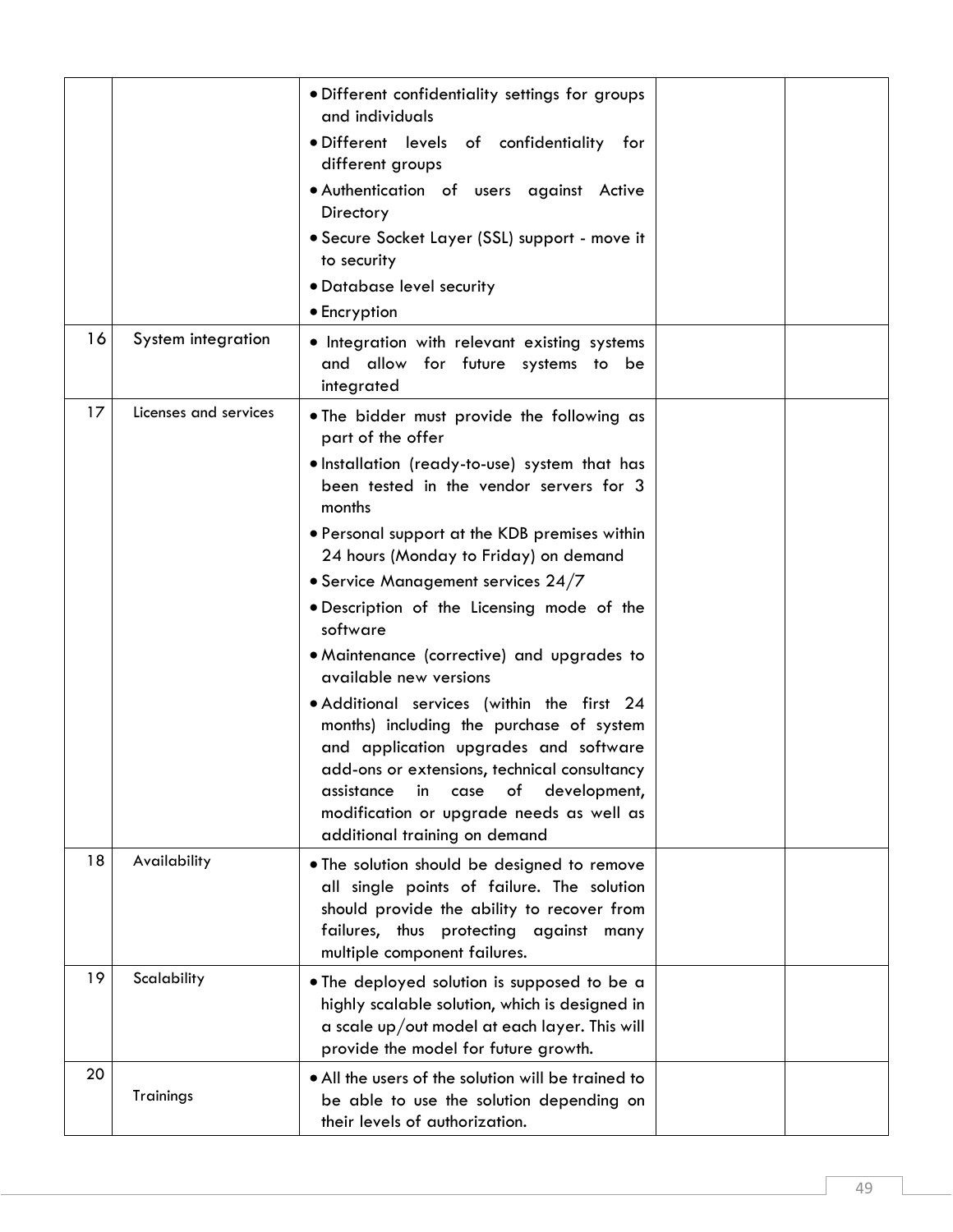| | | | | |
|---|---|---|---|---|
| | | • Different confidentiality settings for groups and individuals<br>• Different levels of confidentiality for different groups<br>• Authentication of users against Active Directory<br>• Secure Socket Layer (SSL) support - move it to security<br>• Database level security<br>• Encryption | | |
| 16 | System integration | • Integration with relevant existing systems and allow for future systems to be integrated | | |
| 17 | Licenses and services | • The bidder must provide the following as part of the offer<br>• Installation (ready-to-use) system that has been tested in the vendor servers for 3 months<br>• Personal support at the KDB premises within 24 hours (Monday to Friday) on demand<br>• Service Management services 24/7<br>• Description of the Licensing mode of the software<br>• Maintenance (corrective) and upgrades to available new versions<br>• Additional services (within the first 24 months) including the purchase of system and application upgrades and software add-ons or extensions, technical consultancy assistance in case of development, modification or upgrade needs as well as additional training on demand | | |
| 18 | Availability | • The solution should be designed to remove all single points of failure. The solution should provide the ability to recover from failures, thus protecting against many multiple component failures. | | |
| 19 | Scalability | • The deployed solution is supposed to be a highly scalable solution, which is designed in a scale up/out model at each layer. This will provide the model for future growth. | | |
| 20 | Trainings | • All the users of the solution will be trained to be able to use the solution depending on their levels of authorization. | | |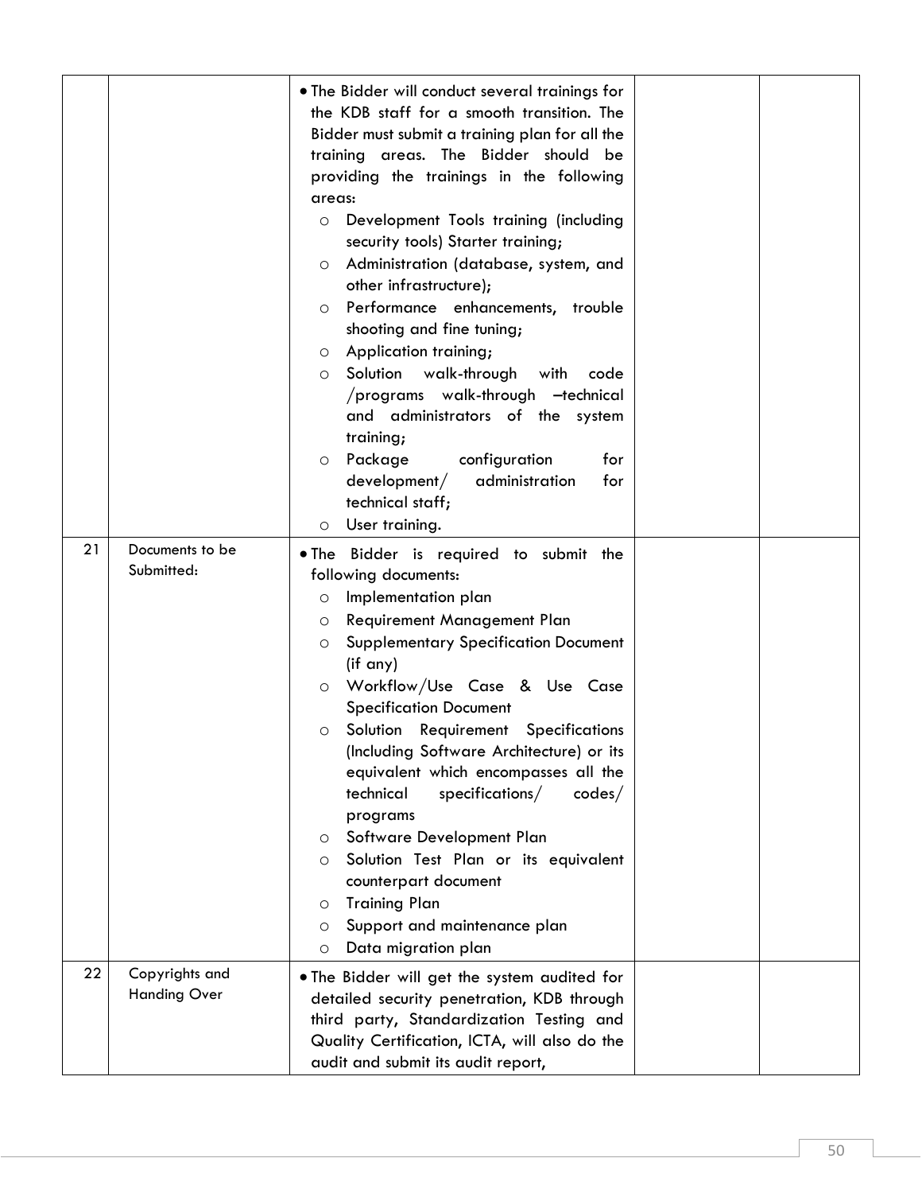| | | | | |
|---|---|---|---|---|
| | | • The Bidder will conduct several trainings for the KDB staff for a smooth transition. The Bidder must submit a training plan for all the training areas. The Bidder should be providing the trainings in the following areas:<br>○ Development Tools training (including security tools) Starter training;<br>○ Administration (database, system, and other infrastructure);<br>○ Performance enhancements, trouble shooting and fine tuning;<br>○ Application training;<br>○ Solution walk-through with code /programs walk-through –technical and administrators of the system training;<br>○ Package configuration for development/ administration for technical staff;<br>○ User training. | | |
| 21 | Documents to be Submitted: | • The Bidder is required to submit the following documents:<br>○ Implementation plan<br>○ Requirement Management Plan<br>○ Supplementary Specification Document (if any)<br>○ Workflow/Use Case & Use Case Specification Document<br>○ Solution Requirement Specifications (Including Software Architecture) or its equivalent which encompasses all the technical specifications/ codes/ programs<br>○ Software Development Plan<br>○ Solution Test Plan or its equivalent counterpart document<br>○ Training Plan<br>○ Support and maintenance plan<br>○ Data migration plan | | |
| 22 | Copyrights and Handing Over | • The Bidder will get the system audited for detailed security penetration, KDB through third party, Standardization Testing and Quality Certification, ICTA, will also do the audit and submit its audit report, | | |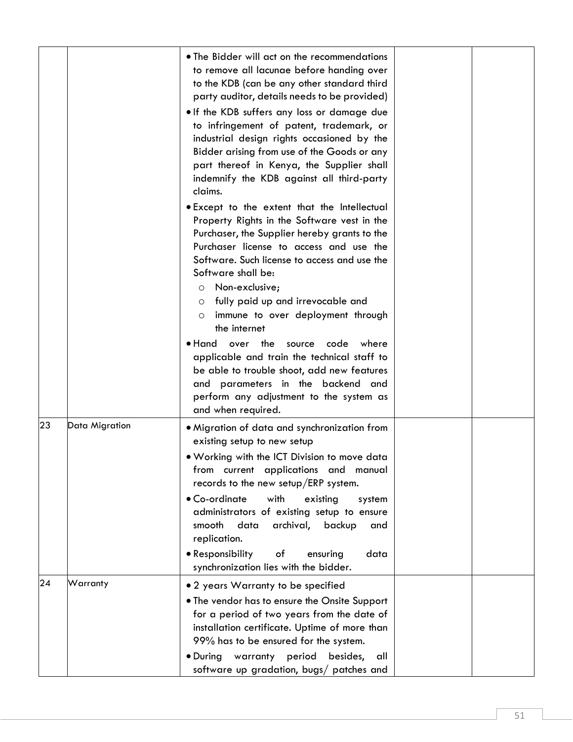| | | | | |
|---|---|---|---|---|
| | | • The Bidder will act on the recommendations to remove all lacunae before handing over to the KDB (can be any other standard third party auditor, details needs to be provided)<br>• If the KDB suffers any loss or damage due to infringement of patent, trademark, or industrial design rights occasioned by the Bidder arising from use of the Goods or any part thereof in Kenya, the Supplier shall indemnify the KDB against all third-party claims.<br>• Except to the extent that the Intellectual Property Rights in the Software vest in the Purchaser, the Supplier hereby grants to the Purchaser license to access and use the Software. Such license to access and use the Software shall be:<br>o Non-exclusive;<br>o fully paid up and irrevocable and<br>o immune to over deployment through the internet<br>• Hand over the source code where applicable and train the technical staff to be able to trouble shoot, add new features and parameters in the backend and perform any adjustment to the system as and when required. | | |
| 23 | Data Migration | • Migration of data and synchronization from existing setup to new setup<br>• Working with the ICT Division to move data from current applications and manual records to the new setup/ERP system.<br>• Co-ordinate with existing system administrators of existing setup to ensure smooth data archival, backup and replication.<br>• Responsibility of ensuring data synchronization lies with the bidder. | | |
| 24 | Warranty | • 2 years Warranty to be specified<br>• The vendor has to ensure the Onsite Support for a period of two years from the date of installation certificate. Uptime of more than 99% has to be ensured for the system.<br>• During warranty period besides, all software up gradation, bugs/ patches and | | |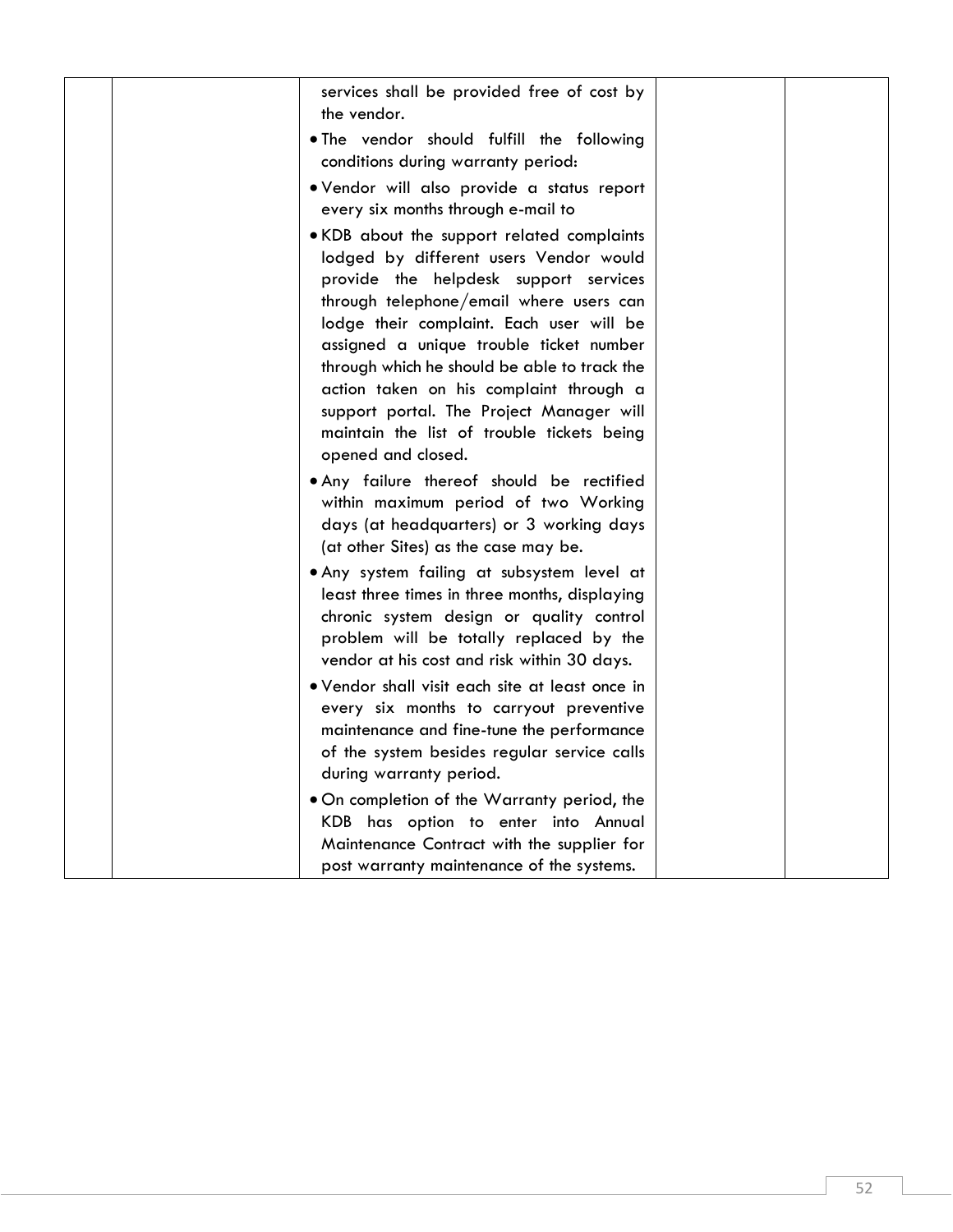|  |  | services shall be provided free of cost by the vendor.<br>• The vendor should fulfill the following conditions during warranty period:<br>• Vendor will also provide a status report every six months through e-mail to<br>• KDB about the support related complaints lodged by different users Vendor would provide the helpdesk support services through telephone/email where users can lodge their complaint. Each user will be assigned a unique trouble ticket number through which he should be able to track the action taken on his complaint through a support portal. The Project Manager will maintain the list of trouble tickets being opened and closed.<br>• Any failure thereof should be rectified within maximum period of two Working days (at headquarters) or 3 working days (at other Sites) as the case may be.<br>• Any system failing at subsystem level at least three times in three months, displaying chronic system design or quality control problem will be totally replaced by the vendor at his cost and risk within 30 days.<br>• Vendor shall visit each site at least once in every six months to carryout preventive maintenance and fine-tune the performance of the system besides regular service calls during warranty period.<br>• On completion of the Warranty period, the KDB has option to enter into Annual Maintenance Contract with the supplier for post warranty maintenance of the systems. |  |  |
|---|---|---|---|---|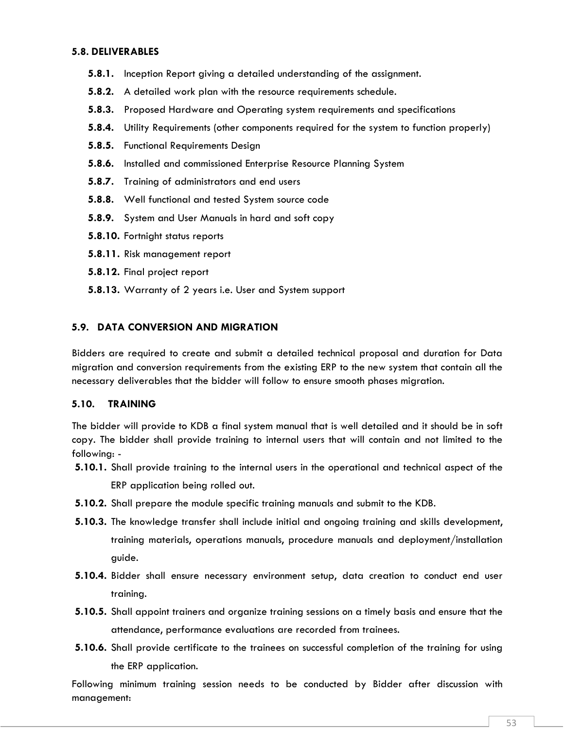### 5.8. DELIVERABLES

**5.8.1.** Inception Report giving a detailed understanding of the assignment.

**5.8.2.** A detailed work plan with the resource requirements schedule.

**5.8.3.** Proposed Hardware and Operating system requirements and specifications

**5.8.4.** Utility Requirements (other components required for the system to function properly)

**5.8.5.** Functional Requirements Design

**5.8.6.** Installed and commissioned Enterprise Resource Planning System

**5.8.7.** Training of administrators and end users

**5.8.8.** Well functional and tested System source code

**5.8.9.** System and User Manuals in hard and soft copy

**5.8.10.** Fortnight status reports

**5.8.11.** Risk management report

**5.8.12.** Final project report

**5.8.13.** Warranty of 2 years i.e. User and System support

### 5.9. DATA CONVERSION AND MIGRATION

Bidders are required to create and submit a detailed technical proposal and duration for Data migration and conversion requirements from the existing ERP to the new system that contain all the necessary deliverables that the bidder will follow to ensure smooth phases migration.

### 5.10. TRAINING

The bidder will provide to KDB a final system manual that is well detailed and it should be in soft copy. The bidder shall provide training to internal users that will contain and not limited to the following: -

**5.10.1.** Shall provide training to the internal users in the operational and technical aspect of the ERP application being rolled out.

**5.10.2.** Shall prepare the module specific training manuals and submit to the KDB.

**5.10.3.** The knowledge transfer shall include initial and ongoing training and skills development, training materials, operations manuals, procedure manuals and deployment/installation guide.

**5.10.4.** Bidder shall ensure necessary environment setup, data creation to conduct end user training.

**5.10.5.** Shall appoint trainers and organize training sessions on a timely basis and ensure that the attendance, performance evaluations are recorded from trainees.

**5.10.6.** Shall provide certificate to the trainees on successful completion of the training for using the ERP application.

Following minimum training session needs to be conducted by Bidder after discussion with management: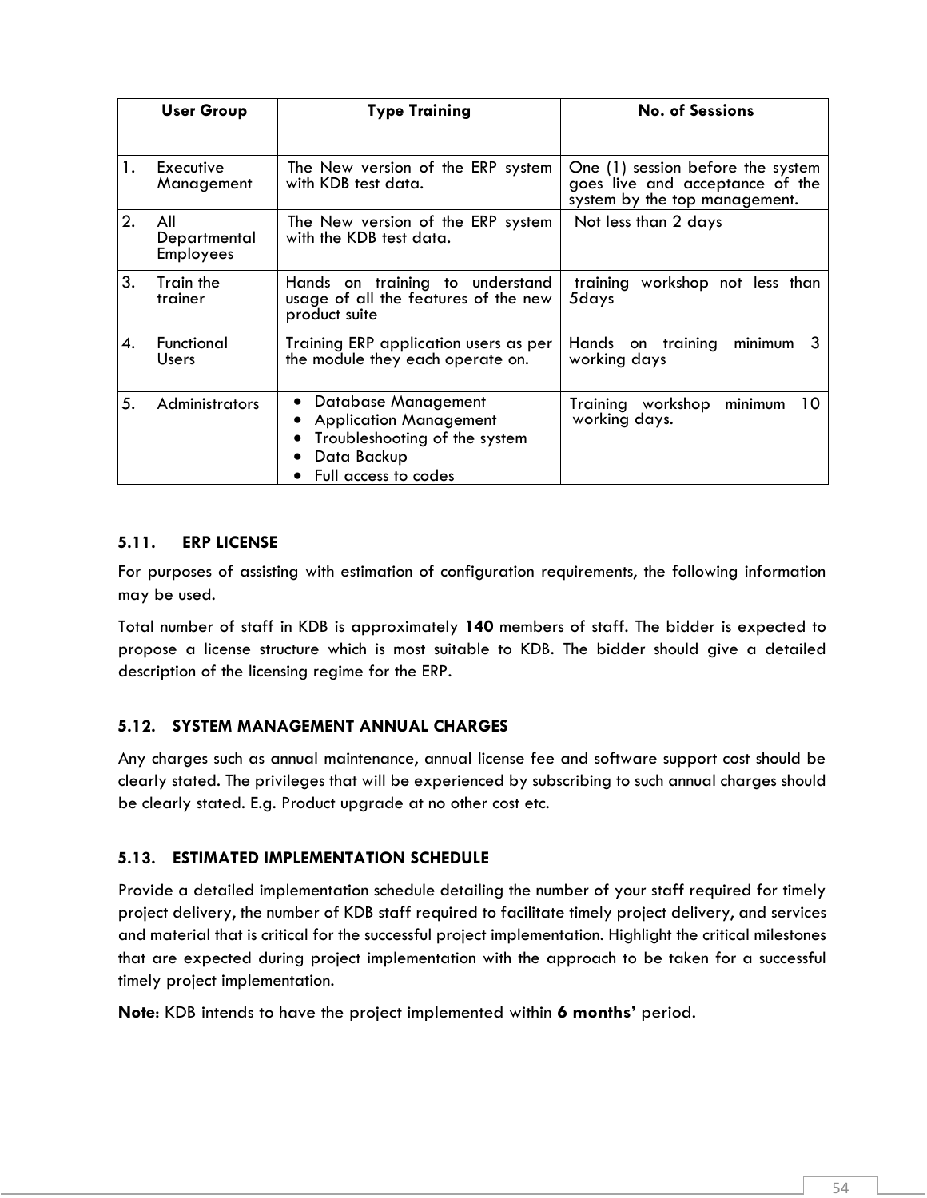| | User Group | Type Training | No. of Sessions |
|---|---|---|---|
| 1. | Executive Management | The New version of the ERP system with KDB test data. | One (1) session before the system goes live and acceptance of the system by the top management. |
| 2. | All Departmental Employees | The New version of the ERP system with the KDB test data. | Not less than 2 days |
| 3. | Train the trainer | Hands on training to understand usage of all the features of the new product suite | training workshop not less than 5days |
| 4. | Functional Users | Training ERP application users as per the module they each operate on. | Hands on training minimum 3 working days |
| 5. | Administrators | • Database Management<br>• Application Management<br>• Troubleshooting of the system<br>• Data Backup<br>• Full access to codes | Training workshop minimum 10 working days. |

### 5.11. ERP LICENSE

For purposes of assisting with estimation of configuration requirements, the following information may be used.

Total number of staff in KDB is approximately **140** members of staff. The bidder is expected to propose a license structure which is most suitable to KDB. The bidder should give a detailed description of the licensing regime for the ERP.

### 5.12. SYSTEM MANAGEMENT ANNUAL CHARGES

Any charges such as annual maintenance, annual license fee and software support cost should be clearly stated. The privileges that will be experienced by subscribing to such annual charges should be clearly stated. E.g. Product upgrade at no other cost etc.

### 5.13. ESTIMATED IMPLEMENTATION SCHEDULE

Provide a detailed implementation schedule detailing the number of your staff required for timely project delivery, the number of KDB staff required to facilitate timely project delivery, and services and material that is critical for the successful project implementation. Highlight the critical milestones that are expected during project implementation with the approach to be taken for a successful timely project implementation.

**Note**: KDB intends to have the project implemented within **6 months'** period.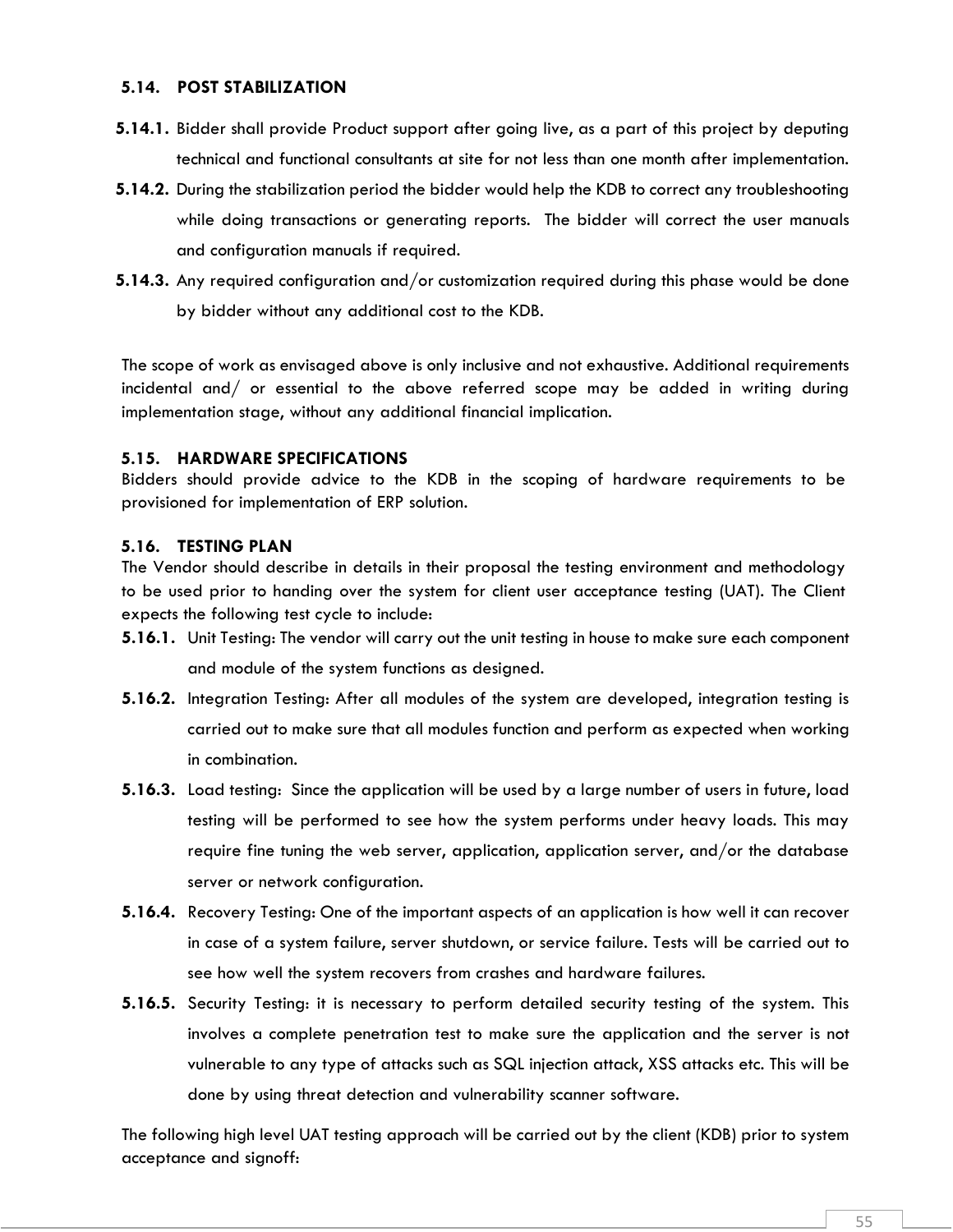## 5.14. POST STABILIZATION

**5.14.1.** Bidder shall provide Product support after going live, as a part of this project by deputing technical and functional consultants at site for not less than one month after implementation.

**5.14.2.** During the stabilization period the bidder would help the KDB to correct any troubleshooting while doing transactions or generating reports. The bidder will correct the user manuals and configuration manuals if required.

**5.14.3.** Any required configuration and/or customization required during this phase would be done by bidder without any additional cost to the KDB.

The scope of work as envisaged above is only inclusive and not exhaustive. Additional requirements incidental and/ or essential to the above referred scope may be added in writing during implementation stage, without any additional financial implication.

## 5.15. HARDWARE SPECIFICATIONS

Bidders should provide advice to the KDB in the scoping of hardware requirements to be provisioned for implementation of ERP solution.

## 5.16. TESTING PLAN

The Vendor should describe in details in their proposal the testing environment and methodology to be used prior to handing over the system for client user acceptance testing (UAT). The Client expects the following test cycle to include:

**5.16.1.** Unit Testing: The vendor will carry out the unit testing in house to make sure each component and module of the system functions as designed.

**5.16.2.** Integration Testing: After all modules of the system are developed, integration testing is carried out to make sure that all modules function and perform as expected when working in combination.

**5.16.3.** Load testing: Since the application will be used by a large number of users in future, load testing will be performed to see how the system performs under heavy loads. This may require fine tuning the web server, application, application server, and/or the database server or network configuration.

**5.16.4.** Recovery Testing: One of the important aspects of an application is how well it can recover in case of a system failure, server shutdown, or service failure. Tests will be carried out to see how well the system recovers from crashes and hardware failures.

**5.16.5.** Security Testing: it is necessary to perform detailed security testing of the system. This involves a complete penetration test to make sure the application and the server is not vulnerable to any type of attacks such as SQL injection attack, XSS attacks etc. This will be done by using threat detection and vulnerability scanner software.

The following high level UAT testing approach will be carried out by the client (KDB) prior to system acceptance and signoff: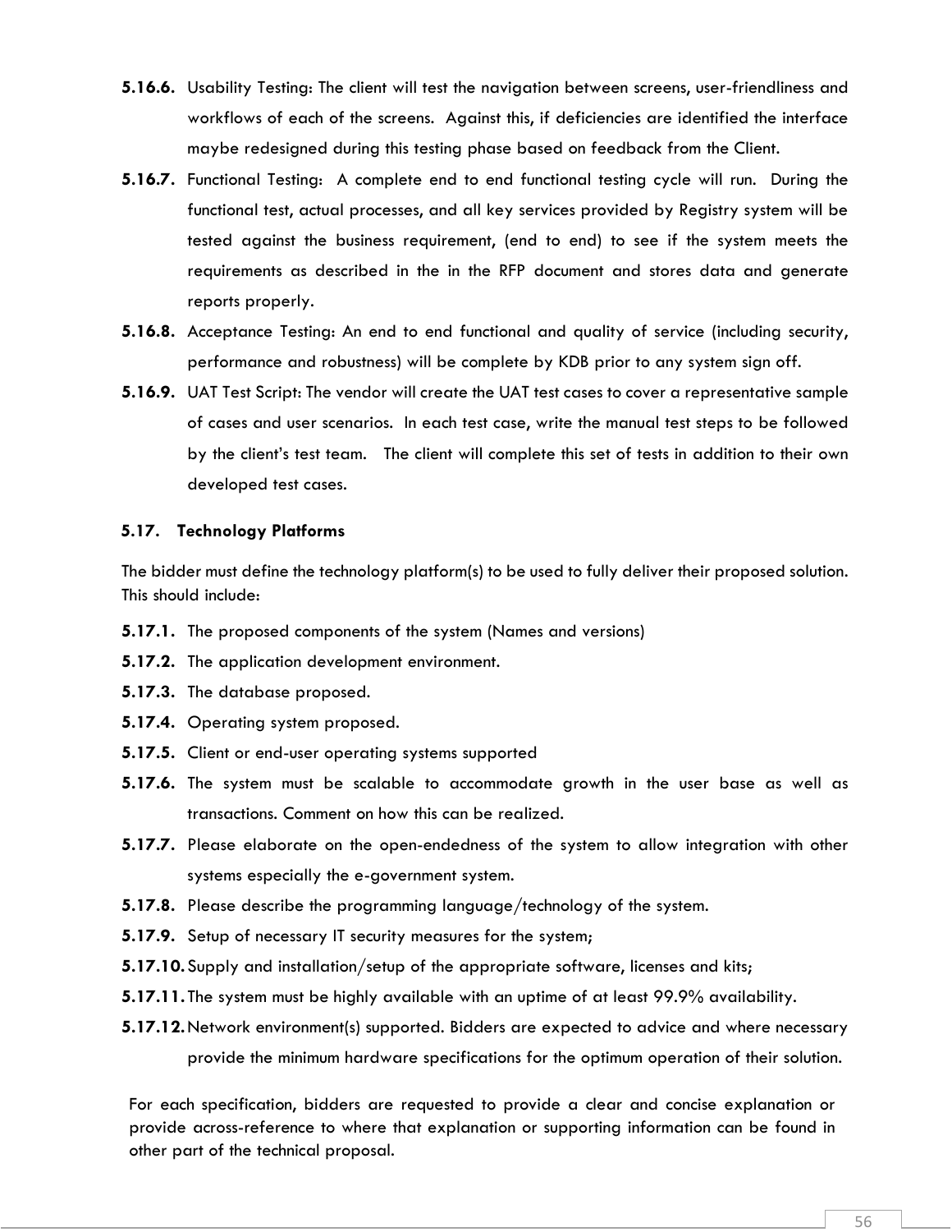**5.16.6.** Usability Testing: The client will test the navigation between screens, user-friendliness and workflows of each of the screens. Against this, if deficiencies are identified the interface maybe redesigned during this testing phase based on feedback from the Client.

**5.16.7.** Functional Testing: A complete end to end functional testing cycle will run. During the functional test, actual processes, and all key services provided by Registry system will be tested against the business requirement, (end to end) to see if the system meets the requirements as described in the in the RFP document and stores data and generate reports properly.

**5.16.8.** Acceptance Testing: An end to end functional and quality of service (including security, performance and robustness) will be complete by KDB prior to any system sign off.

**5.16.9.** UAT Test Script: The vendor will create the UAT test cases to cover a representative sample of cases and user scenarios. In each test case, write the manual test steps to be followed by the client's test team. The client will complete this set of tests in addition to their own developed test cases.

### 5.17. Technology Platforms

The bidder must define the technology platform(s) to be used to fully deliver their proposed solution. This should include:

**5.17.1.** The proposed components of the system (Names and versions)

**5.17.2.** The application development environment.

**5.17.3.** The database proposed.

**5.17.4.** Operating system proposed.

**5.17.5.** Client or end-user operating systems supported

**5.17.6.** The system must be scalable to accommodate growth in the user base as well as transactions. Comment on how this can be realized.

**5.17.7.** Please elaborate on the open-endedness of the system to allow integration with other systems especially the e-government system.

**5.17.8.** Please describe the programming language/technology of the system.

**5.17.9.** Setup of necessary IT security measures for the system;

**5.17.10.** Supply and installation/setup of the appropriate software, licenses and kits;

**5.17.11.** The system must be highly available with an uptime of at least 99.9% availability.

**5.17.12.** Network environment(s) supported. Bidders are expected to advice and where necessary provide the minimum hardware specifications for the optimum operation of their solution.

For each specification, bidders are requested to provide a clear and concise explanation or provide across-reference to where that explanation or supporting information can be found in other part of the technical proposal.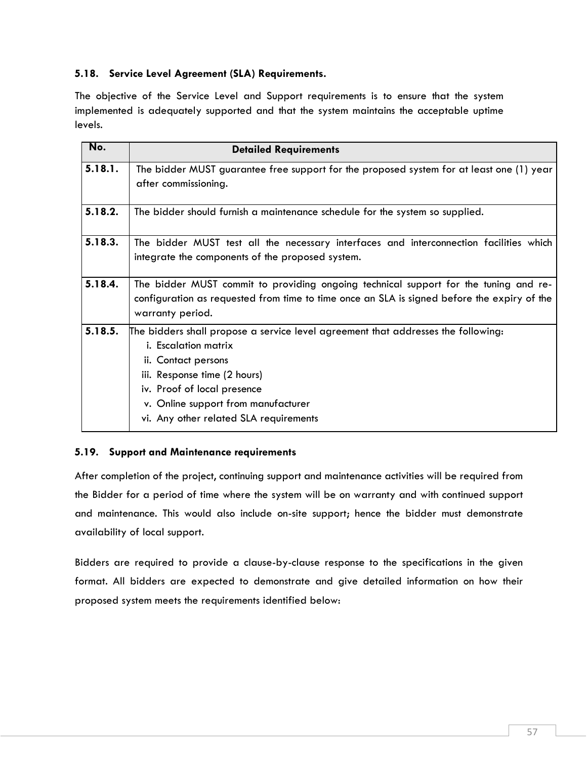### 5.18. Service Level Agreement (SLA) Requirements.

The objective of the Service Level and Support requirements is to ensure that the system implemented is adequately supported and that the system maintains the acceptable uptime levels.

| No. | Detailed Requirements |
|---|---|
| 5.18.1. | The bidder MUST guarantee free support for the proposed system for at least one (1) year after commissioning. |
| 5.18.2. | The bidder should furnish a maintenance schedule for the system so supplied. |
| 5.18.3. | The bidder MUST test all the necessary interfaces and interconnection facilities which integrate the components of the proposed system. |
| 5.18.4. | The bidder MUST commit to providing ongoing technical support for the tuning and re-configuration as requested from time to time once an SLA is signed before the expiry of the warranty period. |
| 5.18.5. | The bidders shall propose a service level agreement that addresses the following:<br>i. Escalation matrix<br>ii. Contact persons<br>iii. Response time (2 hours)<br>iv. Proof of local presence<br>v. Online support from manufacturer<br>vi. Any other related SLA requirements |

### 5.19. Support and Maintenance requirements

After completion of the project, continuing support and maintenance activities will be required from the Bidder for a period of time where the system will be on warranty and with continued support and maintenance. This would also include on-site support; hence the bidder must demonstrate availability of local support.

Bidders are required to provide a clause-by-clause response to the specifications in the given format. All bidders are expected to demonstrate and give detailed information on how their proposed system meets the requirements identified below: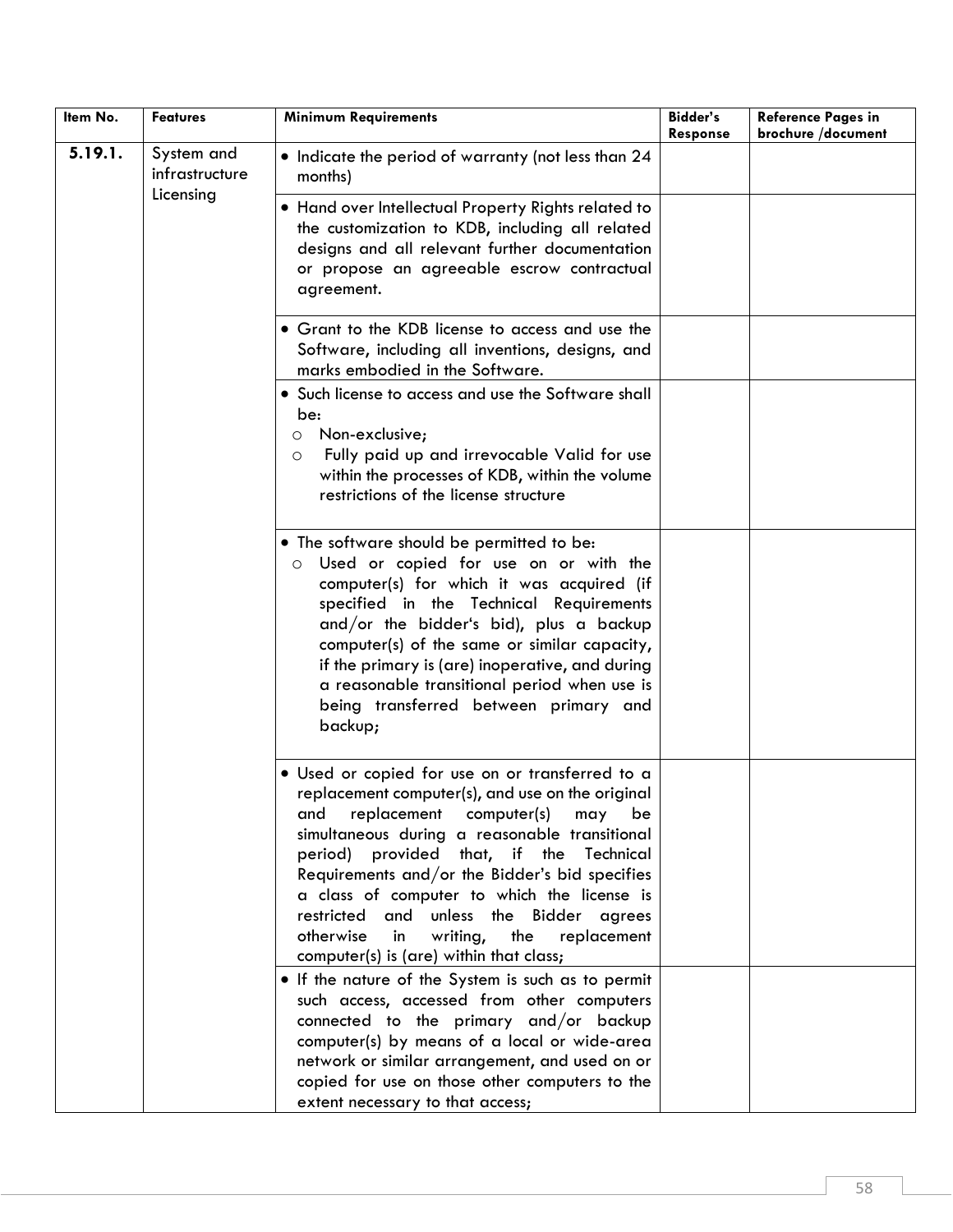| Item No. | Features | Minimum Requirements | Bidder's Response | Reference Pages in brochure /document |
|---|---|---|---|---|
| **5.19.1.** | System and infrastructure Licensing | • Indicate the period of warranty (not less than 24 months) | | |
| | | • Hand over Intellectual Property Rights related to the customization to KDB, including all related designs and all relevant further documentation or propose an agreeable escrow contractual agreement. | | |
| | | • Grant to the KDB license to access and use the Software, including all inventions, designs, and marks embodied in the Software. | | |
| | | • Such license to access and use the Software shall be:<br>o Non-exclusive;<br>o Fully paid up and irrevocable Valid for use within the processes of KDB, within the volume restrictions of the license structure | | |
| | | • The software should be permitted to be:<br>o Used or copied for use on or with the computer(s) for which it was acquired (if specified in the Technical Requirements and/or the bidder's bid), plus a backup computer(s) of the same or similar capacity, if the primary is (are) inoperative, and during a reasonable transitional period when use is being transferred between primary and backup; | | |
| | | • Used or copied for use on or transferred to a replacement computer(s), and use on the original and replacement computer(s) may be simultaneous during a reasonable transitional period) provided that, if the Technical Requirements and/or the Bidder's bid specifies a class of computer to which the license is restricted and unless the Bidder agrees otherwise in writing, the replacement computer(s) is (are) within that class; | | |
| | | • If the nature of the System is such as to permit such access, accessed from other computers connected to the primary and/or backup computer(s) by means of a local or wide-area network or similar arrangement, and used on or copied for use on those other computers to the extent necessary to that access; | | |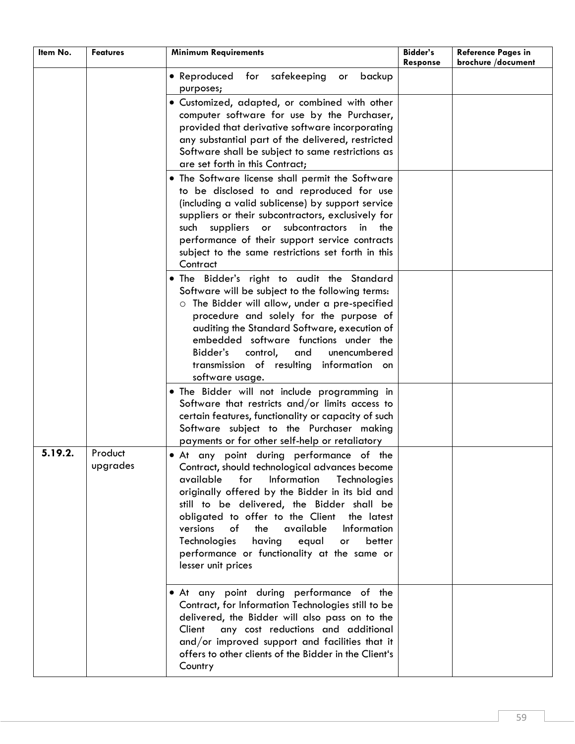| Item No. | Features | Minimum Requirements | Bidder's Response | Reference Pages in brochure /document |
|---|---|---|---|---|
| | | • Reproduced for safekeeping or backup purposes; | | |
| | | • Customized, adapted, or combined with other computer software for use by the Purchaser, provided that derivative software incorporating any substantial part of the delivered, restricted Software shall be subject to same restrictions as are set forth in this Contract; | | |
| | | • The Software license shall permit the Software to be disclosed to and reproduced for use (including a valid sublicense) by support service suppliers or their subcontractors, exclusively for such suppliers or subcontractors in the performance of their support service contracts subject to the same restrictions set forth in this Contract | | |
| | | • The Bidder's right to audit the Standard Software will be subject to the following terms: <br> ○ The Bidder will allow, under a pre-specified procedure and solely for the purpose of auditing the Standard Software, execution of embedded software functions under the Bidder's control, and unencumbered transmission of resulting information on software usage. | | |
| | | • The Bidder will not include programming in Software that restricts and/or limits access to certain features, functionality or capacity of such Software subject to the Purchaser making payments or for other self-help or retaliatory | | |
| **5.19.2.** | Product upgrades | • At any point during performance of the Contract, should technological advances become available for Information Technologies originally offered by the Bidder in its bid and still to be delivered, the Bidder shall be obligated to offer to the Client the latest versions of the available Information Technologies having equal or better performance or functionality at the same or lesser unit prices | | |
| | | • At any point during performance of the Contract, for Information Technologies still to be delivered, the Bidder will also pass on to the Client any cost reductions and additional and/or improved support and facilities that it offers to other clients of the Bidder in the Client's Country | | |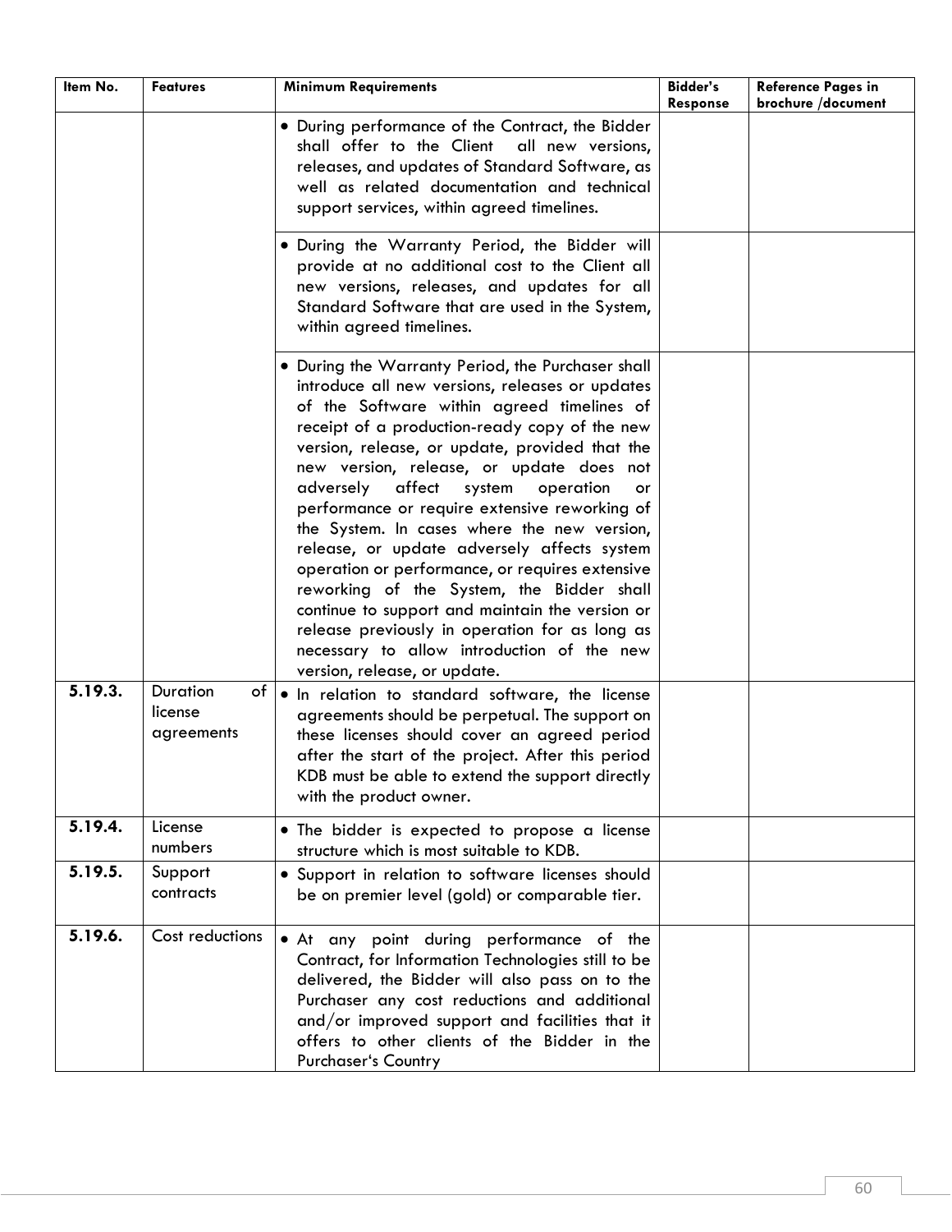| Item No. | Features | Minimum Requirements | Bidder's Response | Reference Pages in brochure /document |
|---|---|---|---|---|
| | | • During performance of the Contract, the Bidder shall offer to the Client all new versions, releases, and updates of Standard Software, as well as related documentation and technical support services, within agreed timelines. | | |
| | | • During the Warranty Period, the Bidder will provide at no additional cost to the Client all new versions, releases, and updates for all Standard Software that are used in the System, within agreed timelines. | | |
| | | • During the Warranty Period, the Purchaser shall introduce all new versions, releases or updates of the Software within agreed timelines of receipt of a production-ready copy of the new version, release, or update, provided that the new version, release, or update does not adversely affect system operation or performance or require extensive reworking of the System. In cases where the new version, release, or update adversely affects system operation or performance, or requires extensive reworking of the System, the Bidder shall continue to support and maintain the version or release previously in operation for as long as necessary to allow introduction of the new version, release, or update. | | |
| **5.19.3.** | Duration of license agreements | • In relation to standard software, the license agreements should be perpetual. The support on these licenses should cover an agreed period after the start of the project. After this period KDB must be able to extend the support directly with the product owner. | | |
| **5.19.4.** | License numbers | • The bidder is expected to propose a license structure which is most suitable to KDB. | | |
| **5.19.5.** | Support contracts | • Support in relation to software licenses should be on premier level (gold) or comparable tier. | | |
| **5.19.6.** | Cost reductions | • At any point during performance of the Contract, for Information Technologies still to be delivered, the Bidder will also pass on to the Purchaser any cost reductions and additional and/or improved support and facilities that it offers to other clients of the Bidder in the Purchaser's Country | | |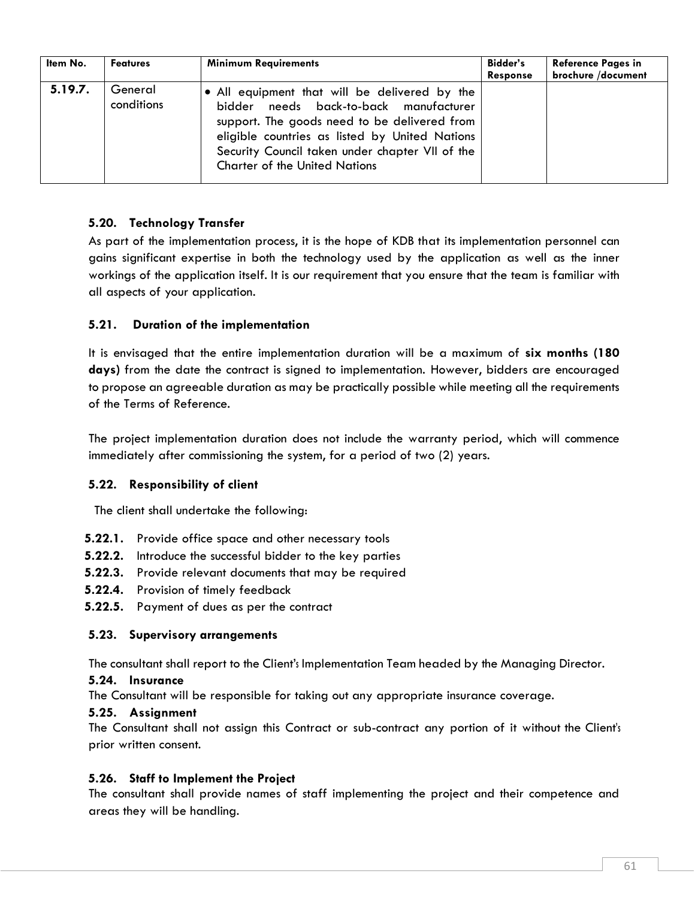| Item No. | Features | Minimum Requirements | Bidder's Response | Reference Pages in brochure /document |
|---|---|---|---|---|
| **5.19.7.** | General conditions | • All equipment that will be delivered by the bidder needs back-to-back manufacturer support. The goods need to be delivered from eligible countries as listed by United Nations Security Council taken under chapter VII of the Charter of the United Nations | | |

### 5.20. Technology Transfer

As part of the implementation process, it is the hope of KDB that its implementation personnel can gains significant expertise in both the technology used by the application as well as the inner workings of the application itself. It is our requirement that you ensure that the team is familiar with all aspects of your application.

### 5.21. Duration of the implementation

It is envisaged that the entire implementation duration will be a maximum of **six months (180 days)** from the date the contract is signed to implementation. However, bidders are encouraged to propose an agreeable duration as may be practically possible while meeting all the requirements of the Terms of Reference.

The project implementation duration does not include the warranty period, which will commence immediately after commissioning the system, for a period of two (2) years.

### 5.22. Responsibility of client

The client shall undertake the following:

- **5.22.1.** Provide office space and other necessary tools
- **5.22.2.** Introduce the successful bidder to the key parties
- **5.22.3.** Provide relevant documents that may be required
- **5.22.4.** Provision of timely feedback
- **5.22.5.** Payment of dues as per the contract

### 5.23. Supervisory arrangements

The consultant shall report to the Client's Implementation Team headed by the Managing Director.

### 5.24. Insurance

The Consultant will be responsible for taking out any appropriate insurance coverage.

### 5.25. Assignment

The Consultant shall not assign this Contract or sub-contract any portion of it without the Client's prior written consent.

### 5.26. Staff to Implement the Project

The consultant shall provide names of staff implementing the project and their competence and areas they will be handling.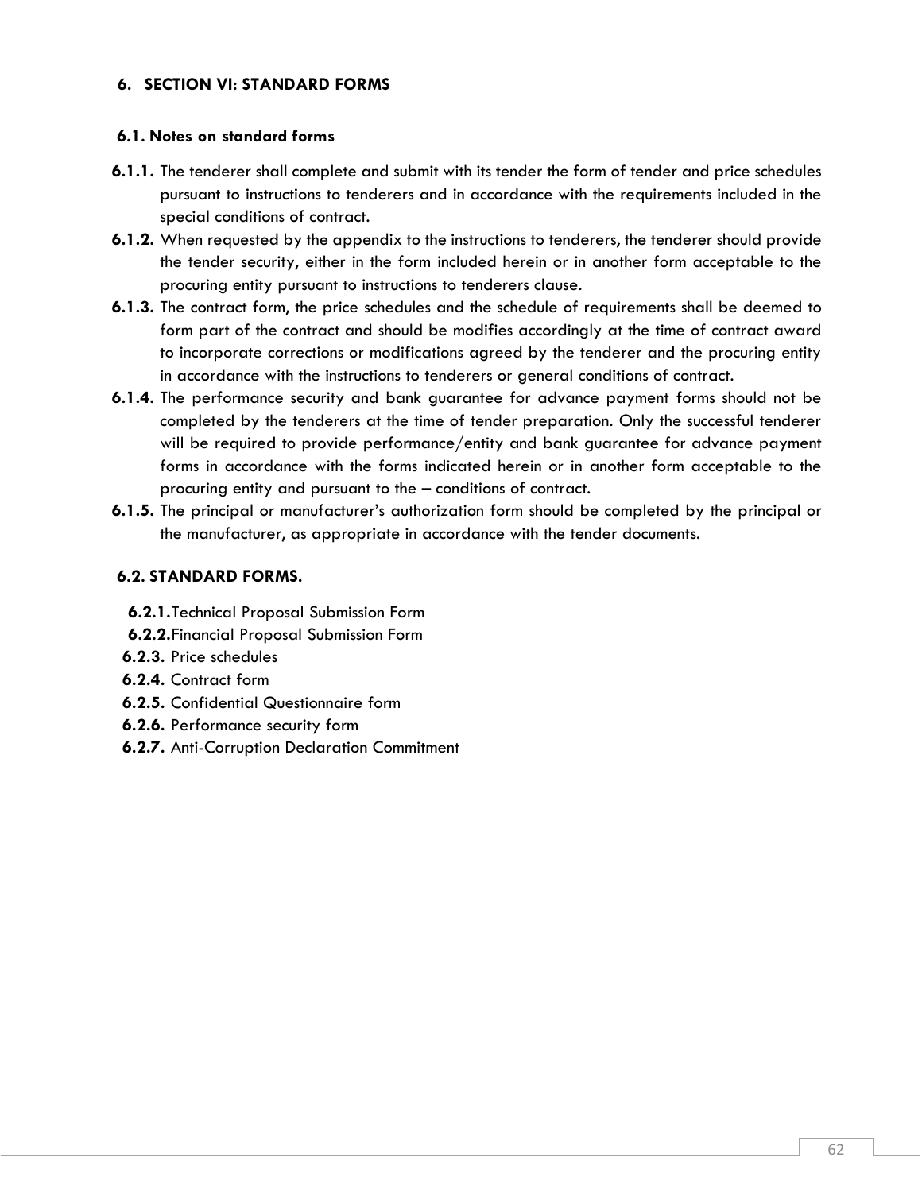## 6. SECTION VI: STANDARD FORMS

### 6.1. Notes on standard forms

**6.1.1.** The tenderer shall complete and submit with its tender the form of tender and price schedules pursuant to instructions to tenderers and in accordance with the requirements included in the special conditions of contract.

**6.1.2.** When requested by the appendix to the instructions to tenderers, the tenderer should provide the tender security, either in the form included herein or in another form acceptable to the procuring entity pursuant to instructions to tenderers clause.

**6.1.3.** The contract form, the price schedules and the schedule of requirements shall be deemed to form part of the contract and should be modifies accordingly at the time of contract award to incorporate corrections or modifications agreed by the tenderer and the procuring entity in accordance with the instructions to tenderers or general conditions of contract.

**6.1.4.** The performance security and bank guarantee for advance payment forms should not be completed by the tenderers at the time of tender preparation. Only the successful tenderer will be required to provide performance/entity and bank guarantee for advance payment forms in accordance with the forms indicated herein or in another form acceptable to the procuring entity and pursuant to the – conditions of contract.

**6.1.5.** The principal or manufacturer's authorization form should be completed by the principal or the manufacturer, as appropriate in accordance with the tender documents.

### 6.2. STANDARD FORMS.

- **6.2.1.** Technical Proposal Submission Form
- **6.2.2.** Financial Proposal Submission Form
- **6.2.3.** Price schedules
- **6.2.4.** Contract form
- **6.2.5.** Confidential Questionnaire form
- **6.2.6.** Performance security form
- **6.2.7.** Anti-Corruption Declaration Commitment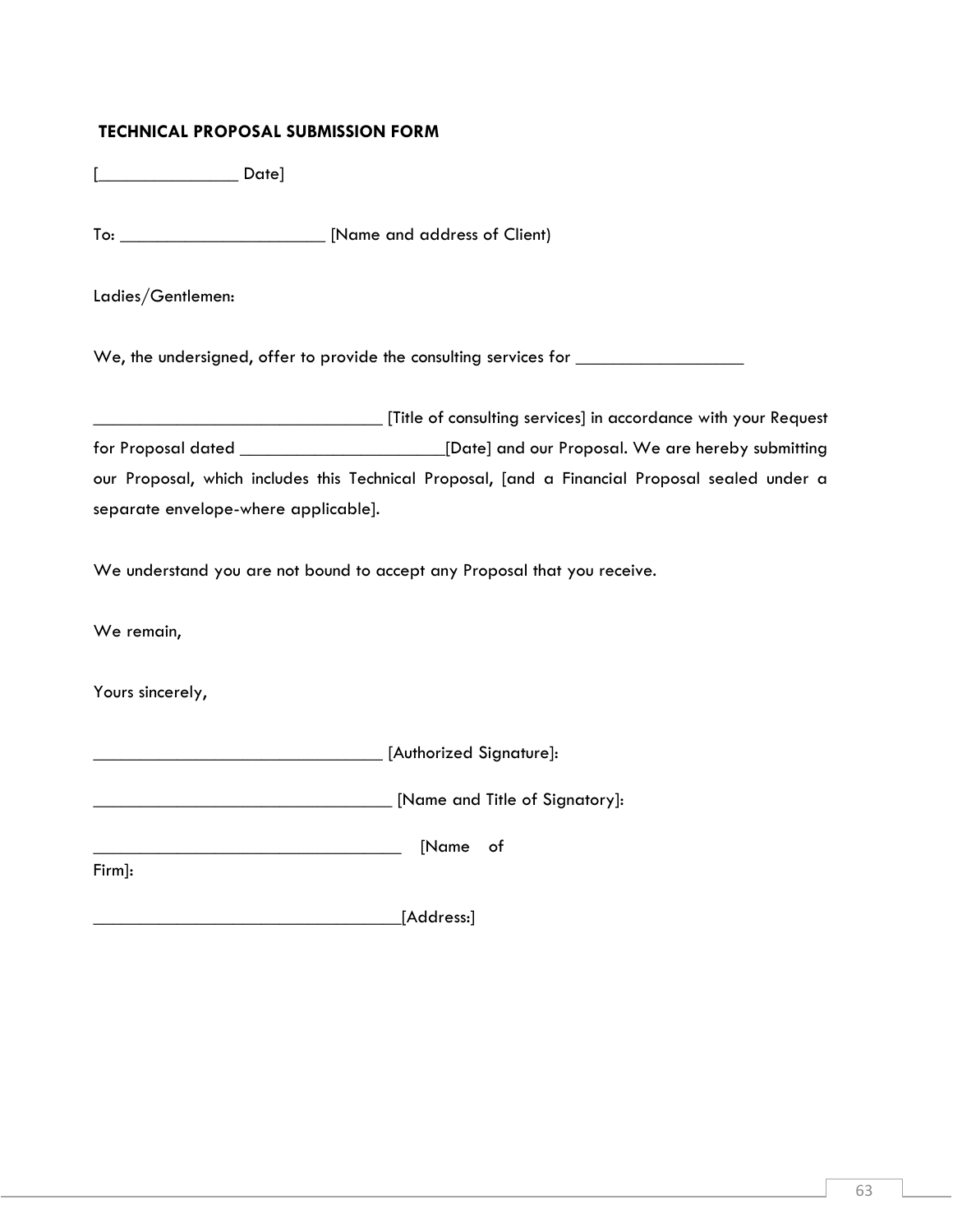### TECHNICAL PROPOSAL SUBMISSION FORM

[_______________ Date]

To: ______________________ [Name and address of Client)

Ladies/Gentlemen:

We, the undersigned, offer to provide the consulting services for __________________

________________________________ [Title of consulting services] in accordance with your Request for Proposal dated ______________________[Date] and our Proposal. We are hereby submitting our Proposal, which includes this Technical Proposal, [and a Financial Proposal sealed under a separate envelope-where applicable].

We understand you are not bound to accept any Proposal that you receive.

We remain,

Yours sincerely,

________________________________ [Authorized Signature]:

_________________________________ [Name and Title of Signatory]:

__________________________________ [Name of Firm]:

__________________________________[Address:]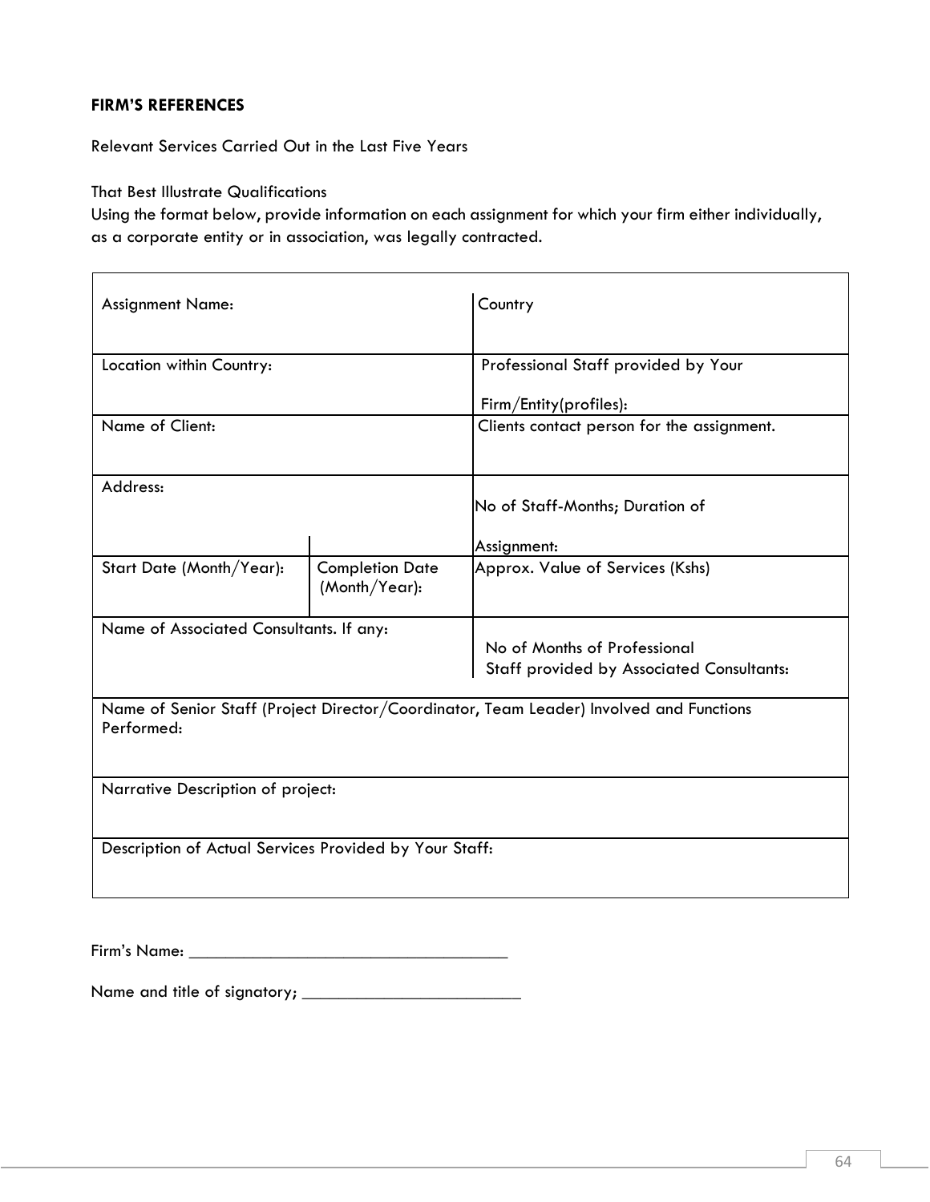**FIRM'S REFERENCES**

Relevant Services Carried Out in the Last Five Years

That Best Illustrate Qualifications

Using the format below, provide information on each assignment for which your firm either individually, as a corporate entity or in association, was legally contracted.

| Assignment Name: | | Country |
|---|---|---|
| Location within Country: | | Professional Staff provided by Your Firm/Entity(profiles): |
| Name of Client: | | Clients contact person for the assignment. |
| Address: | | No of Staff-Months; Duration of Assignment: |
| Start Date (Month/Year): | Completion Date (Month/Year): | Approx. Value of Services (Kshs) |
| Name of Associated Consultants. If any: | | No of Months of Professional Staff provided by Associated Consultants: |
| Name of Senior Staff (Project Director/Coordinator, Team Leader) Involved and Functions Performed: | | |
| Narrative Description of project: | | |
| Description of Actual Services Provided by Your Staff: | | |

Firm's Name: ___________________________________

Name and title of signatory; ________________________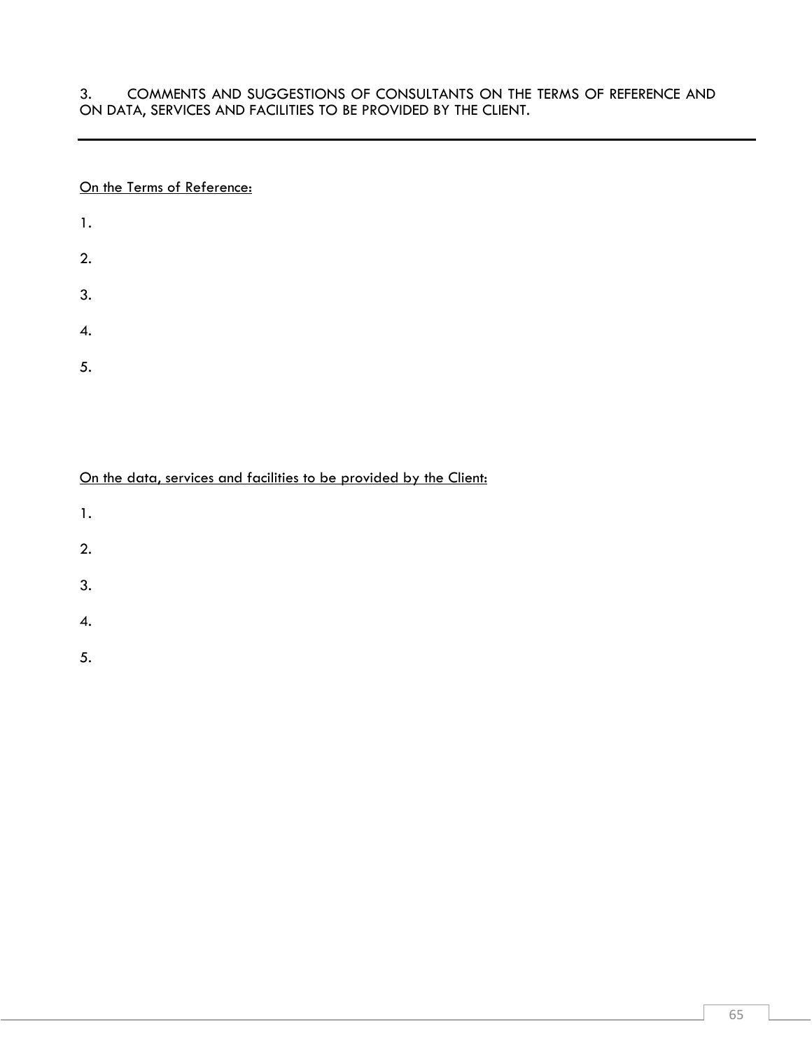## 3. COMMENTS AND SUGGESTIONS OF CONSULTANTS ON THE TERMS OF REFERENCE AND ON DATA, SERVICES AND FACILITIES TO BE PROVIDED BY THE CLIENT.

---

<u>On the Terms of Reference:</u>

1.

2.

3.

4.

5.

<u>On the data, services and facilities to be provided by the Client:</u>

1.

2.

3.

4.

5.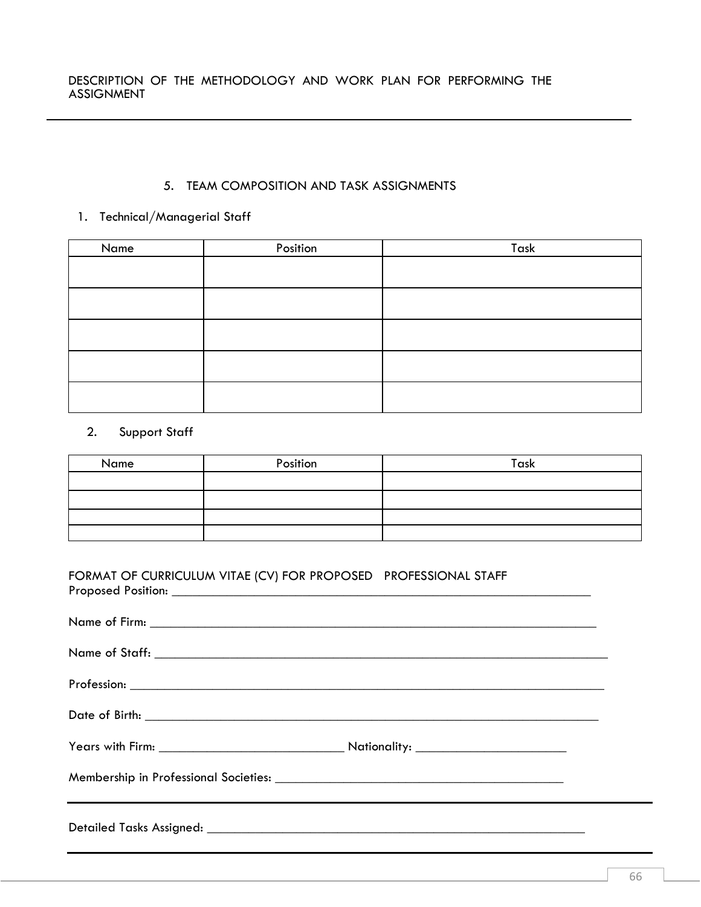DESCRIPTION OF THE METHODOLOGY AND WORK PLAN FOR PERFORMING THE ASSIGNMENT

---

## 5. TEAM COMPOSITION AND TASK ASSIGNMENTS

1. Technical/Managerial Staff

| Name | Position | Task |
|---|---|---|
| | | |
| | | |
| | | |
| | | |
| | | |

2. Support Staff

| Name | Position | Task |
|---|---|---|
| | | |
| | | |
| | | |
| | | |

FORMAT OF CURRICULUM VITAE (CV) FOR PROPOSED PROFESSIONAL STAFF

Proposed Position: ___________________________________________________________________

Name of Firm: ______________________________________________________________________

Name of Staff: ______________________________________________________________________

Profession: _________________________________________________________________________

Date of Birth: _______________________________________________________________________

Years with Firm: ____________________________ Nationality: _______________________

Membership in Professional Societies: __________________________________________

---

Detailed Tasks Assigned: _____________________________________________________________

---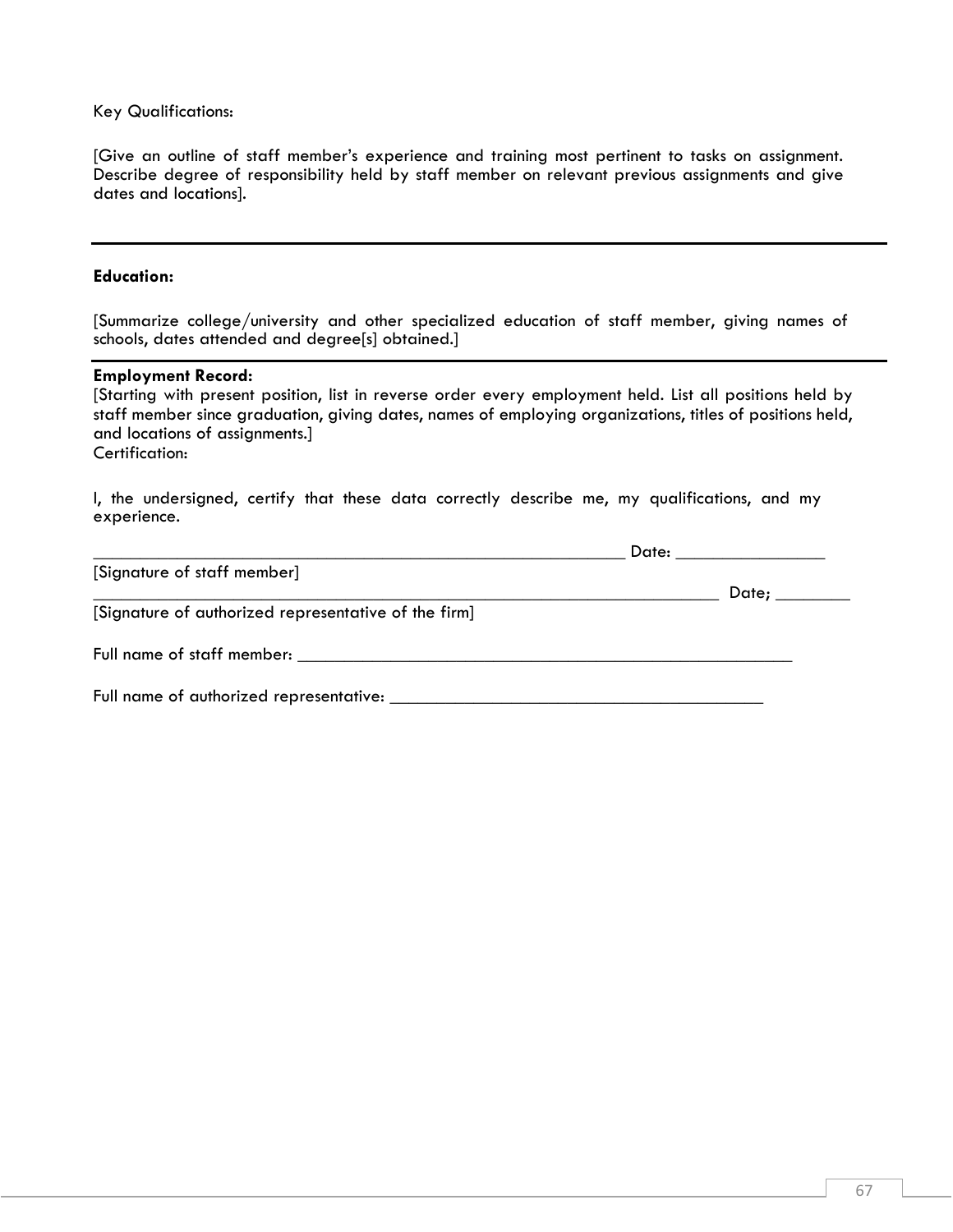Key Qualifications:

[Give an outline of staff member's experience and training most pertinent to tasks on assignment. Describe degree of responsibility held by staff member on relevant previous assignments and give dates and locations].

---

**Education:**

[Summarize college/university and other specialized education of staff member, giving names of schools, dates attended and degree[s] obtained.]

---

**Employment Record:**

[Starting with present position, list in reverse order every employment held. List all positions held by staff member since graduation, giving dates, names of employing organizations, titles of positions held, and locations of assignments.]

Certification:

I, the undersigned, certify that these data correctly describe me, my qualifications, and my experience.

_____________________________________________________________ Date: _________________

[Signature of staff member]

______________________________________________________________________ Date; _________

[Signature of authorized representative of the firm]

Full name of staff member: _________________________________________________________

Full name of authorized representative: ___________________________________________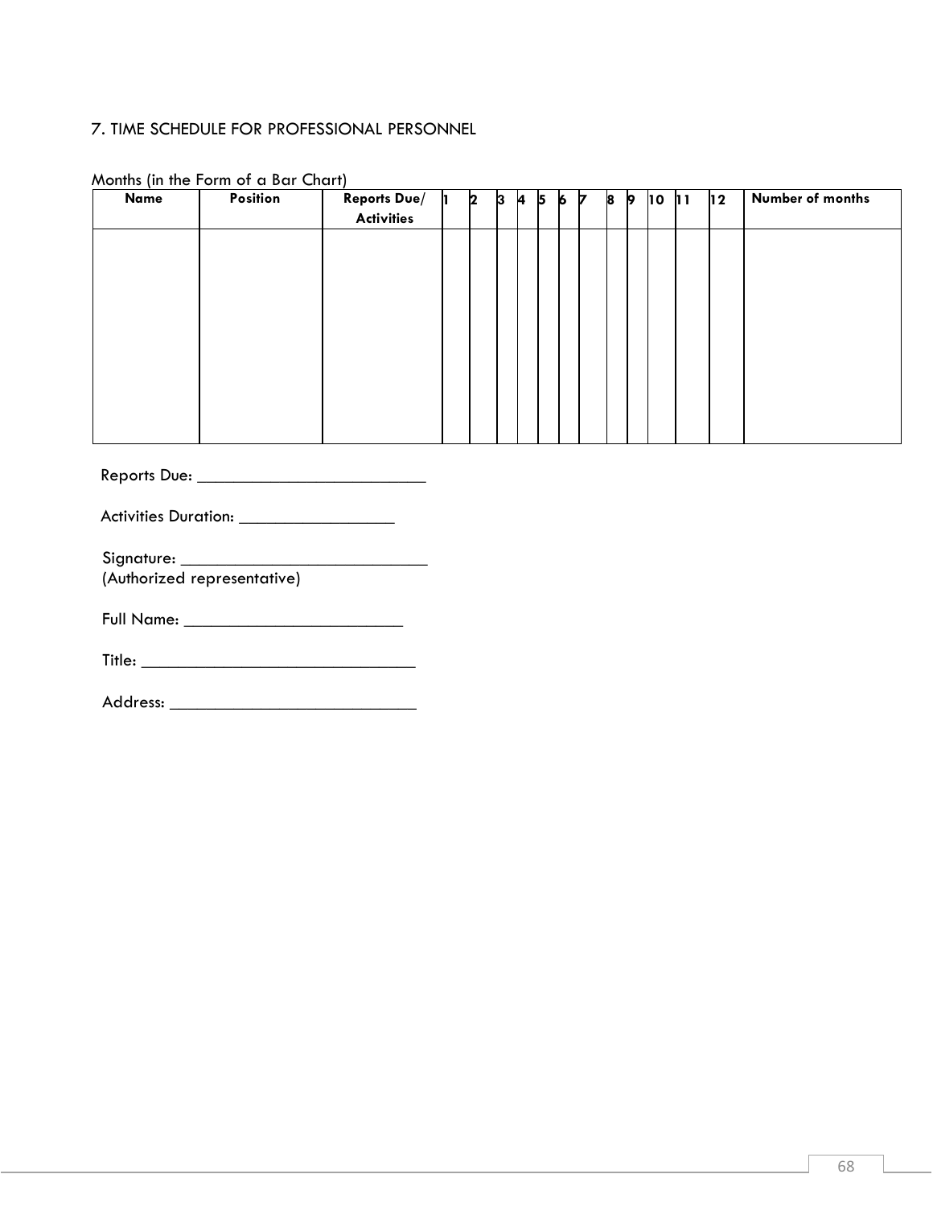## 7. TIME SCHEDULE FOR PROFESSIONAL PERSONNEL

Months (in the Form of a Bar Chart)

| Name | Position | Reports Due/ Activities | 1 | 2 | 3 | 4 | 5 | 6 | 7 | 8 | 9 | 10 | 11 | 12 | Number of months |
|---|---|---|---|---|---|---|---|---|---|---|---|---|---|---|---|
| | | | | | | | | | | | | | | | |

Reports Due: ___________________________

Activities Duration: _________________

Signature: ____________________________
(Authorized representative)

Full Name: _________________________

Title: _______________________________

Address: ____________________________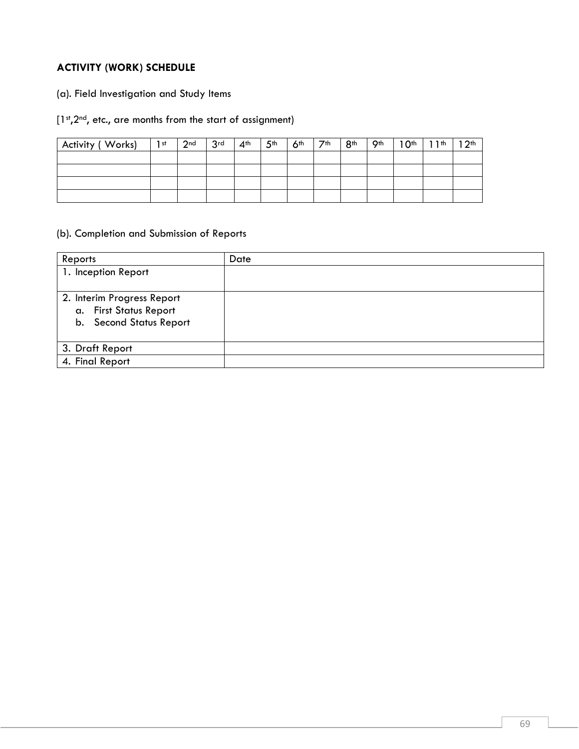**ACTIVITY (WORK) SCHEDULE**

(a). Field Investigation and Study Items

[1st,2nd, etc., are months from the start of assignment)

| Activity ( Works) | 1st | 2nd | 3rd | 4th | 5th | 6th | 7th | 8th | 9th | 10th | 11th | 12th |
|---|---|---|---|---|---|---|---|---|---|---|---|---|
| | | | | | | | | | | | | |
| | | | | | | | | | | | | |
| | | | | | | | | | | | | |
| | | | | | | | | | | | | |

(b). Completion and Submission of Reports

| Reports | Date |
|---|---|
| 1. Inception Report | |
| 2. Interim Progress Report<br>a. First Status Report<br>b. Second Status Report | |
| 3. Draft Report | |
| 4. Final Report | |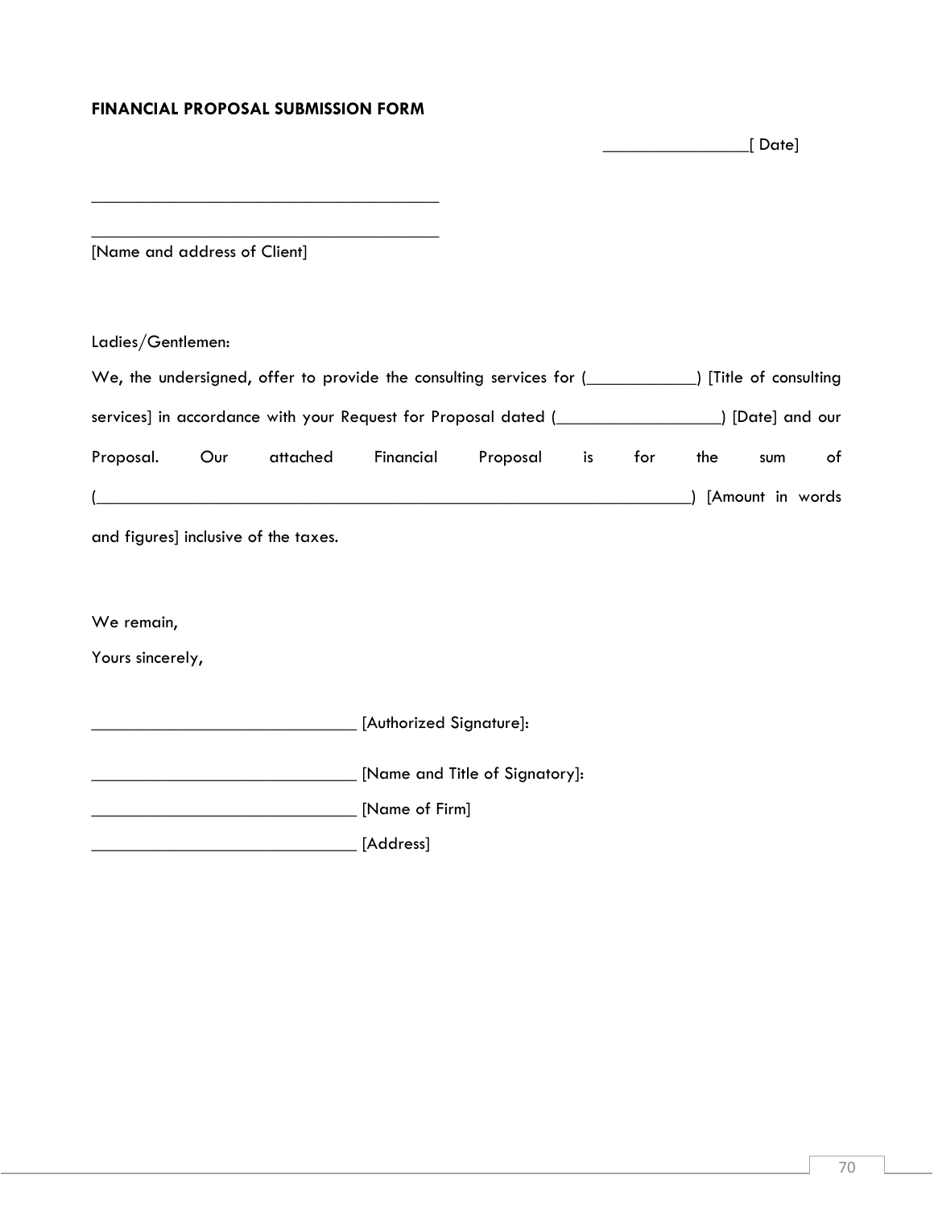**FINANCIAL PROPOSAL SUBMISSION FORM**

________________[ Date]

_______________________________________

_______________________________________

[Name and address of Client]

Ladies/Gentlemen:

We, the undersigned, offer to provide the consulting services for (____________) [Title of consulting services] in accordance with your Request for Proposal dated (__________________) [Date] and our Proposal. Our attached Financial Proposal is for the sum of (______________________________________________________________) [Amount in words and figures] inclusive of the taxes.

We remain,

Yours sincerely,

______________________________ [Authorized Signature]:

______________________________ [Name and Title of Signatory]:

______________________________ [Name of Firm]

______________________________ [Address]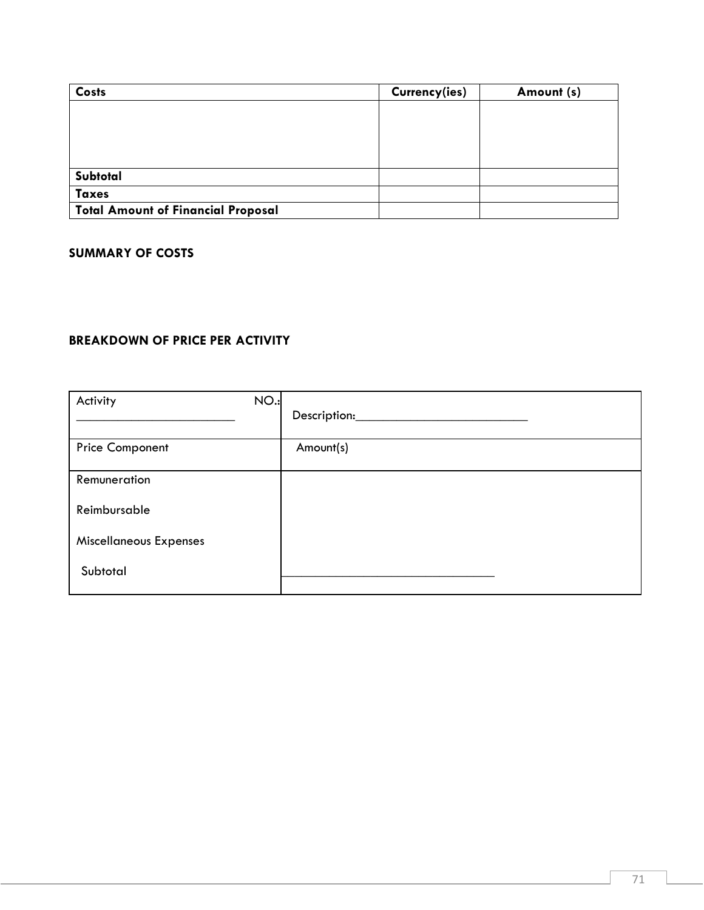| Costs | Currency(ies) | Amount (s) |
| --- | --- | --- |
| | | |
| **Subtotal** | | |
| **Taxes** | | |
| **Total Amount of Financial Proposal** | | |

**SUMMARY OF COSTS**

**BREAKDOWN OF PRICE PER ACTIVITY**

| Activity NO.: ________________________ | Description:__________________________ |
| --- | --- |
| Price Component | Amount(s) |
| Remuneration | |
| Reimbursable | |
| Miscellaneous Expenses | |
| Subtotal | ________________________________ |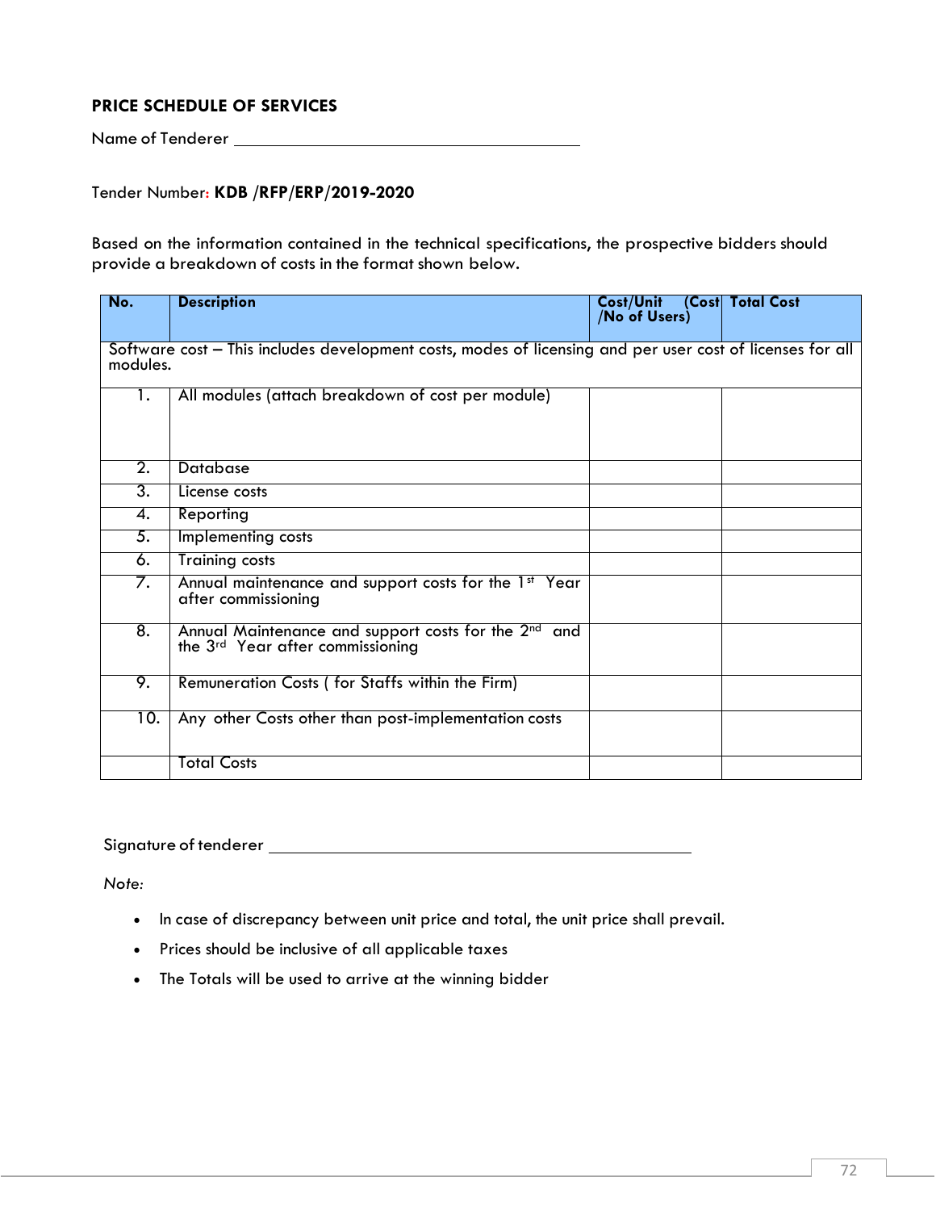## PRICE SCHEDULE OF SERVICES

Name of Tenderer ______________________________________

Tender Number: **KDB /RFP/ERP/2019-2020**

Based on the information contained in the technical specifications, the prospective bidders should provide a breakdown of costs in the format shown below.

| No. | Description | Cost/Unit (Cost /No of Users) | Total Cost |
|---|---|---|---|
| Software cost – This includes development costs, modes of licensing and per user cost of licenses for all modules. | | | |
| 1. | All modules (attach breakdown of cost per module) | | |
| 2. | Database | | |
| 3. | License costs | | |
| 4. | Reporting | | |
| 5. | Implementing costs | | |
| 6. | Training costs | | |
| 7. | Annual maintenance and support costs for the 1st Year after commissioning | | |
| 8. | Annual Maintenance and support costs for the 2nd and the 3rd Year after commissioning | | |
| 9. | Remuneration Costs ( for Staffs within the Firm) | | |
| 10. | Any other Costs other than post-implementation costs | | |
| | Total Costs | | |

Signature of tenderer ______________________________________

*Note:*

- In case of discrepancy between unit price and total, the unit price shall prevail.
- Prices should be inclusive of all applicable taxes
- The Totals will be used to arrive at the winning bidder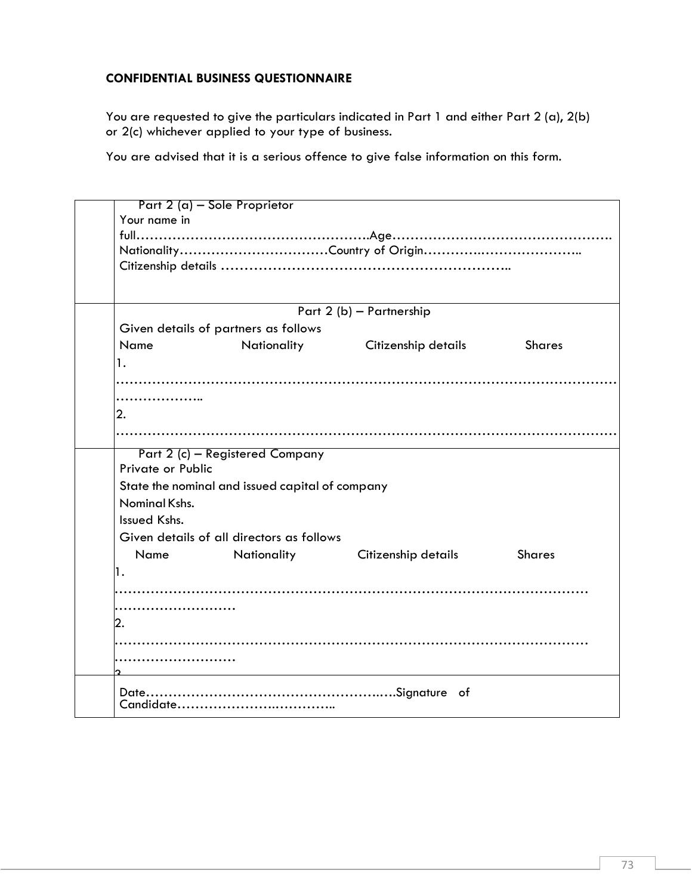**CONFIDENTIAL BUSINESS QUESTIONNAIRE**

You are requested to give the particulars indicated in Part 1 and either Part 2 (a), 2(b) or 2(c) whichever applied to your type of business.

You are advised that it is a serious offence to give false information on this form.

| | |
|---|---|
| | Part 2 (a) – Sole Proprietor<br>Your name in full…………………………………………….Age………………………………………….<br>Nationality……………………………Country of Origin…………..…………………..<br>Citizenship details ………………………………………………….. |
| | Part 2 (b) – Partnership<br>Given details of partners as follows<br>Name Nationality Citizenship details Shares<br>1.<br>………………………………………………………………………………………………………………..<br>2.<br>……………………………………………………………………………………………… |
| | Part 2 (c) – Registered Company<br>Private or Public<br>State the nominal and issued capital of company<br>Nominal Kshs.<br>Issued Kshs.<br>Given details of all directors as follows<br>Name Nationality Citizenship details Shares<br>1.<br>………………………………………………………………………………………………………<br>2.<br>………………………………………………………………………………………………………<br>3. |
| | Date……………………………………………….….Signature of Candidate……………….………….. |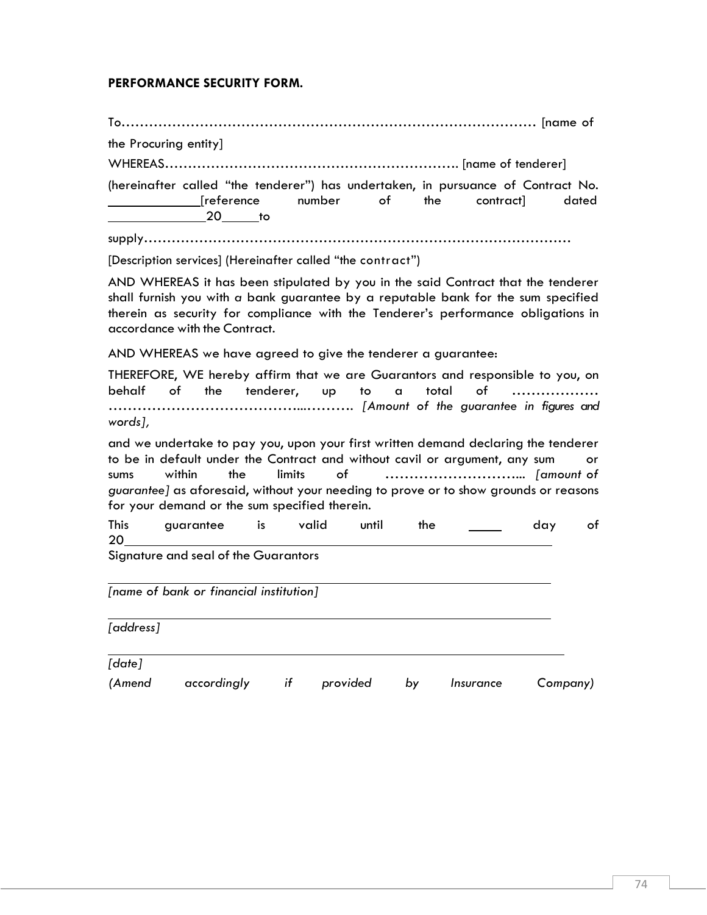**PERFORMANCE SECURITY FORM.**

To………………………………………………………………………………… [name of the Procuring entity]

WHEREAS………………………………………………………. [name of tenderer]

(hereinafter called "the tenderer") has undertaken, in pursuance of Contract No. \_\_\_\_\_\_\_\_\_\_\_\_[reference number of the contract] dated \_\_\_\_\_\_\_\_\_\_\_\_\_20\_\_\_\_\_to

supply……………………………………………………………………………………

[Description services] (Hereinafter called "the contract")

AND WHEREAS it has been stipulated by you in the said Contract that the tenderer shall furnish you with a bank guarantee by a reputable bank for the sum specified therein as security for compliance with the Tenderer's performance obligations in accordance with the Contract.

AND WHEREAS we have agreed to give the tenderer a guarantee:

THEREFORE, WE hereby affirm that we are Guarantors and responsible to you, on behalf of the tenderer, up to a total of ……………… …………………………………...………. *[Amount of the guarantee in figures and words],*

and we undertake to pay you, upon your first written demand declaring the tenderer to be in default under the Contract and without cavil or argument, any sum or sums within the limits of ………………………... *[amount of guarantee]* as aforesaid, without your needing to prove or to show grounds or reasons for your demand or the sum specified therein.

This guarantee is valid until the \_\_\_\_\_ day of 20\_\_\_\_\_\_\_\_\_\_\_\_\_\_\_\_\_\_\_\_\_\_\_\_\_\_\_\_\_\_\_\_\_\_\_\_\_\_\_\_\_\_\_\_\_\_\_\_\_\_\_\_\_\_\_\_\_\_\_

Signature and seal of the Guarantors

\_\_\_\_\_\_\_\_\_\_\_\_\_\_\_\_\_\_\_\_\_\_\_\_\_\_\_\_\_\_\_\_\_\_\_\_\_\_\_\_\_\_\_\_\_\_\_\_\_\_\_\_\_\_\_\_\_\_\_\_\_\_\_\_\_\_

*[name of bank or financial institution]*

\_\_\_\_\_\_\_\_\_\_\_\_\_\_\_\_\_\_\_\_\_\_\_\_\_\_\_\_\_\_\_\_\_\_\_\_\_\_\_\_\_\_\_\_\_\_\_\_\_\_\_\_\_\_\_\_\_\_\_\_\_\_\_\_\_\_

*[address]*

\_\_\_\_\_\_\_\_\_\_\_\_\_\_\_\_\_\_\_\_\_\_\_\_\_\_\_\_\_\_\_\_\_\_\_\_\_\_\_\_\_\_\_\_\_\_\_\_\_\_\_\_\_\_\_\_\_\_\_\_\_\_\_\_\_\_

*[date]*

*(Amend accordingly if provided by Insurance Company)*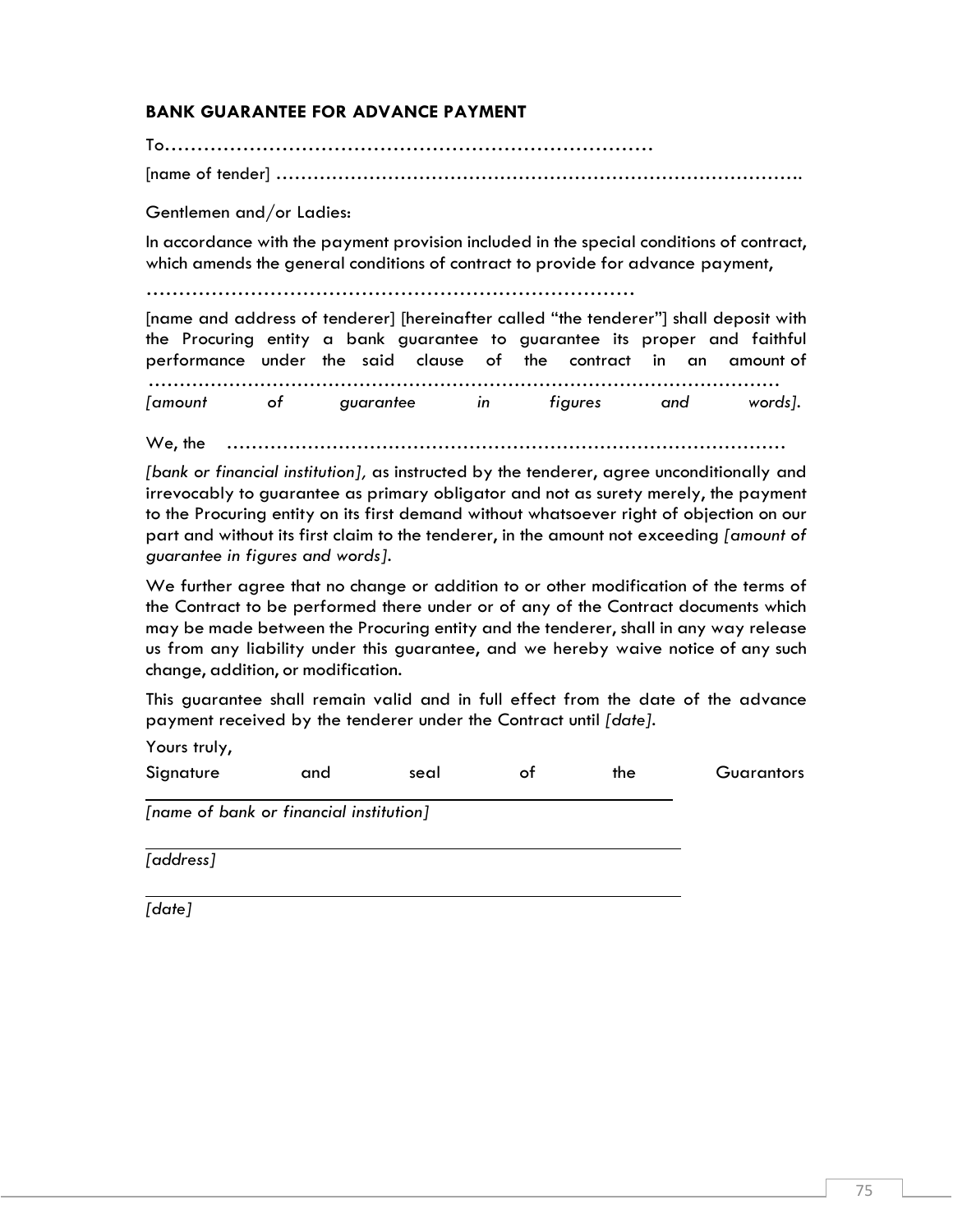**BANK GUARANTEE FOR ADVANCE PAYMENT**

To……………………………………………………………………

[name of tender] ………………………………………………………………………….

Gentlemen and/or Ladies:

In accordance with the payment provision included in the special conditions of contract, which amends the general conditions of contract to provide for advance payment,

……………………………………………………………………

[name and address of tenderer] [hereinafter called "the tenderer"] shall deposit with the Procuring entity a bank guarantee to guarantee its proper and faithful performance under the said clause of the contract in an amount of ………………………………………………………………………………………… *[amount of guarantee in figures and words].*

We, the …………………………………………………………………………………

*[bank or financial institution],* as instructed by the tenderer, agree unconditionally and irrevocably to guarantee as primary obligator and not as surety merely, the payment to the Procuring entity on its first demand without whatsoever right of objection on our part and without its first claim to the tenderer, in the amount not exceeding *[amount of guarantee in figures and words].*

We further agree that no change or addition to or other modification of the terms of the Contract to be performed there under or of any of the Contract documents which may be made between the Procuring entity and the tenderer, shall in any way release us from any liability under this guarantee, and we hereby waive notice of any such change, addition, or modification.

This guarantee shall remain valid and in full effect from the date of the advance payment received by the tenderer under the Contract until *[date].*

Yours truly,

Signature and seal of the Guarantors

_______________________________________

*[name of bank or financial institution]*

_______________________________________

*[address]*

_______________________________________

*[date]*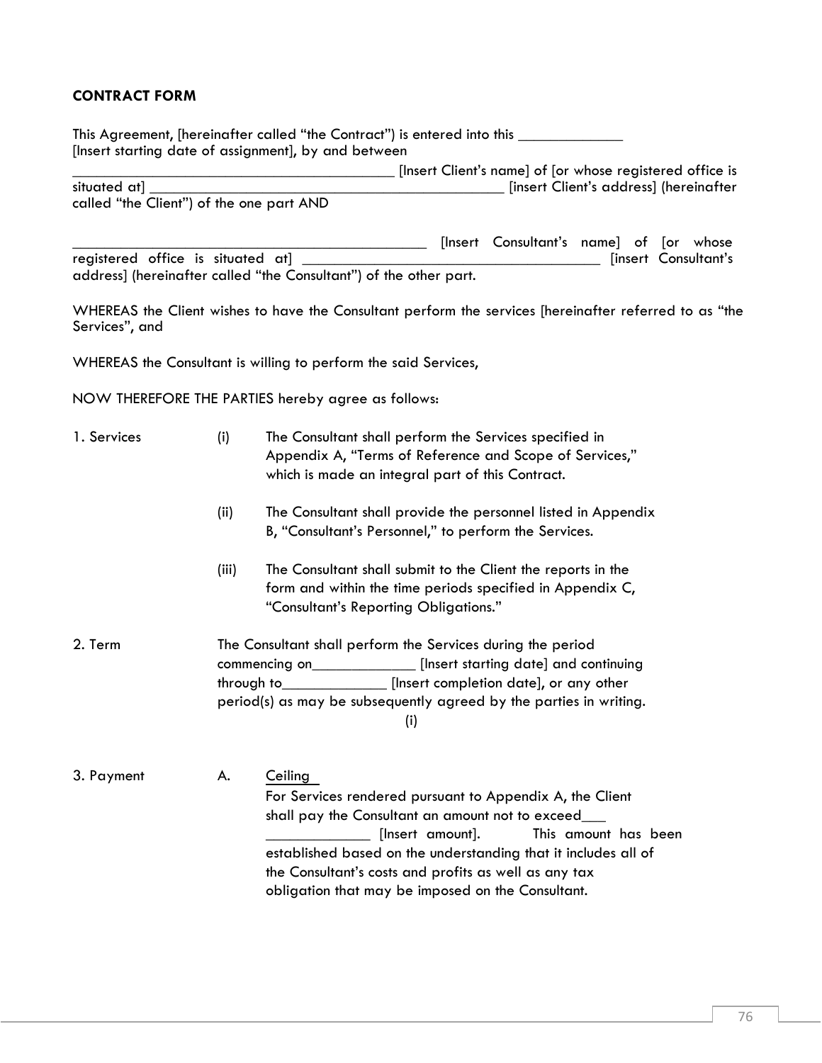**CONTRACT FORM**

This Agreement, [hereinafter called “the Contract”) is entered into this _____________ [Insert starting date of assignment], by and between _________________________________________ [Insert Client’s name] of [or whose registered office is situated at] _______________________________________________ [insert Client’s address] (hereinafter called “the Client”) of the one part AND

_______________________________________________ [Insert Consultant’s name] of [or whose registered office is situated at] ______________________________________ [insert Consultant’s address] (hereinafter called “the Consultant”) of the other part.

WHEREAS the Client wishes to have the Consultant perform the services [hereinafter referred to as “the Services”, and

WHEREAS the Consultant is willing to perform the said Services,

NOW THEREFORE THE PARTIES hereby agree as follows:

1. Services

(i) The Consultant shall perform the Services specified in Appendix A, “Terms of Reference and Scope of Services,” which is made an integral part of this Contract.

(ii) The Consultant shall provide the personnel listed in Appendix B, “Consultant’s Personnel,” to perform the Services.

(iii) The Consultant shall submit to the Client the reports in the form and within the time periods specified in Appendix C, “Consultant’s Reporting Obligations.”

2. Term

The Consultant shall perform the Services during the period commencing on_____________ [Insert starting date] and continuing through to_____________ [Insert completion date], or any other period(s) as may be subsequently agreed by the parties in writing.

(i)

3. Payment

A. Ceiling

For Services rendered pursuant to Appendix A, the Client shall pay the Consultant an amount not to exceed___ _____________ [Insert amount]. This amount has been established based on the understanding that it includes all of the Consultant’s costs and profits as well as any tax obligation that may be imposed on the Consultant.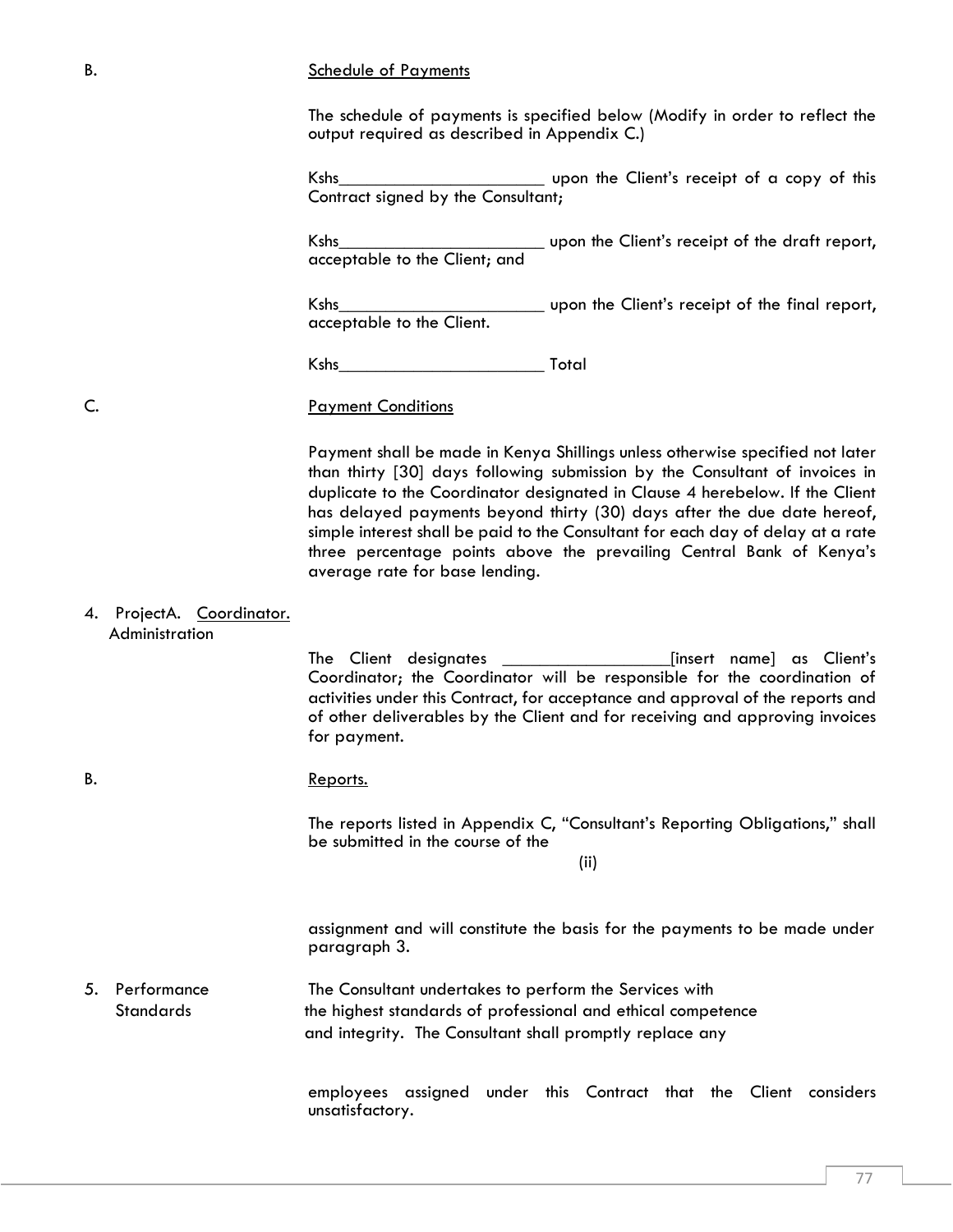B. Schedule of Payments

The schedule of payments is specified below (Modify in order to reflect the output required as described in Appendix C.)

Kshs______________________ upon the Client's receipt of a copy of this Contract signed by the Consultant;

Kshs______________________ upon the Client's receipt of the draft report, acceptable to the Client; and

Kshs______________________ upon the Client's receipt of the final report, acceptable to the Client.

Kshs______________________ Total

C. Payment Conditions

Payment shall be made in Kenya Shillings unless otherwise specified not later than thirty [30] days following submission by the Consultant of invoices in duplicate to the Coordinator designated in Clause 4 herebelow. If the Client has delayed payments beyond thirty (30) days after the due date hereof, simple interest shall be paid to the Consultant for each day of delay at a rate three percentage points above the prevailing Central Bank of Kenya's average rate for base lending.

4. ProjectA. Coordinator.
Administration

The Client designates __________________[insert name] as Client's Coordinator; the Coordinator will be responsible for the coordination of activities under this Contract, for acceptance and approval of the reports and of other deliverables by the Client and for receiving and approving invoices for payment.

B. Reports.

The reports listed in Appendix C, "Consultant's Reporting Obligations," shall be submitted in the course of the

(ii)

assignment and will constitute the basis for the payments to be made under paragraph 3.

5. Performance Standards

The Consultant undertakes to perform the Services with the highest standards of professional and ethical competence and integrity. The Consultant shall promptly replace any

employees assigned under this Contract that the Client considers unsatisfactory.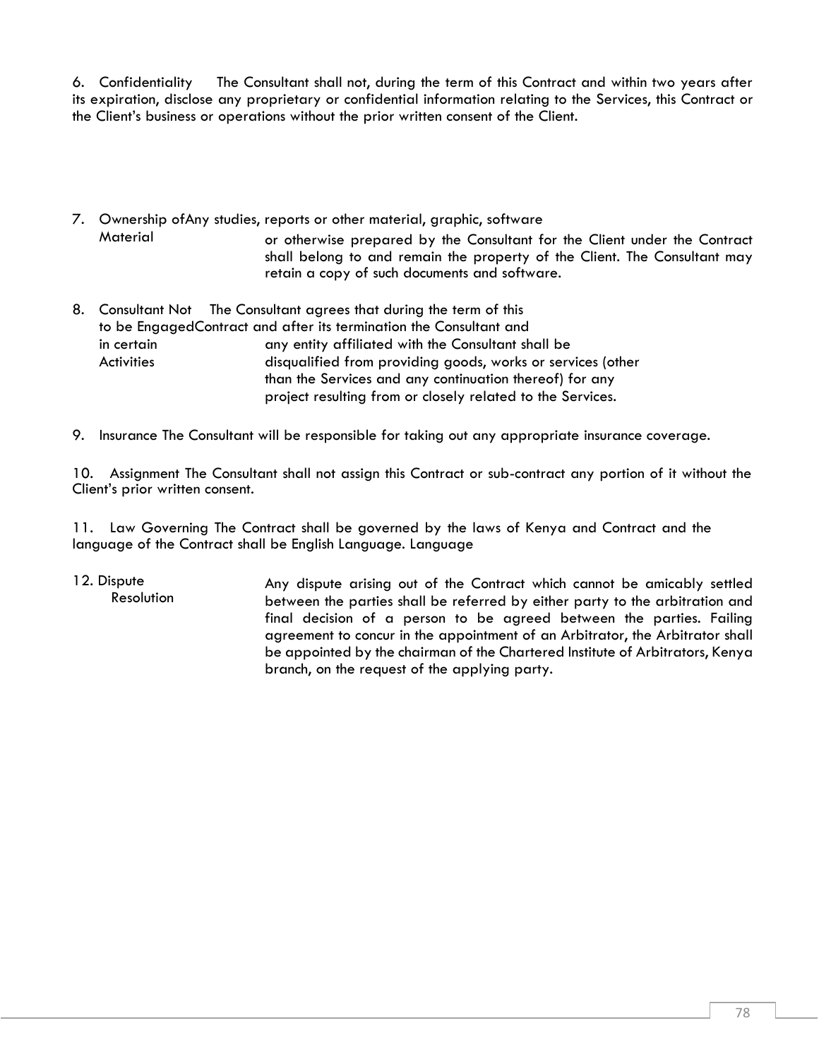6. Confidentiality The Consultant shall not, during the term of this Contract and within two years after its expiration, disclose any proprietary or confidential information relating to the Services, this Contract or the Client's business or operations without the prior written consent of the Client.

7. Ownership of Material Any studies, reports or other material, graphic, software or otherwise prepared by the Consultant for the Client under the Contract shall belong to and remain the property of the Client. The Consultant may retain a copy of such documents and software.

8. Consultant Not to be Engaged in certain Activities The Consultant agrees that during the term of this Contract and after its termination the Consultant and any entity affiliated with the Consultant shall be disqualified from providing goods, works or services (other than the Services and any continuation thereof) for any project resulting from or closely related to the Services.

9. Insurance The Consultant will be responsible for taking out any appropriate insurance coverage.

10. Assignment The Consultant shall not assign this Contract or sub-contract any portion of it without the Client's prior written consent.

11. Law Governing Contract and Language The Contract shall be governed by the laws of Kenya and the language of the Contract shall be English Language.

12. Dispute Resolution Any dispute arising out of the Contract which cannot be amicably settled between the parties shall be referred by either party to the arbitration and final decision of a person to be agreed between the parties. Failing agreement to concur in the appointment of an Arbitrator, the Arbitrator shall be appointed by the chairman of the Chartered Institute of Arbitrators, Kenya branch, on the request of the applying party.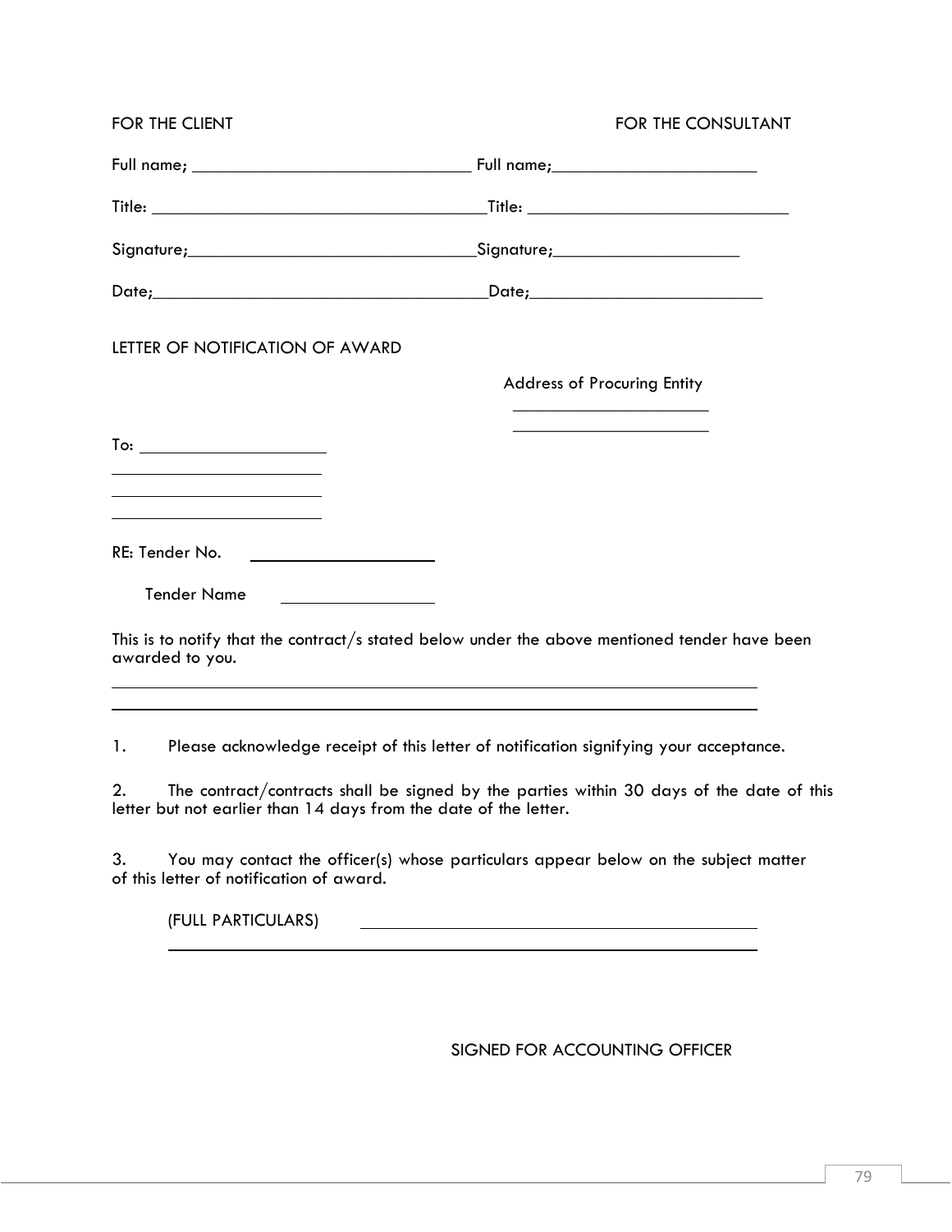FOR THE CLIENT | FOR THE CONSULTANT
---|---
Full name; _______________________________ | Full name;_______________________
Title: _____________________________________ | Title: _____________________________
Signature;________________________________ | Signature;_____________________
Date;______________________________________ | Date;__________________________

LETTER OF NOTIFICATION OF AWARD

Address of Procuring Entity

_______________________

_______________________

To: ______________________

__________________________

__________________________

__________________________

RE: Tender No. ______________________

Tender Name ____________________

This is to notify that the contract/s stated below under the above mentioned tender have been awarded to you.

___________________________________________________________________________

___________________________________________________________________________

1. Please acknowledge receipt of this letter of notification signifying your acceptance.

2. The contract/contracts shall be signed by the parties within 30 days of the date of this letter but not earlier than 14 days from the date of the letter.

3. You may contact the officer(s) whose particulars appear below on the subject matter of this letter of notification of award.

(FULL PARTICULARS) ______________________________________________

___________________________________________________________________

SIGNED FOR ACCOUNTING OFFICER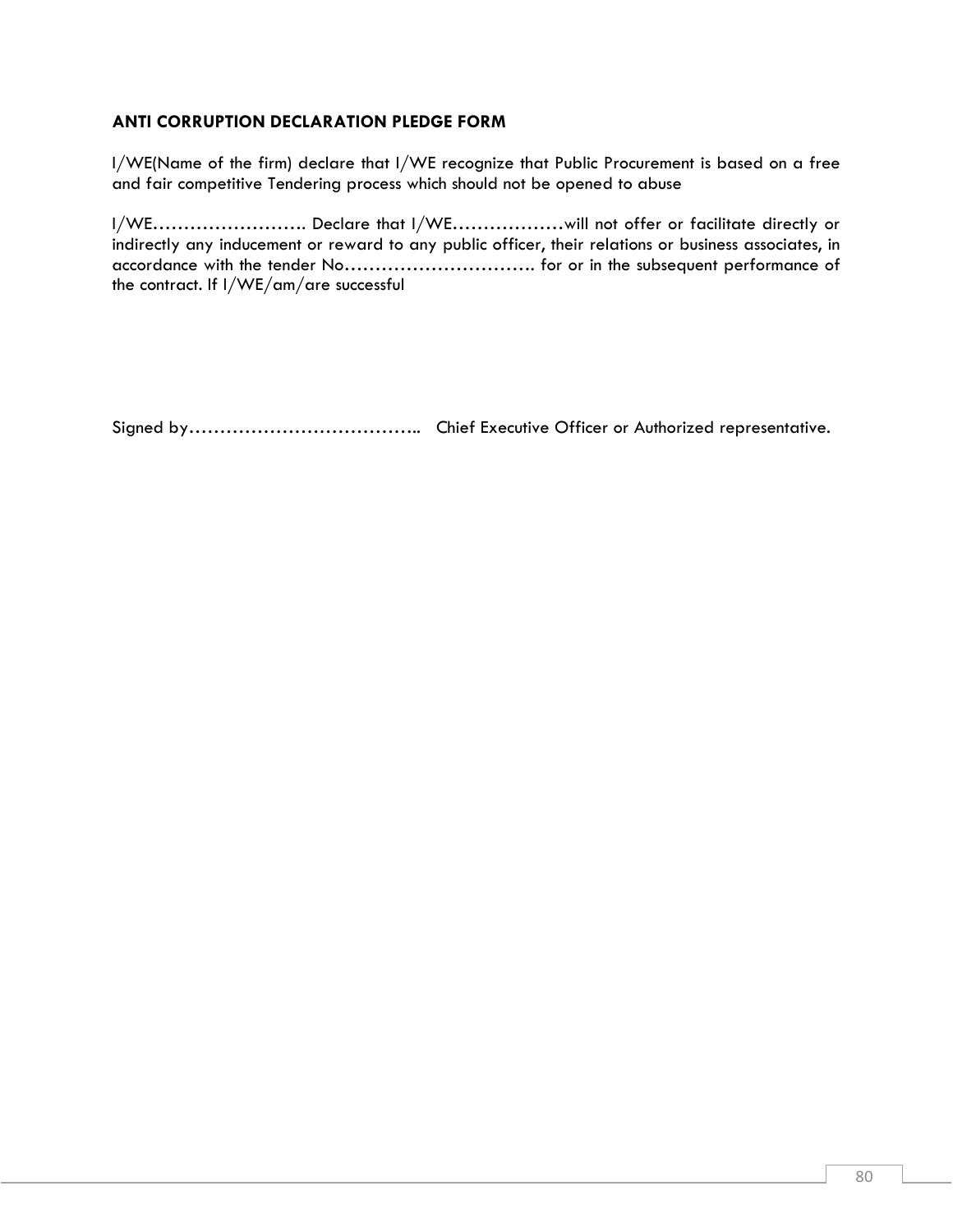**ANTI CORRUPTION DECLARATION PLEDGE FORM**

I/WE(Name of the firm) declare that I/WE recognize that Public Procurement is based on a free and fair competitive Tendering process which should not be opened to abuse

I/WE……………………. Declare that I/WE………………will not offer or facilitate directly or indirectly any inducement or reward to any public officer, their relations or business associates, in accordance with the tender No…………………………. for or in the subsequent performance of the contract. If I/WE/am/are successful

Signed by……………………………….. Chief Executive Officer or Authorized representative.